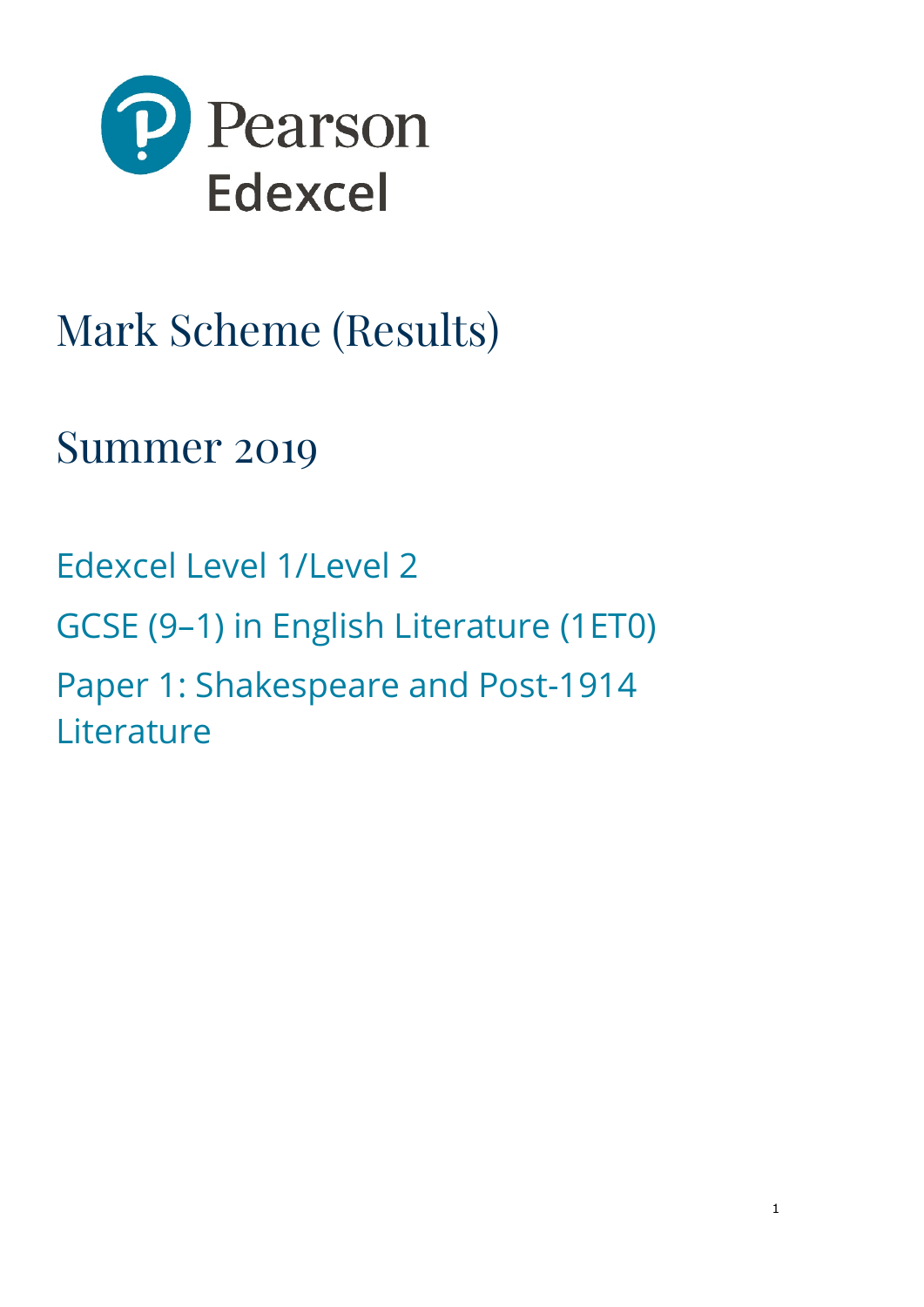Pearson Edexcel

# Mark Scheme (Results)

## Summer 2019

Edexcel Level 1/Level 2

GCSE (9–1) in English Literature (1ET0)

Paper 1: Shakespeare and Post-1914 Literature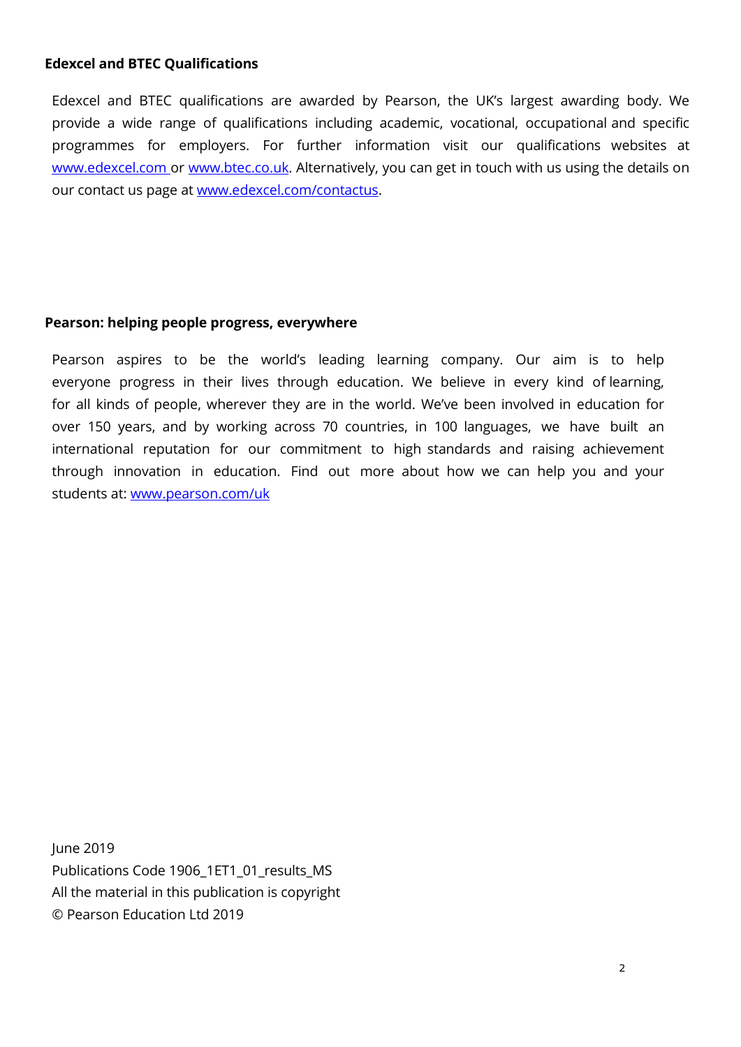**Edexcel and BTEC Qualifications**

Edexcel and BTEC qualifications are awarded by Pearson, the UK's largest awarding body. We provide a wide range of qualifications including academic, vocational, occupational and specific programmes for employers. For further information visit our qualifications websites at www.edexcel.com or www.btec.co.uk. Alternatively, you can get in touch with us using the details on our contact us page at www.edexcel.com/contactus.

**Pearson: helping people progress, everywhere**

Pearson aspires to be the world's leading learning company. Our aim is to help everyone progress in their lives through education. We believe in every kind of learning, for all kinds of people, wherever they are in the world. We've been involved in education for over 150 years, and by working across 70 countries, in 100 languages, we have built an international reputation for our commitment to high standards and raising achievement through innovation in education. Find out more about how we can help you and your students at: www.pearson.com/uk

June 2019
Publications Code 1906_1ET1_01_results_MS
All the material in this publication is copyright
© Pearson Education Ltd 2019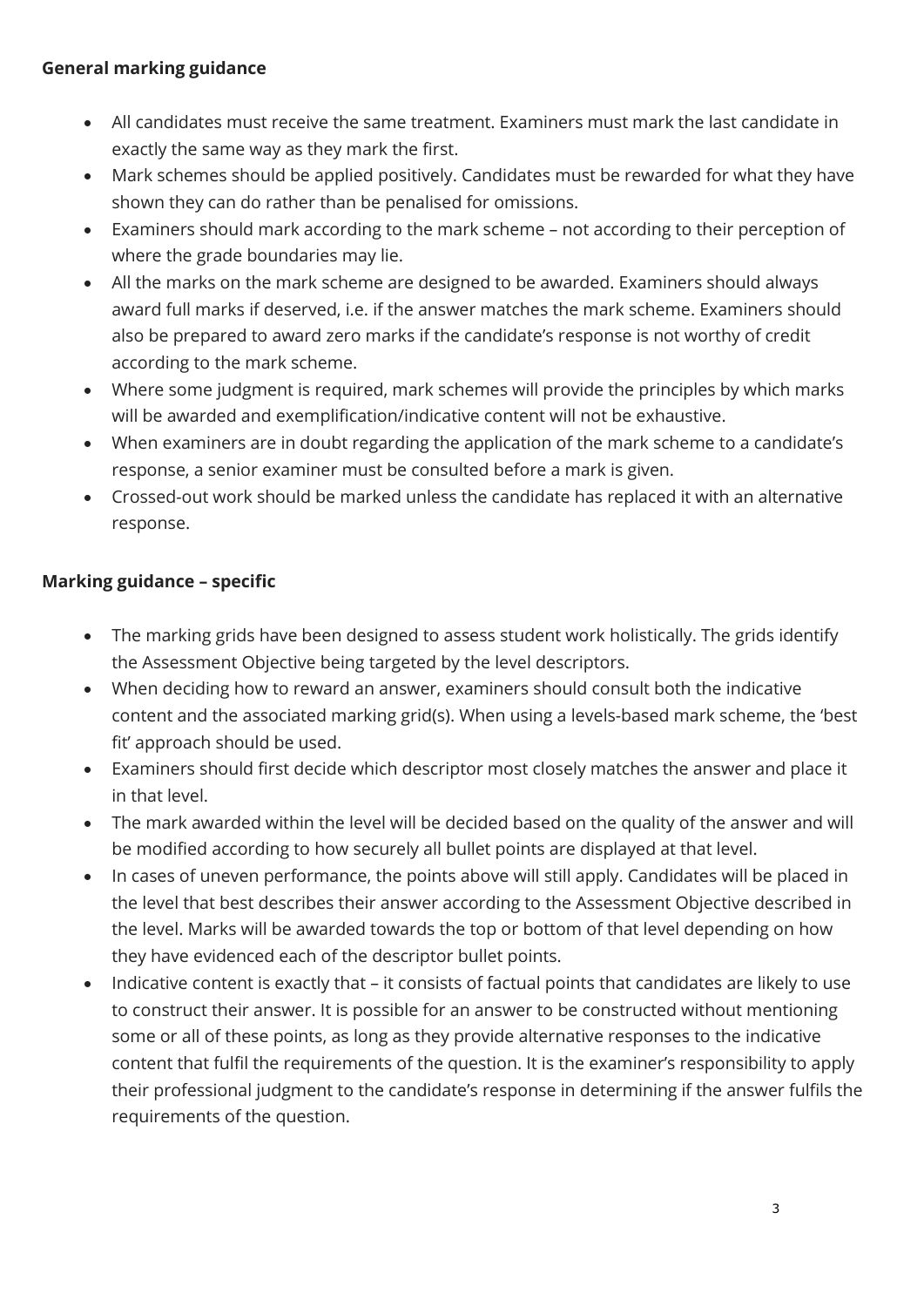**General marking guidance**

- All candidates must receive the same treatment. Examiners must mark the last candidate in exactly the same way as they mark the first.
- Mark schemes should be applied positively. Candidates must be rewarded for what they have shown they can do rather than be penalised for omissions.
- Examiners should mark according to the mark scheme – not according to their perception of where the grade boundaries may lie.
- All the marks on the mark scheme are designed to be awarded. Examiners should always award full marks if deserved, i.e. if the answer matches the mark scheme. Examiners should also be prepared to award zero marks if the candidate's response is not worthy of credit according to the mark scheme.
- Where some judgment is required, mark schemes will provide the principles by which marks will be awarded and exemplification/indicative content will not be exhaustive.
- When examiners are in doubt regarding the application of the mark scheme to a candidate's response, a senior examiner must be consulted before a mark is given.
- Crossed-out work should be marked unless the candidate has replaced it with an alternative response.

**Marking guidance – specific**

- The marking grids have been designed to assess student work holistically. The grids identify the Assessment Objective being targeted by the level descriptors.
- When deciding how to reward an answer, examiners should consult both the indicative content and the associated marking grid(s). When using a levels-based mark scheme, the 'best fit' approach should be used.
- Examiners should first decide which descriptor most closely matches the answer and place it in that level.
- The mark awarded within the level will be decided based on the quality of the answer and will be modified according to how securely all bullet points are displayed at that level.
- In cases of uneven performance, the points above will still apply. Candidates will be placed in the level that best describes their answer according to the Assessment Objective described in the level. Marks will be awarded towards the top or bottom of that level depending on how they have evidenced each of the descriptor bullet points.
- Indicative content is exactly that – it consists of factual points that candidates are likely to use to construct their answer. It is possible for an answer to be constructed without mentioning some or all of these points, as long as they provide alternative responses to the indicative content that fulfil the requirements of the question. It is the examiner's responsibility to apply their professional judgment to the candidate's response in determining if the answer fulfils the requirements of the question.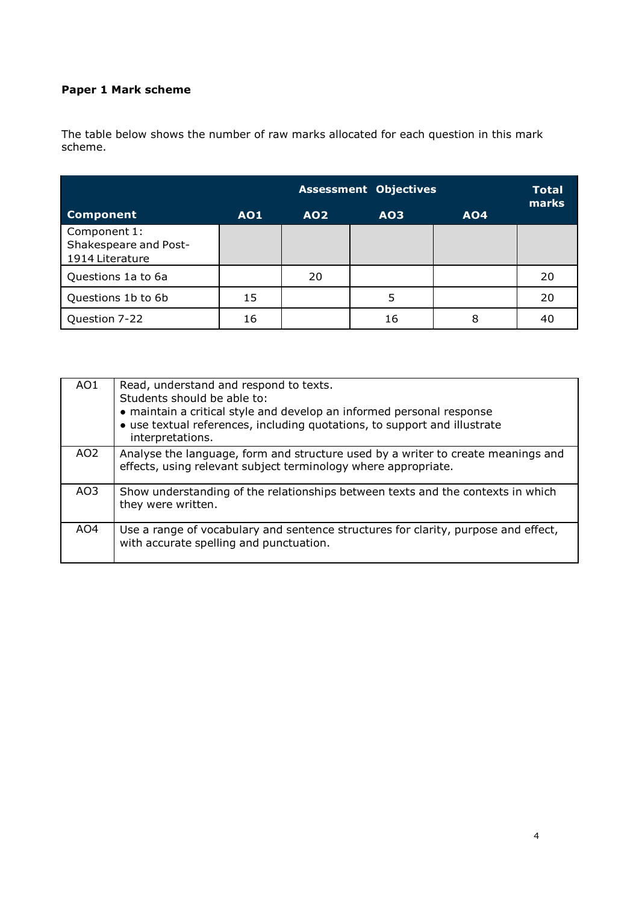**Paper 1 Mark scheme**

The table below shows the number of raw marks allocated for each question in this mark scheme.

| | Assessment Objectives | | | | Total marks |
|---|---|---|---|---|---|
| **Component** | **AO1** | **AO2** | **AO3** | **AO4** | |
| Component 1: Shakespeare and Post-1914 Literature | | | | | |
| Questions 1a to 6a | | 20 | | | 20 |
| Questions 1b to 6b | 15 | | 5 | | 20 |
| Question 7-22 | 16 | | 16 | 8 | 40 |

| | |
|---|---|
| AO1 | Read, understand and respond to texts. Students should be able to: • maintain a critical style and develop an informed personal response • use textual references, including quotations, to support and illustrate interpretations. |
| AO2 | Analyse the language, form and structure used by a writer to create meanings and effects, using relevant subject terminology where appropriate. |
| AO3 | Show understanding of the relationships between texts and the contexts in which they were written. |
| AO4 | Use a range of vocabulary and sentence structures for clarity, purpose and effect, with accurate spelling and punctuation. |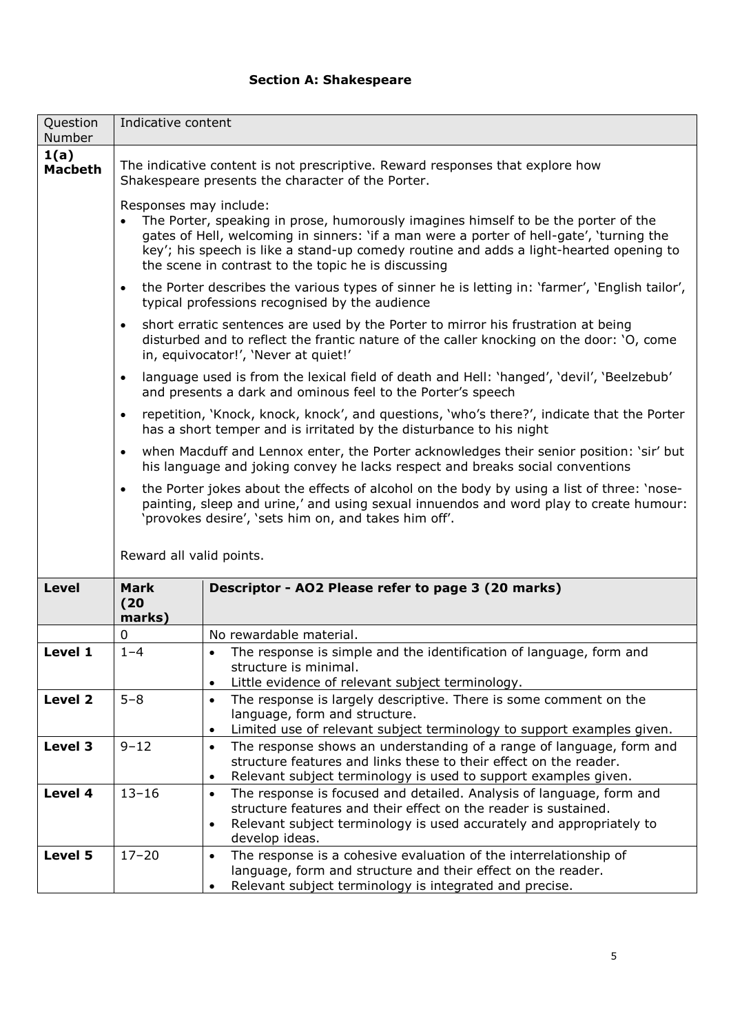## Section A: Shakespeare

| Question Number | Indicative content |
|---|---|
| **1(a) Macbeth** | The indicative content is not prescriptive. Reward responses that explore how Shakespeare presents the character of the Porter.<br><br>Responses may include:<br>• The Porter, speaking in prose, humorously imagines himself to be the porter of the gates of Hell, welcoming in sinners: 'if a man were a porter of hell-gate', 'turning the key'; his speech is like a stand-up comedy routine and adds a light-hearted opening to the scene in contrast to the topic he is discussing<br>• the Porter describes the various types of sinner he is letting in: 'farmer', 'English tailor', typical professions recognised by the audience<br>• short erratic sentences are used by the Porter to mirror his frustration at being disturbed and to reflect the frantic nature of the caller knocking on the door: 'O, come in, equivocator!', 'Never at quiet!'<br>• language used is from the lexical field of death and Hell: 'hanged', 'devil', 'Beelzebub' and presents a dark and ominous feel to the Porter's speech<br>• repetition, 'Knock, knock, knock', and questions, 'who's there?', indicate that the Porter has a short temper and is irritated by the disturbance to his night<br>• when Macduff and Lennox enter, the Porter acknowledges their senior position: 'sir' but his language and joking convey he lacks respect and breaks social conventions<br>• the Porter jokes about the effects of alcohol on the body by using a list of three: 'nose-painting, sleep and urine,' and using sexual innuendos and word play to create humour: 'provokes desire', 'sets him on, and takes him off'.<br><br>Reward all valid points. |

| Level | Mark (20 marks) | Descriptor - AO2 Please refer to page 3 (20 marks) |
|---|---|---|
| | 0 | No rewardable material. |
| **Level 1** | 1–4 | • The response is simple and the identification of language, form and structure is minimal.<br>• Little evidence of relevant subject terminology. |
| **Level 2** | 5–8 | • The response is largely descriptive. There is some comment on the language, form and structure.<br>• Limited use of relevant subject terminology to support examples given. |
| **Level 3** | 9–12 | • The response shows an understanding of a range of language, form and structure features and links these to their effect on the reader.<br>• Relevant subject terminology is used to support examples given. |
| **Level 4** | 13–16 | • The response is focused and detailed. Analysis of language, form and structure features and their effect on the reader is sustained.<br>• Relevant subject terminology is used accurately and appropriately to develop ideas. |
| **Level 5** | 17–20 | • The response is a cohesive evaluation of the interrelationship of language, form and structure and their effect on the reader.<br>• Relevant subject terminology is integrated and precise. |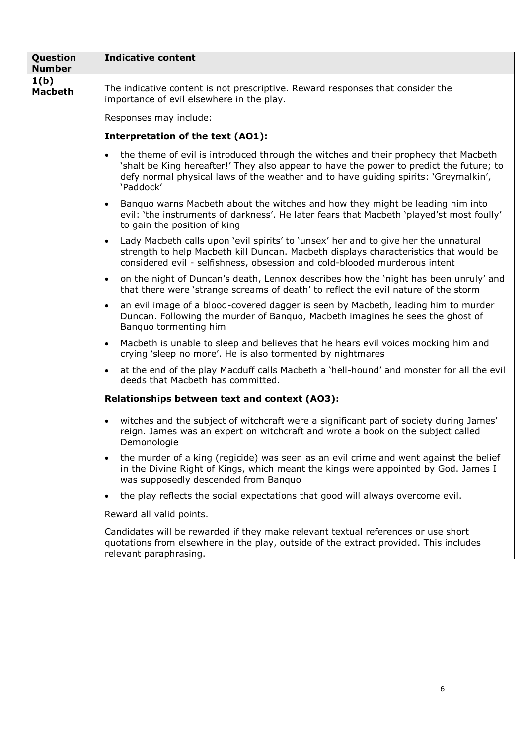| Question Number | Indicative content |
|---|---|
| **1(b) Macbeth** | The indicative content is not prescriptive. Reward responses that consider the importance of evil elsewhere in the play.<br><br>Responses may include:<br><br>**Interpretation of the text (AO1):**<br><br>• the theme of evil is introduced through the witches and their prophecy that Macbeth 'shalt be King hereafter!' They also appear to have the power to predict the future; to defy normal physical laws of the weather and to have guiding spirits: 'Greymalkin', 'Paddock'<br><br>• Banquo warns Macbeth about the witches and how they might be leading him into evil: 'the instruments of darkness'. He later fears that Macbeth 'played'st most foully' to gain the position of king<br><br>• Lady Macbeth calls upon 'evil spirits' to 'unsex' her and to give her the unnatural strength to help Macbeth kill Duncan. Macbeth displays characteristics that would be considered evil - selfishness, obsession and cold-blooded murderous intent<br><br>• on the night of Duncan's death, Lennox describes how the 'night has been unruly' and that there were 'strange screams of death' to reflect the evil nature of the storm<br><br>• an evil image of a blood-covered dagger is seen by Macbeth, leading him to murder Duncan. Following the murder of Banquo, Macbeth imagines he sees the ghost of Banquo tormenting him<br><br>• Macbeth is unable to sleep and believes that he hears evil voices mocking him and crying 'sleep no more'. He is also tormented by nightmares<br><br>• at the end of the play Macduff calls Macbeth a 'hell-hound' and monster for all the evil deeds that Macbeth has committed.<br><br>**Relationships between text and context (AO3):**<br><br>• witches and the subject of witchcraft were a significant part of society during James' reign. James was an expert on witchcraft and wrote a book on the subject called Demonologie<br><br>• the murder of a king (regicide) was seen as an evil crime and went against the belief in the Divine Right of Kings, which meant the kings were appointed by God. James I was supposedly descended from Banquo<br><br>• the play reflects the social expectations that good will always overcome evil.<br><br>Reward all valid points.<br><br>Candidates will be rewarded if they make relevant textual references or use short quotations from elsewhere in the play, outside of the extract provided. This includes relevant paraphrasing. |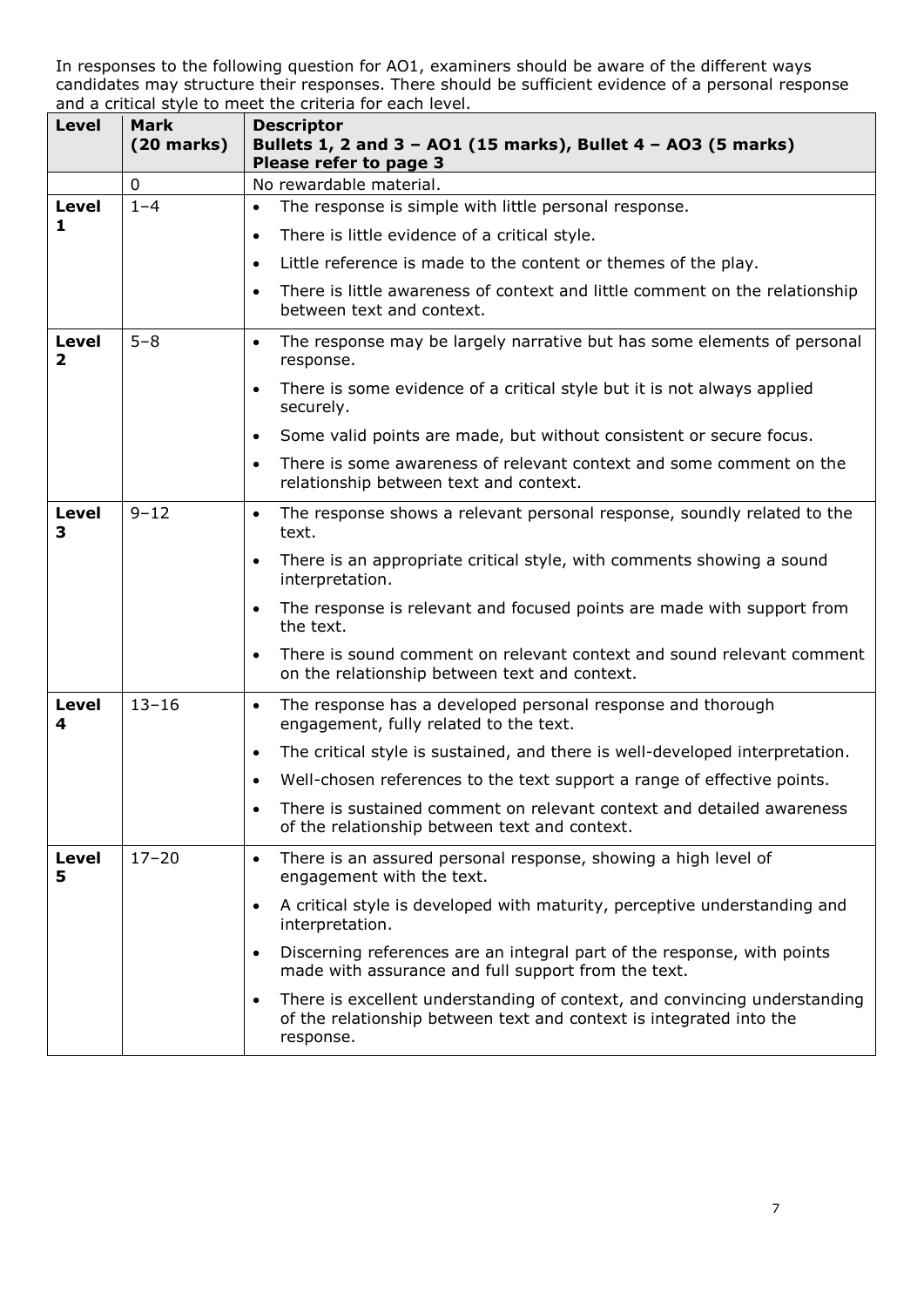In responses to the following question for AO1, examiners should be aware of the different ways candidates may structure their responses. There should be sufficient evidence of a personal response and a critical style to meet the criteria for each level.

| Level | Mark (20 marks) | Descriptor<br>Bullets 1, 2 and 3 – AO1 (15 marks), Bullet 4 – AO3 (5 marks)<br>Please refer to page 3 |
|---|---|---|
| | 0 | No rewardable material. |
| Level 1 | 1–4 | • The response is simple with little personal response.<br>• There is little evidence of a critical style.<br>• Little reference is made to the content or themes of the play.<br>• There is little awareness of context and little comment on the relationship between text and context. |
| Level 2 | 5–8 | • The response may be largely narrative but has some elements of personal response.<br>• There is some evidence of a critical style but it is not always applied securely.<br>• Some valid points are made, but without consistent or secure focus.<br>• There is some awareness of relevant context and some comment on the relationship between text and context. |
| Level 3 | 9–12 | • The response shows a relevant personal response, soundly related to the text.<br>• There is an appropriate critical style, with comments showing a sound interpretation.<br>• The response is relevant and focused points are made with support from the text.<br>• There is sound comment on relevant context and sound relevant comment on the relationship between text and context. |
| Level 4 | 13–16 | • The response has a developed personal response and thorough engagement, fully related to the text.<br>• The critical style is sustained, and there is well-developed interpretation.<br>• Well-chosen references to the text support a range of effective points.<br>• There is sustained comment on relevant context and detailed awareness of the relationship between text and context. |
| Level 5 | 17–20 | • There is an assured personal response, showing a high level of engagement with the text.<br>• A critical style is developed with maturity, perceptive understanding and interpretation.<br>• Discerning references are an integral part of the response, with points made with assurance and full support from the text.<br>• There is excellent understanding of context, and convincing understanding of the relationship between text and context is integrated into the response. |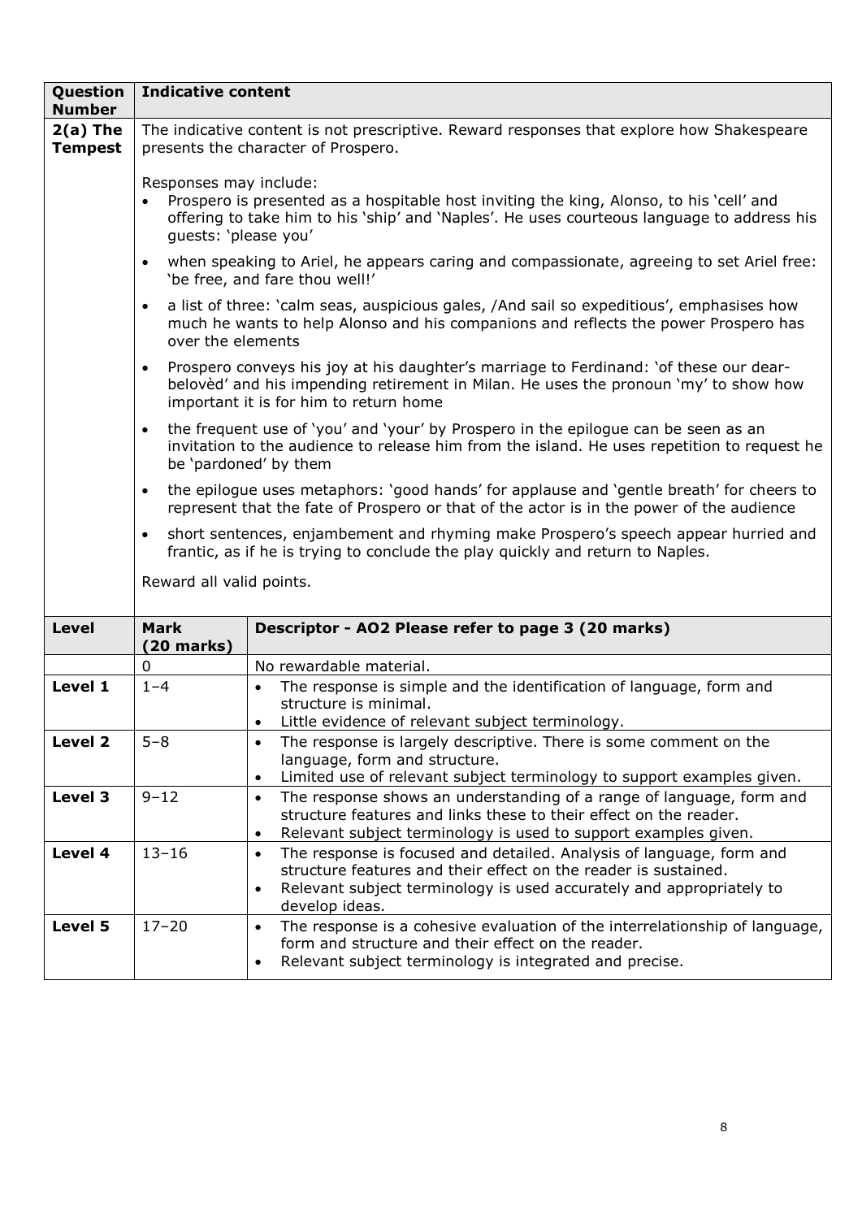| Question Number | Indicative content |
|---|---|
| 2(a) The Tempest | The indicative content is not prescriptive. Reward responses that explore how Shakespeare presents the character of Prospero.<br><br>Responses may include:<br>• Prospero is presented as a hospitable host inviting the king, Alonso, to his 'cell' and offering to take him to his 'ship' and 'Naples'. He uses courteous language to address his guests: 'please you'<br>• when speaking to Ariel, he appears caring and compassionate, agreeing to set Ariel free: 'be free, and fare thou well!'<br>• a list of three: 'calm seas, auspicious gales, /And sail so expeditious', emphasises how much he wants to help Alonso and his companions and reflects the power Prospero has over the elements<br>• Prospero conveys his joy at his daughter's marriage to Ferdinand: 'of these our dear-belovèd' and his impending retirement in Milan. He uses the pronoun 'my' to show how important it is for him to return home<br>• the frequent use of 'you' and 'your' by Prospero in the epilogue can be seen as an invitation to the audience to release him from the island. He uses repetition to request he be 'pardoned' by them<br>• the epilogue uses metaphors: 'good hands' for applause and 'gentle breath' for cheers to represent that the fate of Prospero or that of the actor is in the power of the audience<br>• short sentences, enjambement and rhyming make Prospero's speech appear hurried and frantic, as if he is trying to conclude the play quickly and return to Naples.<br><br>Reward all valid points. |

| Level | Mark (20 marks) | Descriptor - AO2 Please refer to page 3 (20 marks) |
|---|---|---|
| | 0 | No rewardable material. |
| Level 1 | 1–4 | • The response is simple and the identification of language, form and structure is minimal.<br>• Little evidence of relevant subject terminology. |
| Level 2 | 5–8 | • The response is largely descriptive. There is some comment on the language, form and structure.<br>• Limited use of relevant subject terminology to support examples given. |
| Level 3 | 9–12 | • The response shows an understanding of a range of language, form and structure features and links these to their effect on the reader.<br>• Relevant subject terminology is used to support examples given. |
| Level 4 | 13–16 | • The response is focused and detailed. Analysis of language, form and structure features and their effect on the reader is sustained.<br>• Relevant subject terminology is used accurately and appropriately to develop ideas. |
| Level 5 | 17–20 | • The response is a cohesive evaluation of the interrelationship of language, form and structure and their effect on the reader.<br>• Relevant subject terminology is integrated and precise. |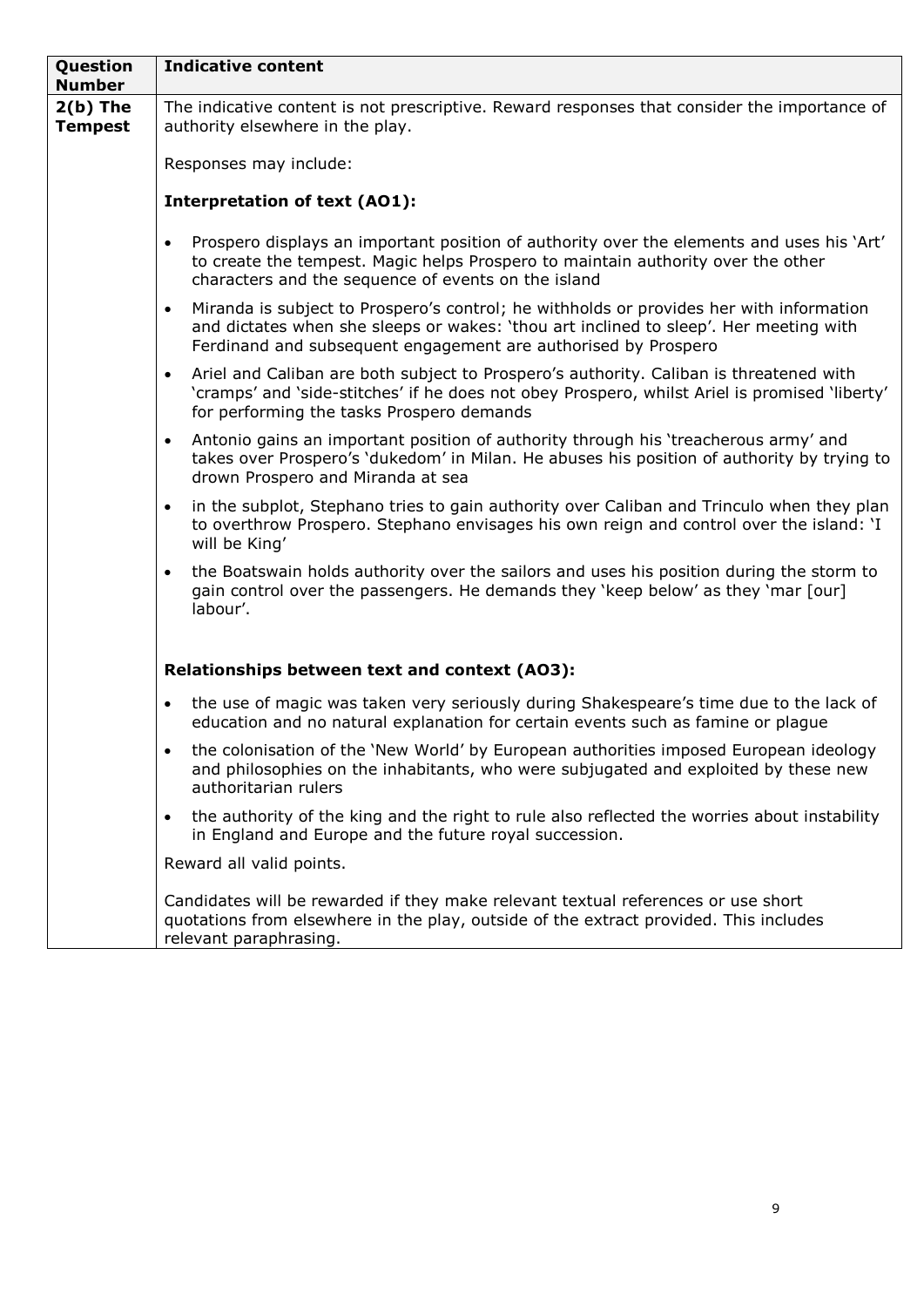| Question Number | Indicative content |
|---|---|
| 2(b) The Tempest | The indicative content is not prescriptive. Reward responses that consider the importance of authority elsewhere in the play.<br><br>Responses may include:<br><br>**Interpretation of text (AO1):**<br><br>• Prospero displays an important position of authority over the elements and uses his 'Art' to create the tempest. Magic helps Prospero to maintain authority over the other characters and the sequence of events on the island<br>• Miranda is subject to Prospero's control; he withholds or provides her with information and dictates when she sleeps or wakes: 'thou art inclined to sleep'. Her meeting with Ferdinand and subsequent engagement are authorised by Prospero<br>• Ariel and Caliban are both subject to Prospero's authority. Caliban is threatened with 'cramps' and 'side-stitches' if he does not obey Prospero, whilst Ariel is promised 'liberty' for performing the tasks Prospero demands<br>• Antonio gains an important position of authority through his 'treacherous army' and takes over Prospero's 'dukedom' in Milan. He abuses his position of authority by trying to drown Prospero and Miranda at sea<br>• in the subplot, Stephano tries to gain authority over Caliban and Trinculo when they plan to overthrow Prospero. Stephano envisages his own reign and control over the island: 'I will be King'<br>• the Boatswain holds authority over the sailors and uses his position during the storm to gain control over the passengers. He demands they 'keep below' as they 'mar [our] labour'.<br><br>**Relationships between text and context (AO3):**<br><br>• the use of magic was taken very seriously during Shakespeare's time due to the lack of education and no natural explanation for certain events such as famine or plague<br>• the colonisation of the 'New World' by European authorities imposed European ideology and philosophies on the inhabitants, who were subjugated and exploited by these new authoritarian rulers<br>• the authority of the king and the right to rule also reflected the worries about instability in England and Europe and the future royal succession.<br><br>Reward all valid points.<br><br>Candidates will be rewarded if they make relevant textual references or use short quotations from elsewhere in the play, outside of the extract provided. This includes relevant paraphrasing. |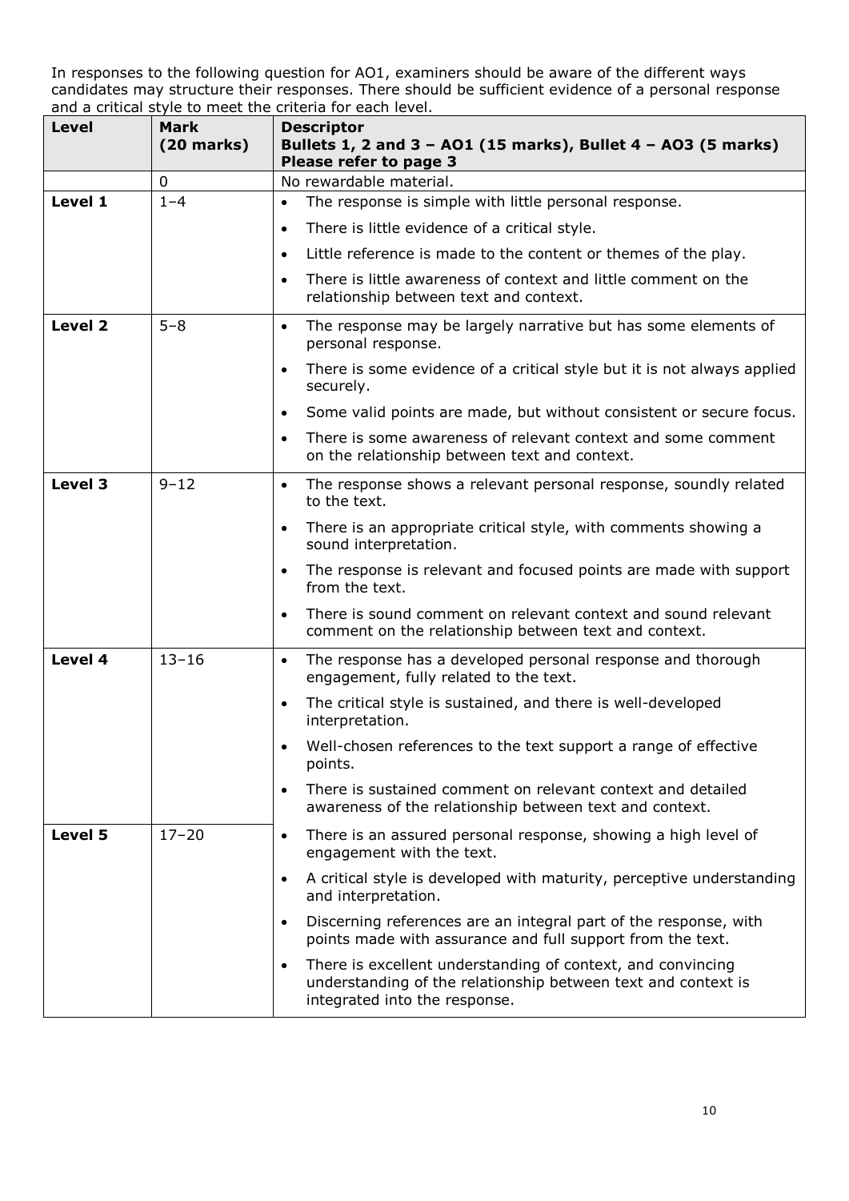In responses to the following question for AO1, examiners should be aware of the different ways candidates may structure their responses. There should be sufficient evidence of a personal response and a critical style to meet the criteria for each level.

| Level | Mark (20 marks) | Descriptor<br>Bullets 1, 2 and 3 – AO1 (15 marks), Bullet 4 – AO3 (5 marks)<br>Please refer to page 3 |
|---|---|---|
| | 0 | No rewardable material. |
| **Level 1** | 1–4 | • The response is simple with little personal response.<br>• There is little evidence of a critical style.<br>• Little reference is made to the content or themes of the play.<br>• There is little awareness of context and little comment on the relationship between text and context. |
| **Level 2** | 5–8 | • The response may be largely narrative but has some elements of personal response.<br>• There is some evidence of a critical style but it is not always applied securely.<br>• Some valid points are made, but without consistent or secure focus.<br>• There is some awareness of relevant context and some comment on the relationship between text and context. |
| **Level 3** | 9–12 | • The response shows a relevant personal response, soundly related to the text.<br>• There is an appropriate critical style, with comments showing a sound interpretation.<br>• The response is relevant and focused points are made with support from the text.<br>• There is sound comment on relevant context and sound relevant comment on the relationship between text and context. |
| **Level 4** | 13–16 | • The response has a developed personal response and thorough engagement, fully related to the text.<br>• The critical style is sustained, and there is well-developed interpretation.<br>• Well-chosen references to the text support a range of effective points.<br>• There is sustained comment on relevant context and detailed awareness of the relationship between text and context. |
| **Level 5** | 17–20 | • There is an assured personal response, showing a high level of engagement with the text.<br>• A critical style is developed with maturity, perceptive understanding and interpretation.<br>• Discerning references are an integral part of the response, with points made with assurance and full support from the text.<br>• There is excellent understanding of context, and convincing understanding of the relationship between text and context is integrated into the response. |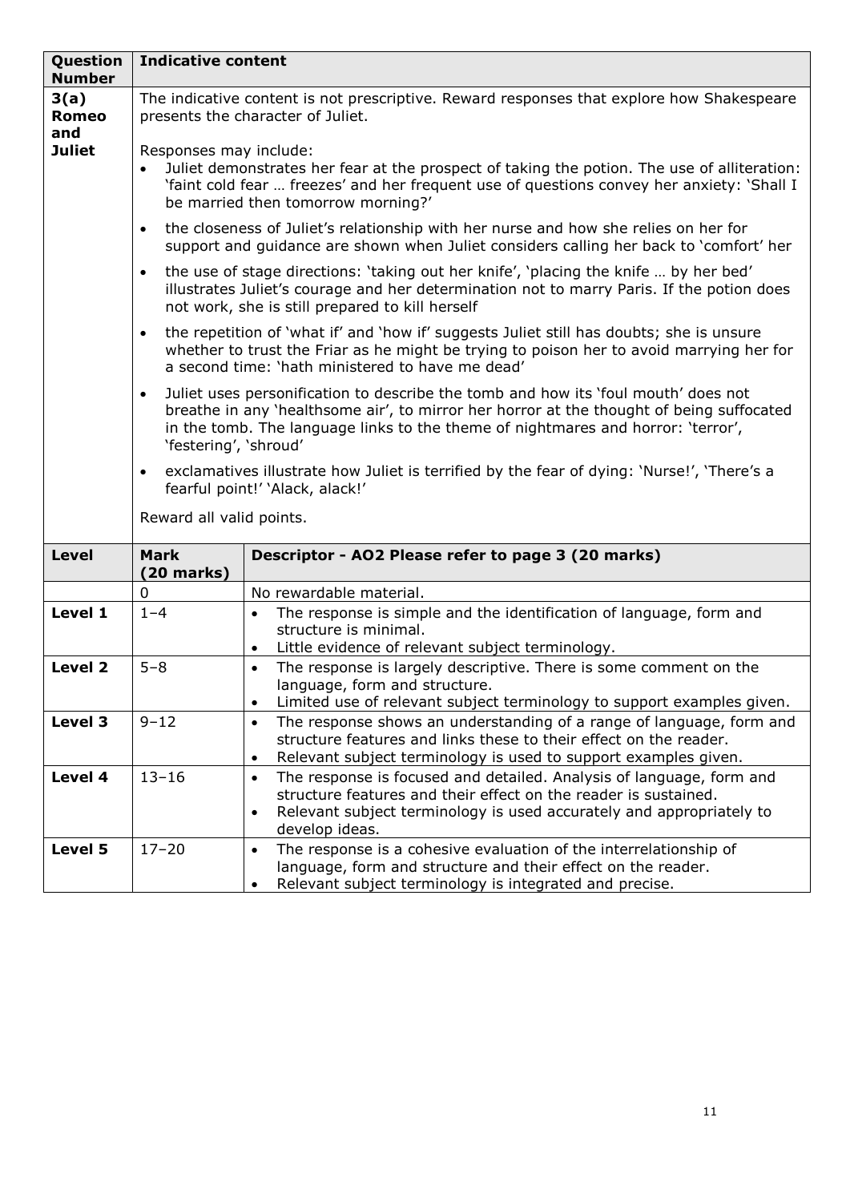| Question Number | Indicative content |
|---|---|
| 3(a) Romeo and Juliet | The indicative content is not prescriptive. Reward responses that explore how Shakespeare presents the character of Juliet.<br><br>Responses may include:<br>• Juliet demonstrates her fear at the prospect of taking the potion. The use of alliteration: 'faint cold fear … freezes' and her frequent use of questions convey her anxiety: 'Shall I be married then tomorrow morning?'<br>• the closeness of Juliet's relationship with her nurse and how she relies on her for support and guidance are shown when Juliet considers calling her back to 'comfort' her<br>• the use of stage directions: 'taking out her knife', 'placing the knife … by her bed' illustrates Juliet's courage and her determination not to marry Paris. If the potion does not work, she is still prepared to kill herself<br>• the repetition of 'what if' and 'how if' suggests Juliet still has doubts; she is unsure whether to trust the Friar as he might be trying to poison her to avoid marrying her for a second time: 'hath ministered to have me dead'<br>• Juliet uses personification to describe the tomb and how its 'foul mouth' does not breathe in any 'healthsome air', to mirror her horror at the thought of being suffocated in the tomb. The language links to the theme of nightmares and horror: 'terror', 'festering', 'shroud'<br>• exclamatives illustrate how Juliet is terrified by the fear of dying: 'Nurse!', 'There's a fearful point!' 'Alack, alack!'<br><br>Reward all valid points. |

| Level | Mark (20 marks) | Descriptor - AO2 Please refer to page 3 (20 marks) |
|---|---|---|
| | 0 | No rewardable material. |
| Level 1 | 1–4 | • The response is simple and the identification of language, form and structure is minimal.<br>• Little evidence of relevant subject terminology. |
| Level 2 | 5–8 | • The response is largely descriptive. There is some comment on the language, form and structure.<br>• Limited use of relevant subject terminology to support examples given. |
| Level 3 | 9–12 | • The response shows an understanding of a range of language, form and structure features and links these to their effect on the reader.<br>• Relevant subject terminology is used to support examples given. |
| Level 4 | 13–16 | • The response is focused and detailed. Analysis of language, form and structure features and their effect on the reader is sustained.<br>• Relevant subject terminology is used accurately and appropriately to develop ideas. |
| Level 5 | 17–20 | • The response is a cohesive evaluation of the interrelationship of language, form and structure and their effect on the reader.<br>• Relevant subject terminology is integrated and precise. |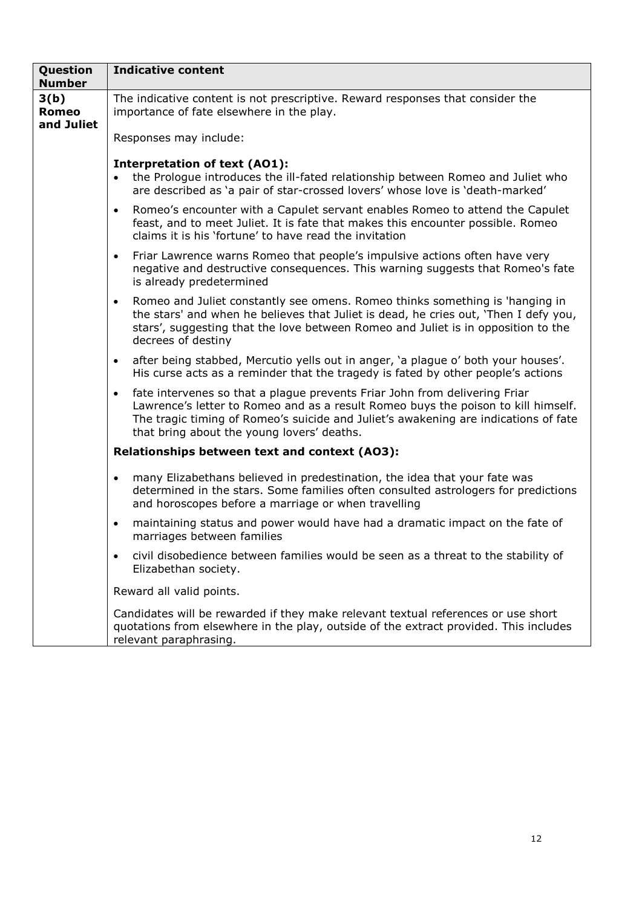| Question Number | Indicative content |
|---|---|
| **3(b) Romeo and Juliet** | The indicative content is not prescriptive. Reward responses that consider the importance of fate elsewhere in the play.<br><br>Responses may include:<br><br>**Interpretation of text (AO1):**<br>• the Prologue introduces the ill-fated relationship between Romeo and Juliet who are described as 'a pair of star-crossed lovers' whose love is 'death-marked'<br>• Romeo's encounter with a Capulet servant enables Romeo to attend the Capulet feast, and to meet Juliet. It is fate that makes this encounter possible. Romeo claims it is his 'fortune' to have read the invitation<br>• Friar Lawrence warns Romeo that people's impulsive actions often have very negative and destructive consequences. This warning suggests that Romeo's fate is already predetermined<br>• Romeo and Juliet constantly see omens. Romeo thinks something is 'hanging in the stars' and when he believes that Juliet is dead, he cries out, 'Then I defy you, stars', suggesting that the love between Romeo and Juliet is in opposition to the decrees of destiny<br>• after being stabbed, Mercutio yells out in anger, 'a plague o' both your houses'. His curse acts as a reminder that the tragedy is fated by other people's actions<br>• fate intervenes so that a plague prevents Friar John from delivering Friar Lawrence's letter to Romeo and as a result Romeo buys the poison to kill himself. The tragic timing of Romeo's suicide and Juliet's awakening are indications of fate that bring about the young lovers' deaths. |
| | **Relationships between text and context (AO3):**<br>• many Elizabethans believed in predestination, the idea that your fate was determined in the stars. Some families often consulted astrologers for predictions and horoscopes before a marriage or when travelling<br>• maintaining status and power would have had a dramatic impact on the fate of marriages between families<br>• civil disobedience between families would be seen as a threat to the stability of Elizabethan society.<br><br>Reward all valid points.<br><br>Candidates will be rewarded if they make relevant textual references or use short quotations from elsewhere in the play, outside of the extract provided. This includes relevant paraphrasing. |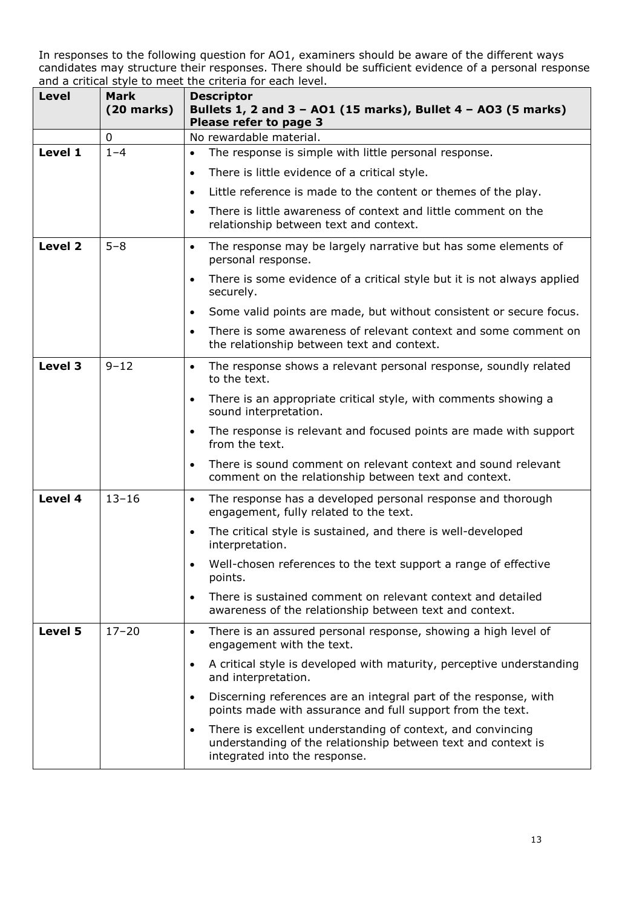In responses to the following question for AO1, examiners should be aware of the different ways candidates may structure their responses. There should be sufficient evidence of a personal response and a critical style to meet the criteria for each level.

| Level | Mark (20 marks) | Descriptor<br>Bullets 1, 2 and 3 – AO1 (15 marks), Bullet 4 – AO3 (5 marks)<br>Please refer to page 3 |
|---|---|---|
| | 0 | No rewardable material. |
| Level 1 | 1–4 | • The response is simple with little personal response.<br>• There is little evidence of a critical style.<br>• Little reference is made to the content or themes of the play.<br>• There is little awareness of context and little comment on the relationship between text and context. |
| Level 2 | 5–8 | • The response may be largely narrative but has some elements of personal response.<br>• There is some evidence of a critical style but it is not always applied securely.<br>• Some valid points are made, but without consistent or secure focus.<br>• There is some awareness of relevant context and some comment on the relationship between text and context. |
| Level 3 | 9–12 | • The response shows a relevant personal response, soundly related to the text.<br>• There is an appropriate critical style, with comments showing a sound interpretation.<br>• The response is relevant and focused points are made with support from the text.<br>• There is sound comment on relevant context and sound relevant comment on the relationship between text and context. |
| Level 4 | 13–16 | • The response has a developed personal response and thorough engagement, fully related to the text.<br>• The critical style is sustained, and there is well-developed interpretation.<br>• Well-chosen references to the text support a range of effective points.<br>• There is sustained comment on relevant context and detailed awareness of the relationship between text and context. |
| Level 5 | 17–20 | • There is an assured personal response, showing a high level of engagement with the text.<br>• A critical style is developed with maturity, perceptive understanding and interpretation.<br>• Discerning references are an integral part of the response, with points made with assurance and full support from the text.<br>• There is excellent understanding of context, and convincing understanding of the relationship between text and context is integrated into the response. |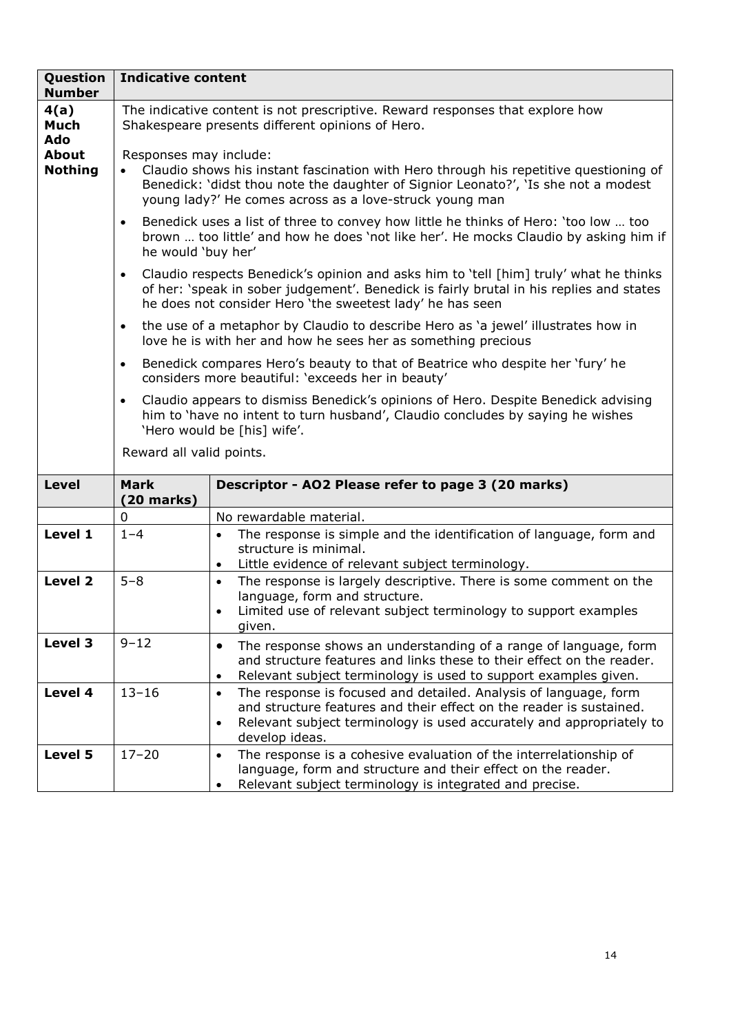| Question Number | Indicative content |
|---|---|
| 4(a) Much Ado About Nothing | The indicative content is not prescriptive. Reward responses that explore how Shakespeare presents different opinions of Hero.<br><br>Responses may include:<br>• Claudio shows his instant fascination with Hero through his repetitive questioning of Benedick: 'didst thou note the daughter of Signior Leonato?', 'Is she not a modest young lady?' He comes across as a love-struck young man<br>• Benedick uses a list of three to convey how little he thinks of Hero: 'too low … too brown … too little' and how he does 'not like her'. He mocks Claudio by asking him if he would 'buy her'<br>• Claudio respects Benedick's opinion and asks him to 'tell [him] truly' what he thinks of her: 'speak in sober judgement'. Benedick is fairly brutal in his replies and states he does not consider Hero 'the sweetest lady' he has seen<br>• the use of a metaphor by Claudio to describe Hero as 'a jewel' illustrates how in love he is with her and how he sees her as something precious<br>• Benedick compares Hero's beauty to that of Beatrice who despite her 'fury' he considers more beautiful: 'exceeds her in beauty'<br>• Claudio appears to dismiss Benedick's opinions of Hero. Despite Benedick advising him to 'have no intent to turn husband', Claudio concludes by saying he wishes 'Hero would be [his] wife'.<br><br>Reward all valid points. |

| Level | Mark (20 marks) | Descriptor - AO2 Please refer to page 3 (20 marks) |
|---|---|---|
| | 0 | No rewardable material. |
| Level 1 | 1–4 | • The response is simple and the identification of language, form and structure is minimal.<br>• Little evidence of relevant subject terminology. |
| Level 2 | 5–8 | • The response is largely descriptive. There is some comment on the language, form and structure.<br>• Limited use of relevant subject terminology to support examples given. |
| Level 3 | 9–12 | • The response shows an understanding of a range of language, form and structure features and links these to their effect on the reader.<br>• Relevant subject terminology is used to support examples given. |
| Level 4 | 13–16 | • The response is focused and detailed. Analysis of language, form and structure features and their effect on the reader is sustained.<br>• Relevant subject terminology is used accurately and appropriately to develop ideas. |
| Level 5 | 17–20 | • The response is a cohesive evaluation of the interrelationship of language, form and structure and their effect on the reader.<br>• Relevant subject terminology is integrated and precise. |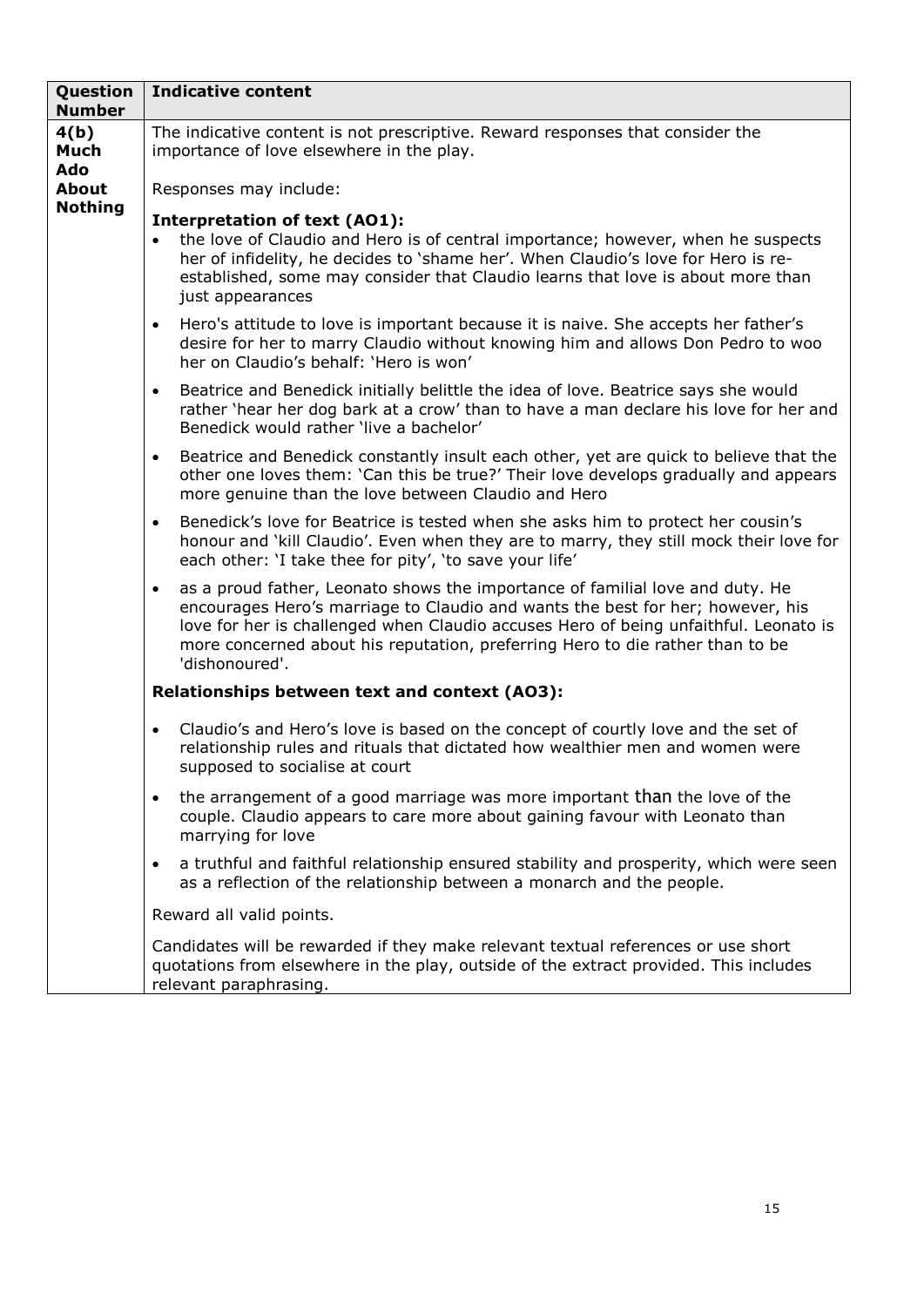| Question Number | Indicative content |
|---|---|
| **4(b) Much Ado About Nothing** | The indicative content is not prescriptive. Reward responses that consider the importance of love elsewhere in the play.<br><br>Responses may include:<br><br>**Interpretation of text (AO1):**<br>• the love of Claudio and Hero is of central importance; however, when he suspects her of infidelity, he decides to 'shame her'. When Claudio's love for Hero is re-established, some may consider that Claudio learns that love is about more than just appearances<br>• Hero's attitude to love is important because it is naive. She accepts her father's desire for her to marry Claudio without knowing him and allows Don Pedro to woo her on Claudio's behalf: 'Hero is won'<br>• Beatrice and Benedick initially belittle the idea of love. Beatrice says she would rather 'hear her dog bark at a crow' than to have a man declare his love for her and Benedick would rather 'live a bachelor'<br>• Beatrice and Benedick constantly insult each other, yet are quick to believe that the other one loves them: 'Can this be true?' Their love develops gradually and appears more genuine than the love between Claudio and Hero<br>• Benedick's love for Beatrice is tested when she asks him to protect her cousin's honour and 'kill Claudio'. Even when they are to marry, they still mock their love for each other: 'I take thee for pity', 'to save your life'<br>• as a proud father, Leonato shows the importance of familial love and duty. He encourages Hero's marriage to Claudio and wants the best for her; however, his love for her is challenged when Claudio accuses Hero of being unfaithful. Leonato is more concerned about his reputation, preferring Hero to die rather than to be 'dishonoured'.<br><br>**Relationships between text and context (AO3):**<br>• Claudio's and Hero's love is based on the concept of courtly love and the set of relationship rules and rituals that dictated how wealthier men and women were supposed to socialise at court<br>• the arrangement of a good marriage was more important than the love of the couple. Claudio appears to care more about gaining favour with Leonato than marrying for love<br>• a truthful and faithful relationship ensured stability and prosperity, which were seen as a reflection of the relationship between a monarch and the people.<br><br>Reward all valid points.<br><br>Candidates will be rewarded if they make relevant textual references or use short quotations from elsewhere in the play, outside of the extract provided. This includes relevant paraphrasing. |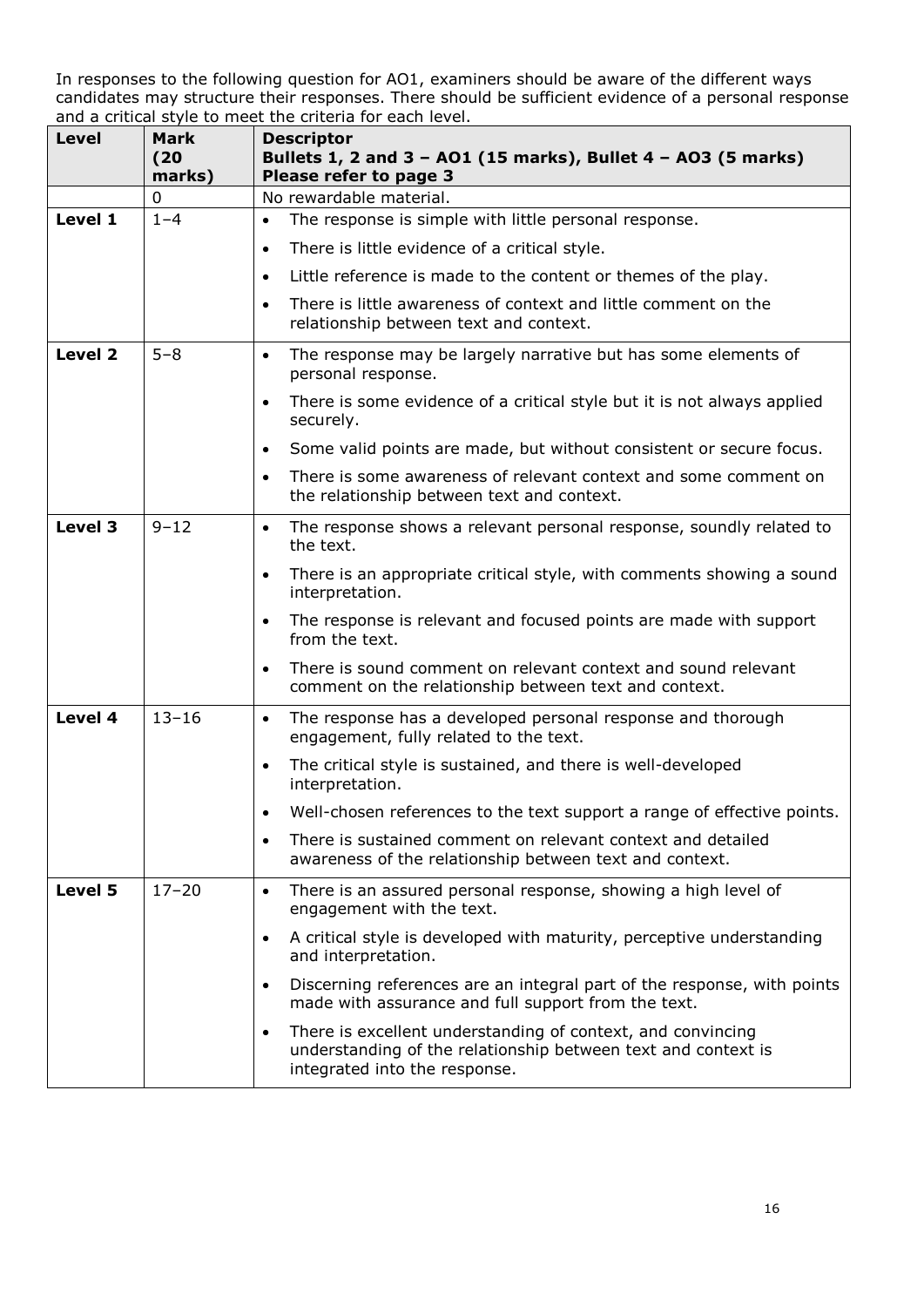In responses to the following question for AO1, examiners should be aware of the different ways candidates may structure their responses. There should be sufficient evidence of a personal response and a critical style to meet the criteria for each level.

| Level | Mark (20 marks) | Descriptor<br>Bullets 1, 2 and 3 – AO1 (15 marks), Bullet 4 – AO3 (5 marks)<br>Please refer to page 3 |
|---|---|---|
| | 0 | No rewardable material. |
| Level 1 | 1–4 | • The response is simple with little personal response.<br>• There is little evidence of a critical style.<br>• Little reference is made to the content or themes of the play.<br>• There is little awareness of context and little comment on the relationship between text and context. |
| Level 2 | 5–8 | • The response may be largely narrative but has some elements of personal response.<br>• There is some evidence of a critical style but it is not always applied securely.<br>• Some valid points are made, but without consistent or secure focus.<br>• There is some awareness of relevant context and some comment on the relationship between text and context. |
| Level 3 | 9–12 | • The response shows a relevant personal response, soundly related to the text.<br>• There is an appropriate critical style, with comments showing a sound interpretation.<br>• The response is relevant and focused points are made with support from the text.<br>• There is sound comment on relevant context and sound relevant comment on the relationship between text and context. |
| Level 4 | 13–16 | • The response has a developed personal response and thorough engagement, fully related to the text.<br>• The critical style is sustained, and there is well-developed interpretation.<br>• Well-chosen references to the text support a range of effective points.<br>• There is sustained comment on relevant context and detailed awareness of the relationship between text and context. |
| Level 5 | 17–20 | • There is an assured personal response, showing a high level of engagement with the text.<br>• A critical style is developed with maturity, perceptive understanding and interpretation.<br>• Discerning references are an integral part of the response, with points made with assurance and full support from the text.<br>• There is excellent understanding of context, and convincing understanding of the relationship between text and context is integrated into the response. |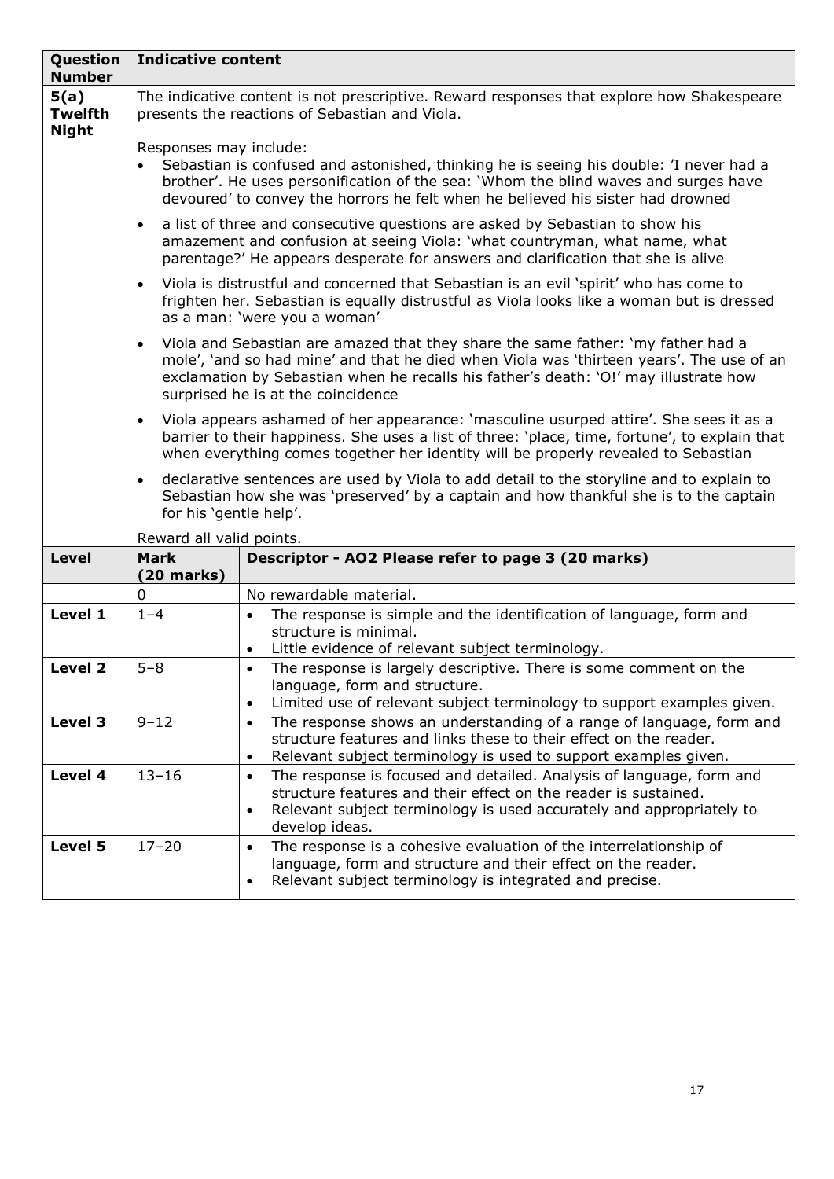| Question Number | Indicative content | |
|---|---|---|
| 5(a) Twelfth Night | The indicative content is not prescriptive. Reward responses that explore how Shakespeare presents the reactions of Sebastian and Viola.<br><br>Responses may include:<br>• Sebastian is confused and astonished, thinking he is seeing his double: 'I never had a brother'. He uses personification of the sea: 'Whom the blind waves and surges have devoured' to convey the horrors he felt when he believed his sister had drowned<br>• a list of three and consecutive questions are asked by Sebastian to show his amazement and confusion at seeing Viola: 'what countryman, what name, what parentage?' He appears desperate for answers and clarification that she is alive<br>• Viola is distrustful and concerned that Sebastian is an evil 'spirit' who has come to frighten her. Sebastian is equally distrustful as Viola looks like a woman but is dressed as a man: 'were you a woman'<br>• Viola and Sebastian are amazed that they share the same father: 'my father had a mole', 'and so had mine' and that he died when Viola was 'thirteen years'. The use of an exclamation by Sebastian when he recalls his father's death: 'O!' may illustrate how surprised he is at the coincidence<br>• Viola appears ashamed of her appearance: 'masculine usurped attire'. She sees it as a barrier to their happiness. She uses a list of three: 'place, time, fortune', to explain that when everything comes together her identity will be properly revealed to Sebastian<br>• declarative sentences are used by Viola to add detail to the storyline and to explain to Sebastian how she was 'preserved' by a captain and how thankful she is to the captain for his 'gentle help'.<br><br>Reward all valid points. | |
| **Level** | **Mark (20 marks)** | **Descriptor - AO2 Please refer to page 3 (20 marks)** |
| | 0 | No rewardable material. |
| **Level 1** | 1–4 | • The response is simple and the identification of language, form and structure is minimal.<br>• Little evidence of relevant subject terminology. |
| **Level 2** | 5–8 | • The response is largely descriptive. There is some comment on the language, form and structure.<br>• Limited use of relevant subject terminology to support examples given. |
| **Level 3** | 9–12 | • The response shows an understanding of a range of language, form and structure features and links these to their effect on the reader.<br>• Relevant subject terminology is used to support examples given. |
| **Level 4** | 13–16 | • The response is focused and detailed. Analysis of language, form and structure features and their effect on the reader is sustained.<br>• Relevant subject terminology is used accurately and appropriately to develop ideas. |
| **Level 5** | 17–20 | • The response is a cohesive evaluation of the interrelationship of language, form and structure and their effect on the reader.<br>• Relevant subject terminology is integrated and precise. |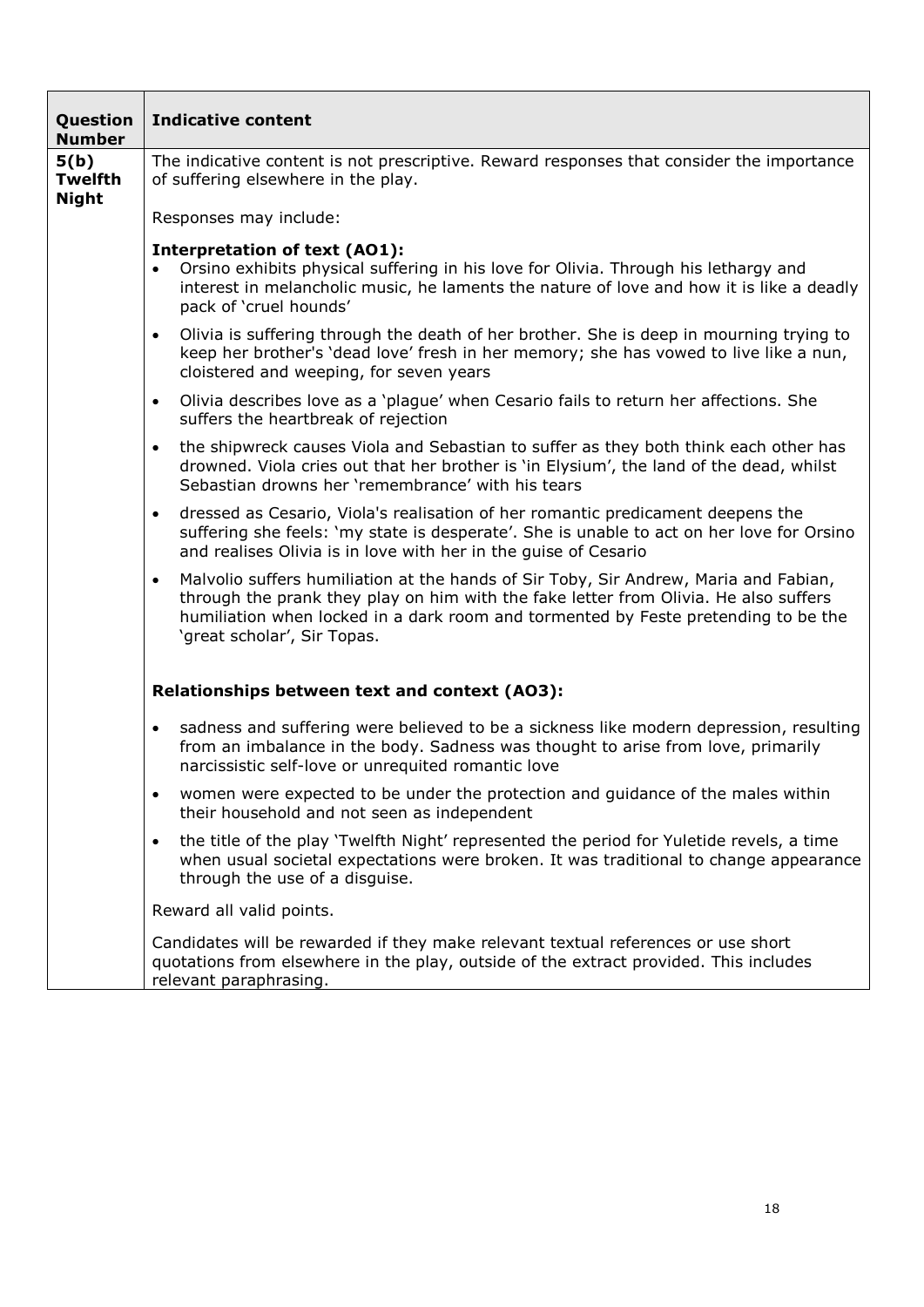| Question Number | Indicative content |
| --- | --- |
| **5(b) Twelfth Night** | The indicative content is not prescriptive. Reward responses that consider the importance of suffering elsewhere in the play.<br><br>Responses may include:<br><br>**Interpretation of text (AO1):**<br>• Orsino exhibits physical suffering in his love for Olivia. Through his lethargy and interest in melancholic music, he laments the nature of love and how it is like a deadly pack of 'cruel hounds'<br>• Olivia is suffering through the death of her brother. She is deep in mourning trying to keep her brother's 'dead love' fresh in her memory; she has vowed to live like a nun, cloistered and weeping, for seven years<br>• Olivia describes love as a 'plague' when Cesario fails to return her affections. She suffers the heartbreak of rejection<br>• the shipwreck causes Viola and Sebastian to suffer as they both think each other has drowned. Viola cries out that her brother is 'in Elysium', the land of the dead, whilst Sebastian drowns her 'remembrance' with his tears<br>• dressed as Cesario, Viola's realisation of her romantic predicament deepens the suffering she feels: 'my state is desperate'. She is unable to act on her love for Orsino and realises Olivia is in love with her in the guise of Cesario<br>• Malvolio suffers humiliation at the hands of Sir Toby, Sir Andrew, Maria and Fabian, through the prank they play on him with the fake letter from Olivia. He also suffers humiliation when locked in a dark room and tormented by Feste pretending to be the 'great scholar', Sir Topas.<br><br>**Relationships between text and context (AO3):**<br>• sadness and suffering were believed to be a sickness like modern depression, resulting from an imbalance in the body. Sadness was thought to arise from love, primarily narcissistic self-love or unrequited romantic love<br>• women were expected to be under the protection and guidance of the males within their household and not seen as independent<br>• the title of the play 'Twelfth Night' represented the period for Yuletide revels, a time when usual societal expectations were broken. It was traditional to change appearance through the use of a disguise.<br><br>Reward all valid points.<br><br>Candidates will be rewarded if they make relevant textual references or use short quotations from elsewhere in the play, outside of the extract provided. This includes relevant paraphrasing. |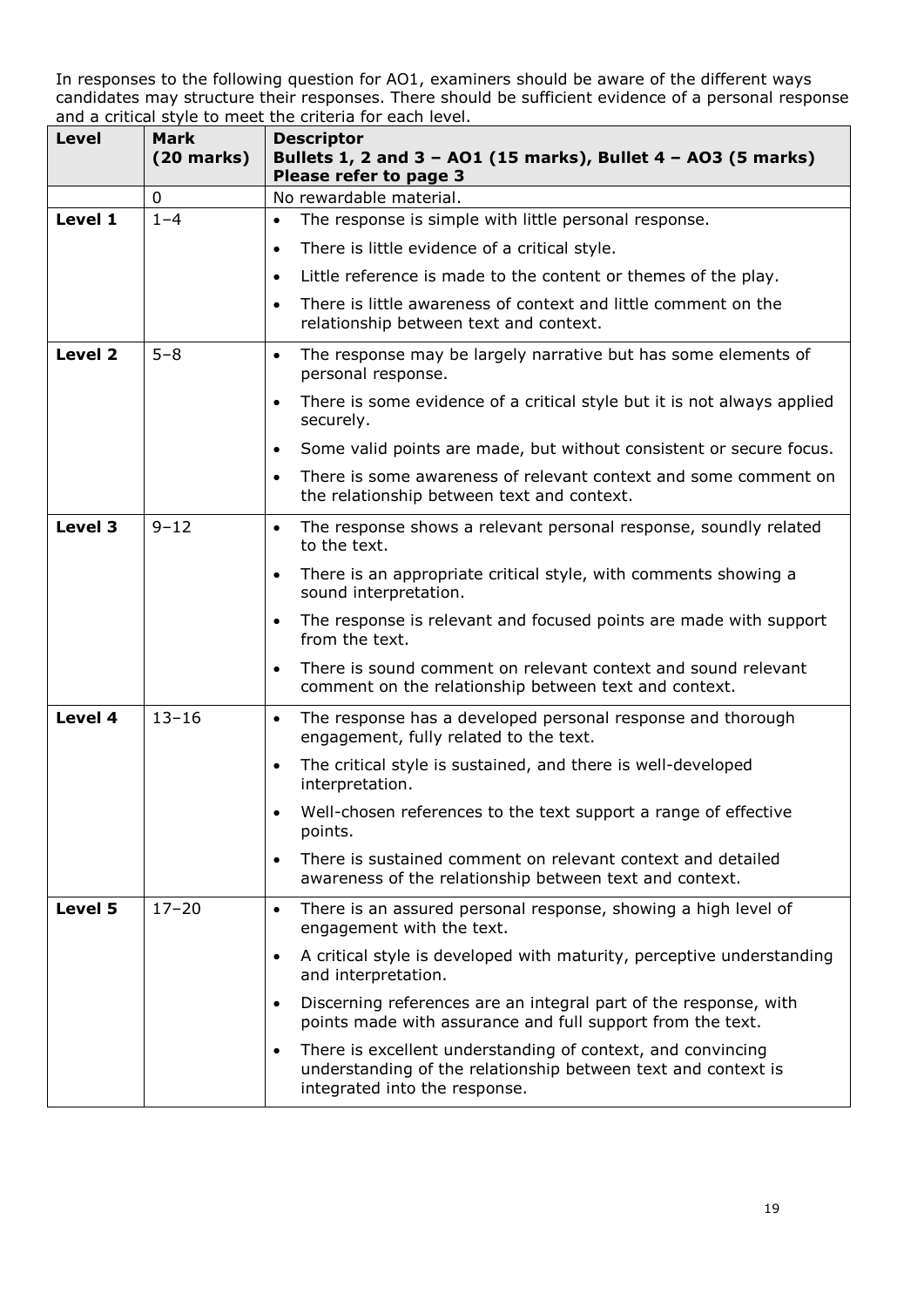In responses to the following question for AO1, examiners should be aware of the different ways candidates may structure their responses. There should be sufficient evidence of a personal response and a critical style to meet the criteria for each level.

| Level | Mark (20 marks) | Descriptor<br>Bullets 1, 2 and 3 – AO1 (15 marks), Bullet 4 – AO3 (5 marks)<br>Please refer to page 3 |
|---|---|---|
| | 0 | No rewardable material. |
| Level 1 | 1–4 | • The response is simple with little personal response.<br>• There is little evidence of a critical style.<br>• Little reference is made to the content or themes of the play.<br>• There is little awareness of context and little comment on the relationship between text and context. |
| Level 2 | 5–8 | • The response may be largely narrative but has some elements of personal response.<br>• There is some evidence of a critical style but it is not always applied securely.<br>• Some valid points are made, but without consistent or secure focus.<br>• There is some awareness of relevant context and some comment on the relationship between text and context. |
| Level 3 | 9–12 | • The response shows a relevant personal response, soundly related to the text.<br>• There is an appropriate critical style, with comments showing a sound interpretation.<br>• The response is relevant and focused points are made with support from the text.<br>• There is sound comment on relevant context and sound relevant comment on the relationship between text and context. |
| Level 4 | 13–16 | • The response has a developed personal response and thorough engagement, fully related to the text.<br>• The critical style is sustained, and there is well-developed interpretation.<br>• Well-chosen references to the text support a range of effective points.<br>• There is sustained comment on relevant context and detailed awareness of the relationship between text and context. |
| Level 5 | 17–20 | • There is an assured personal response, showing a high level of engagement with the text.<br>• A critical style is developed with maturity, perceptive understanding and interpretation.<br>• Discerning references are an integral part of the response, with points made with assurance and full support from the text.<br>• There is excellent understanding of context, and convincing understanding of the relationship between text and context is integrated into the response. |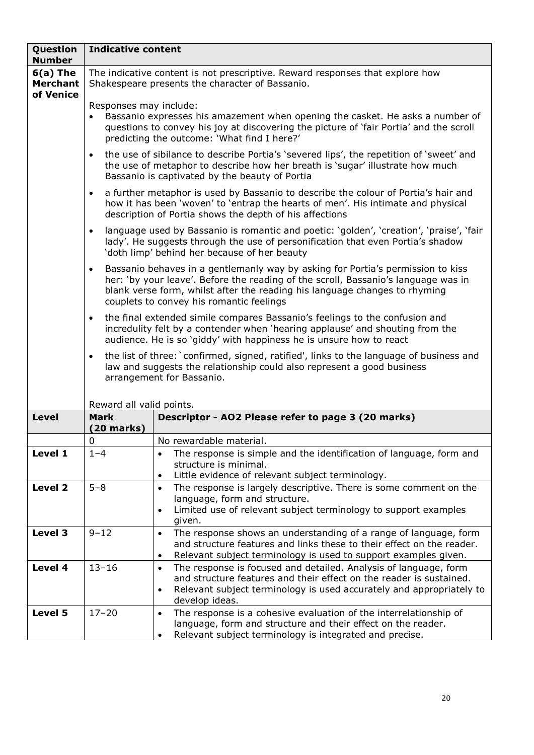| Question Number | Indicative content | |
|---|---|---|
| 6(a) The Merchant of Venice | The indicative content is not prescriptive. Reward responses that explore how Shakespeare presents the character of Bassanio.<br><br>Responses may include:<br>• Bassanio expresses his amazement when opening the casket. He asks a number of questions to convey his joy at discovering the picture of 'fair Portia' and the scroll predicting the outcome: 'What find I here?'<br>• the use of sibilance to describe Portia's 'severed lips', the repetition of 'sweet' and the use of metaphor to describe how her breath is 'sugar' illustrate how much Bassanio is captivated by the beauty of Portia<br>• a further metaphor is used by Bassanio to describe the colour of Portia's hair and how it has been 'woven' to 'entrap the hearts of men'. His intimate and physical description of Portia shows the depth of his affections<br>• language used by Bassanio is romantic and poetic: 'golden', 'creation', 'praise', 'fair lady'. He suggests through the use of personification that even Portia's shadow 'doth limp' behind her because of her beauty<br>• Bassanio behaves in a gentlemanly way by asking for Portia's permission to kiss her: 'by your leave'. Before the reading of the scroll, Bassanio's language was in blank verse form, whilst after the reading his language changes to rhyming couplets to convey his romantic feelings<br>• the final extended simile compares Bassanio's feelings to the confusion and incredulity felt by a contender when 'hearing applause' and shouting from the audience. He is so 'giddy' with happiness he is unsure how to react<br>• the list of three: `confirmed, signed, ratified', links to the language of business and law and suggests the relationship could also represent a good business arrangement for Bassanio.<br><br>Reward all valid points. | |
| **Level** | **Mark (20 marks)** | **Descriptor - AO2 Please refer to page 3 (20 marks)** |
| | 0 | No rewardable material. |
| **Level 1** | 1–4 | • The response is simple and the identification of language, form and structure is minimal.<br>• Little evidence of relevant subject terminology. |
| **Level 2** | 5–8 | • The response is largely descriptive. There is some comment on the language, form and structure.<br>• Limited use of relevant subject terminology to support examples given. |
| **Level 3** | 9–12 | • The response shows an understanding of a range of language, form and structure features and links these to their effect on the reader.<br>• Relevant subject terminology is used to support examples given. |
| **Level 4** | 13–16 | • The response is focused and detailed. Analysis of language, form and structure features and their effect on the reader is sustained.<br>• Relevant subject terminology is used accurately and appropriately to develop ideas. |
| **Level 5** | 17–20 | • The response is a cohesive evaluation of the interrelationship of language, form and structure and their effect on the reader.<br>• Relevant subject terminology is integrated and precise. |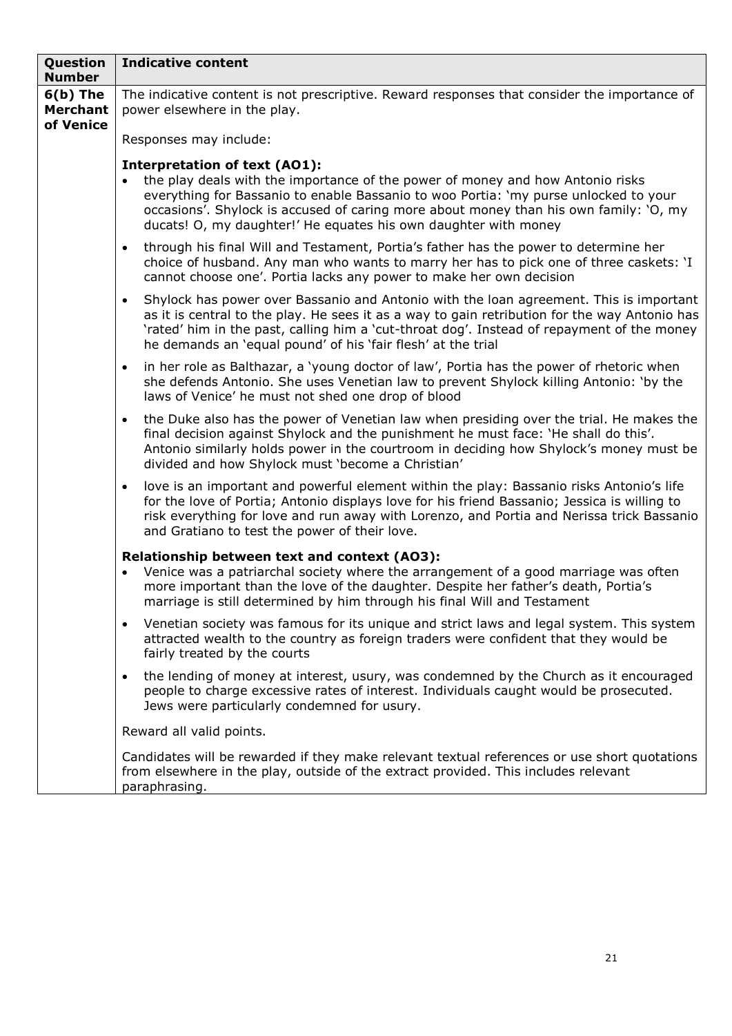| Question Number | Indicative content |
|---|---|
| **6(b) The Merchant of Venice** | The indicative content is not prescriptive. Reward responses that consider the importance of power elsewhere in the play.<br><br>Responses may include:<br><br>**Interpretation of text (AO1):**<br>• the play deals with the importance of the power of money and how Antonio risks everything for Bassanio to enable Bassanio to woo Portia: 'my purse unlocked to your occasions'. Shylock is accused of caring more about money than his own family: 'O, my ducats! O, my daughter!' He equates his own daughter with money<br>• through his final Will and Testament, Portia's father has the power to determine her choice of husband. Any man who wants to marry her has to pick one of three caskets: 'I cannot choose one'. Portia lacks any power to make her own decision<br>• Shylock has power over Bassanio and Antonio with the loan agreement. This is important as it is central to the play. He sees it as a way to gain retribution for the way Antonio has 'rated' him in the past, calling him a 'cut-throat dog'. Instead of repayment of the money he demands an 'equal pound' of his 'fair flesh' at the trial<br>• in her role as Balthazar, a 'young doctor of law', Portia has the power of rhetoric when she defends Antonio. She uses Venetian law to prevent Shylock killing Antonio: 'by the laws of Venice' he must not shed one drop of blood<br>• the Duke also has the power of Venetian law when presiding over the trial. He makes the final decision against Shylock and the punishment he must face: 'He shall do this'. Antonio similarly holds power in the courtroom in deciding how Shylock's money must be divided and how Shylock must 'become a Christian'<br>• love is an important and powerful element within the play: Bassanio risks Antonio's life for the love of Portia; Antonio displays love for his friend Bassanio; Jessica is willing to risk everything for love and run away with Lorenzo, and Portia and Nerissa trick Bassanio and Gratiano to test the power of their love.<br><br>**Relationship between text and context (AO3):**<br>• Venice was a patriarchal society where the arrangement of a good marriage was often more important than the love of the daughter. Despite her father's death, Portia's marriage is still determined by him through his final Will and Testament<br>• Venetian society was famous for its unique and strict laws and legal system. This system attracted wealth to the country as foreign traders were confident that they would be fairly treated by the courts<br>• the lending of money at interest, usury, was condemned by the Church as it encouraged people to charge excessive rates of interest. Individuals caught would be prosecuted. Jews were particularly condemned for usury.<br><br>Reward all valid points.<br><br>Candidates will be rewarded if they make relevant textual references or use short quotations from elsewhere in the play, outside of the extract provided. This includes relevant paraphrasing. |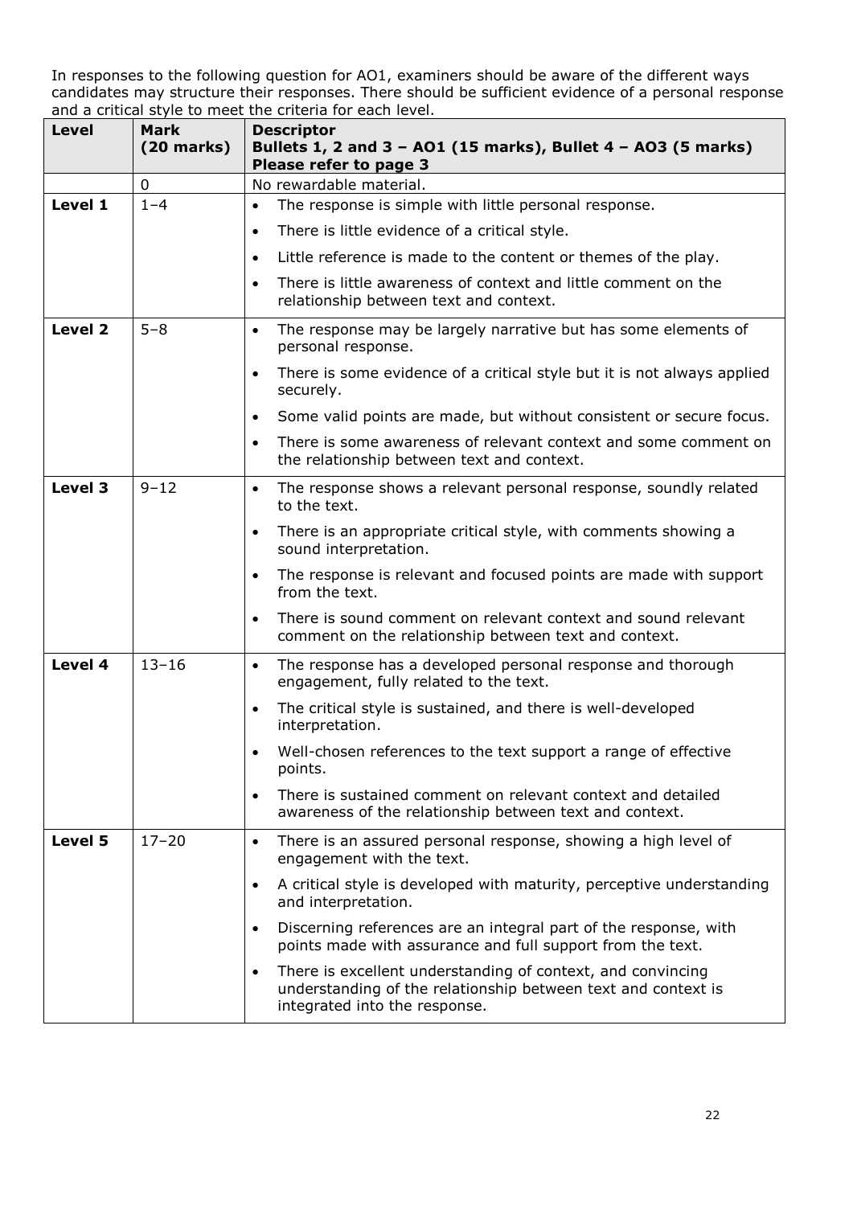In responses to the following question for AO1, examiners should be aware of the different ways candidates may structure their responses. There should be sufficient evidence of a personal response and a critical style to meet the criteria for each level.

| Level | Mark (20 marks) | Descriptor<br>**Bullets 1, 2 and 3 – AO1 (15 marks), Bullet 4 – AO3 (5 marks)**<br>**Please refer to page 3** |
|---|---|---|
| | 0 | No rewardable material. |
| **Level 1** | 1–4 | • The response is simple with little personal response.<br>• There is little evidence of a critical style.<br>• Little reference is made to the content or themes of the play.<br>• There is little awareness of context and little comment on the relationship between text and context. |
| **Level 2** | 5–8 | • The response may be largely narrative but has some elements of personal response.<br>• There is some evidence of a critical style but it is not always applied securely.<br>• Some valid points are made, but without consistent or secure focus.<br>• There is some awareness of relevant context and some comment on the relationship between text and context. |
| **Level 3** | 9–12 | • The response shows a relevant personal response, soundly related to the text.<br>• There is an appropriate critical style, with comments showing a sound interpretation.<br>• The response is relevant and focused points are made with support from the text.<br>• There is sound comment on relevant context and sound relevant comment on the relationship between text and context. |
| **Level 4** | 13–16 | • The response has a developed personal response and thorough engagement, fully related to the text.<br>• The critical style is sustained, and there is well-developed interpretation.<br>• Well-chosen references to the text support a range of effective points.<br>• There is sustained comment on relevant context and detailed awareness of the relationship between text and context. |
| **Level 5** | 17–20 | • There is an assured personal response, showing a high level of engagement with the text.<br>• A critical style is developed with maturity, perceptive understanding and interpretation.<br>• Discerning references are an integral part of the response, with points made with assurance and full support from the text.<br>• There is excellent understanding of context, and convincing understanding of the relationship between text and context is integrated into the response. |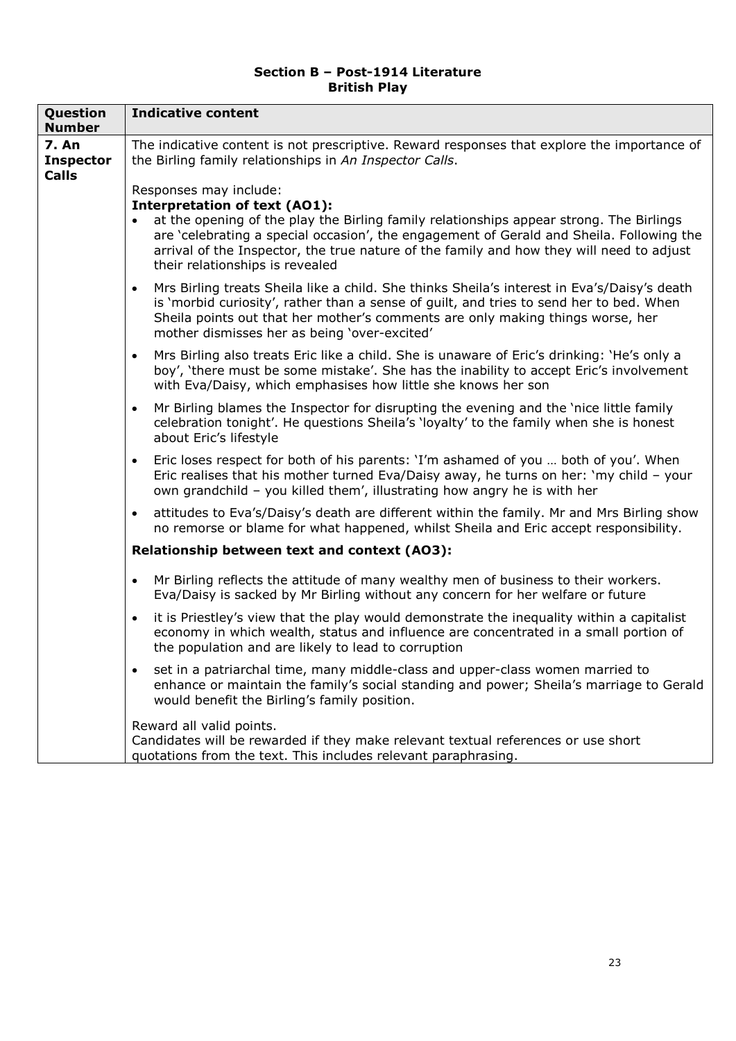## Section B – Post-1914 Literature
### British Play

| Question Number | Indicative content |
|---|---|
| **7. An Inspector Calls** | The indicative content is not prescriptive. Reward responses that explore the importance of the Birling family relationships in *An Inspector Calls*.<br><br>Responses may include:<br>**Interpretation of text (AO1):**<br>• at the opening of the play the Birling family relationships appear strong. The Birlings are 'celebrating a special occasion', the engagement of Gerald and Sheila. Following the arrival of the Inspector, the true nature of the family and how they will need to adjust their relationships is revealed<br>• Mrs Birling treats Sheila like a child. She thinks Sheila's interest in Eva's/Daisy's death is 'morbid curiosity', rather than a sense of guilt, and tries to send her to bed. When Sheila points out that her mother's comments are only making things worse, her mother dismisses her as being 'over-excited'<br>• Mrs Birling also treats Eric like a child. She is unaware of Eric's drinking: 'He's only a boy', 'there must be some mistake'. She has the inability to accept Eric's involvement with Eva/Daisy, which emphasises how little she knows her son<br>• Mr Birling blames the Inspector for disrupting the evening and the 'nice little family celebration tonight'. He questions Sheila's 'loyalty' to the family when she is honest about Eric's lifestyle<br>• Eric loses respect for both of his parents: 'I'm ashamed of you … both of you'. When Eric realises that his mother turned Eva/Daisy away, he turns on her: 'my child – your own grandchild – you killed them', illustrating how angry he is with her<br>• attitudes to Eva's/Daisy's death are different within the family. Mr and Mrs Birling show no remorse or blame for what happened, whilst Sheila and Eric accept responsibility.<br><br>**Relationship between text and context (AO3):**<br>• Mr Birling reflects the attitude of many wealthy men of business to their workers. Eva/Daisy is sacked by Mr Birling without any concern for her welfare or future<br>• it is Priestley's view that the play would demonstrate the inequality within a capitalist economy in which wealth, status and influence are concentrated in a small portion of the population and are likely to lead to corruption<br>• set in a patriarchal time, many middle-class and upper-class women married to enhance or maintain the family's social standing and power; Sheila's marriage to Gerald would benefit the Birling's family position.<br><br>Reward all valid points.<br>Candidates will be rewarded if they make relevant textual references or use short quotations from the text. This includes relevant paraphrasing. |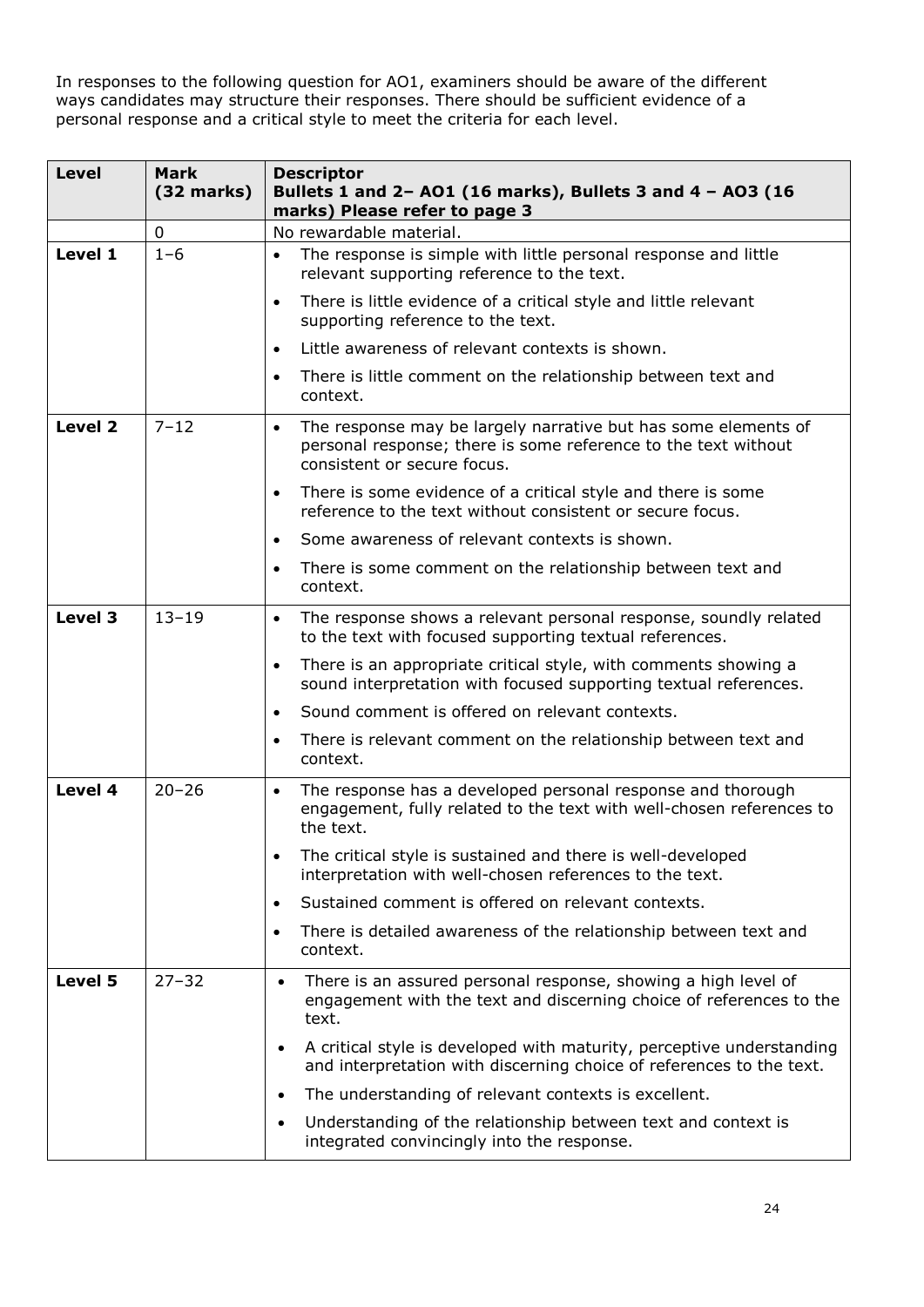In responses to the following question for AO1, examiners should be aware of the different ways candidates may structure their responses. There should be sufficient evidence of a personal response and a critical style to meet the criteria for each level.

| **Level** | **Mark (32 marks)** | **Descriptor**<br>**Bullets 1 and 2– AO1 (16 marks), Bullets 3 and 4 – AO3 (16 marks) Please refer to page 3** |
|---|---|---|
| | 0 | No rewardable material. |
| **Level 1** | 1–6 | • The response is simple with little personal response and little relevant supporting reference to the text.<br>• There is little evidence of a critical style and little relevant supporting reference to the text.<br>• Little awareness of relevant contexts is shown.<br>• There is little comment on the relationship between text and context. |
| **Level 2** | 7–12 | • The response may be largely narrative but has some elements of personal response; there is some reference to the text without consistent or secure focus.<br>• There is some evidence of a critical style and there is some reference to the text without consistent or secure focus.<br>• Some awareness of relevant contexts is shown.<br>• There is some comment on the relationship between text and context. |
| **Level 3** | 13–19 | • The response shows a relevant personal response, soundly related to the text with focused supporting textual references.<br>• There is an appropriate critical style, with comments showing a sound interpretation with focused supporting textual references.<br>• Sound comment is offered on relevant contexts.<br>• There is relevant comment on the relationship between text and context. |
| **Level 4** | 20–26 | • The response has a developed personal response and thorough engagement, fully related to the text with well-chosen references to the text.<br>• The critical style is sustained and there is well-developed interpretation with well-chosen references to the text.<br>• Sustained comment is offered on relevant contexts.<br>• There is detailed awareness of the relationship between text and context. |
| **Level 5** | 27–32 | • There is an assured personal response, showing a high level of engagement with the text and discerning choice of references to the text.<br>• A critical style is developed with maturity, perceptive understanding and interpretation with discerning choice of references to the text.<br>• The understanding of relevant contexts is excellent.<br>• Understanding of the relationship between text and context is integrated convincingly into the response. |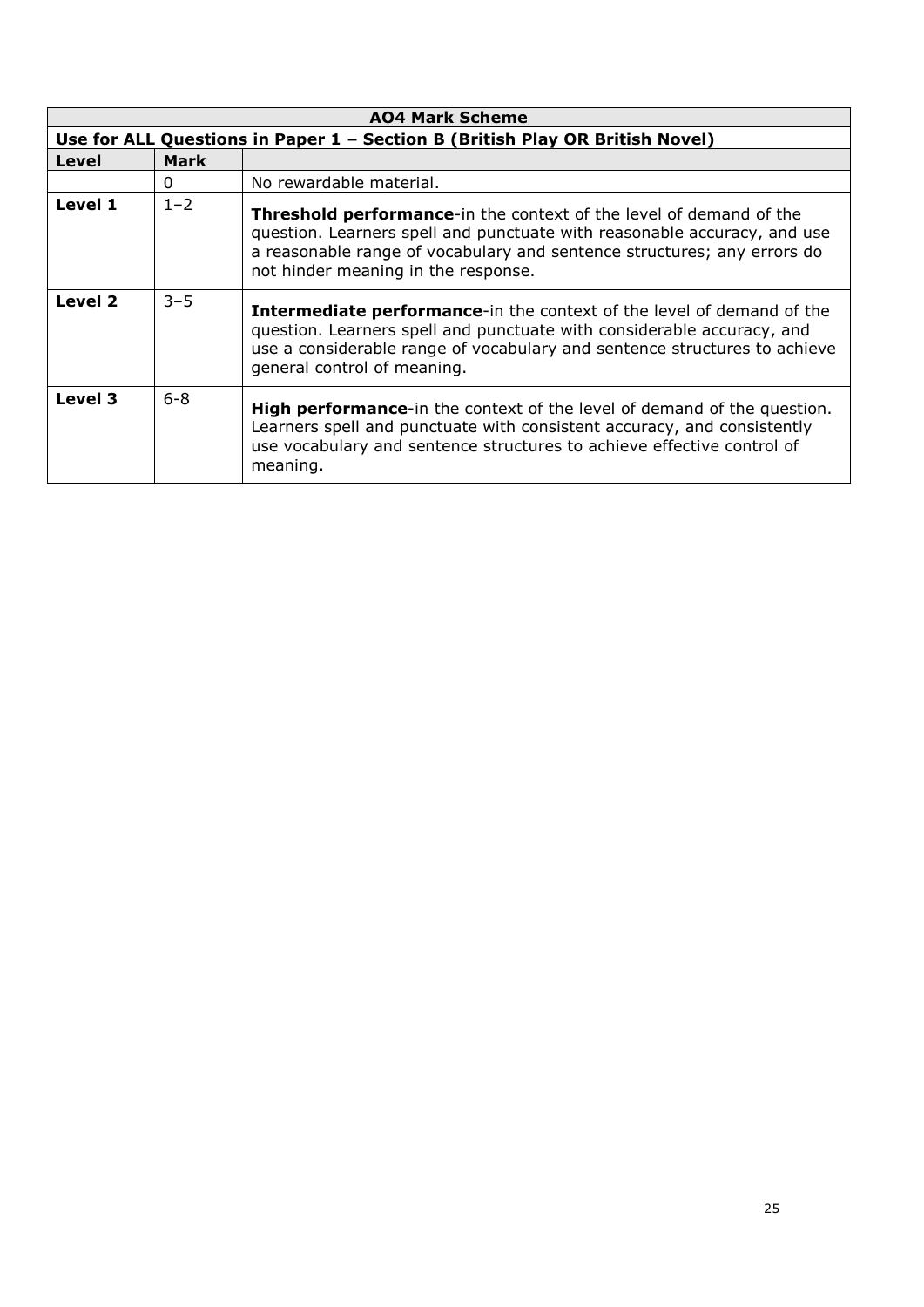| AO4 Mark Scheme | | |
|---|---|---|
| **Use for ALL Questions in Paper 1 – Section B (British Play OR British Novel)** | | |
| **Level** | **Mark** | |
| | 0 | No rewardable material. |
| **Level 1** | 1–2 | **Threshold performance**-in the context of the level of demand of the question. Learners spell and punctuate with reasonable accuracy, and use a reasonable range of vocabulary and sentence structures; any errors do not hinder meaning in the response. |
| **Level 2** | 3–5 | **Intermediate performance**-in the context of the level of demand of the question. Learners spell and punctuate with considerable accuracy, and use a considerable range of vocabulary and sentence structures to achieve general control of meaning. |
| **Level 3** | 6-8 | **High performance**-in the context of the level of demand of the question. Learners spell and punctuate with consistent accuracy, and consistently use vocabulary and sentence structures to achieve effective control of meaning. |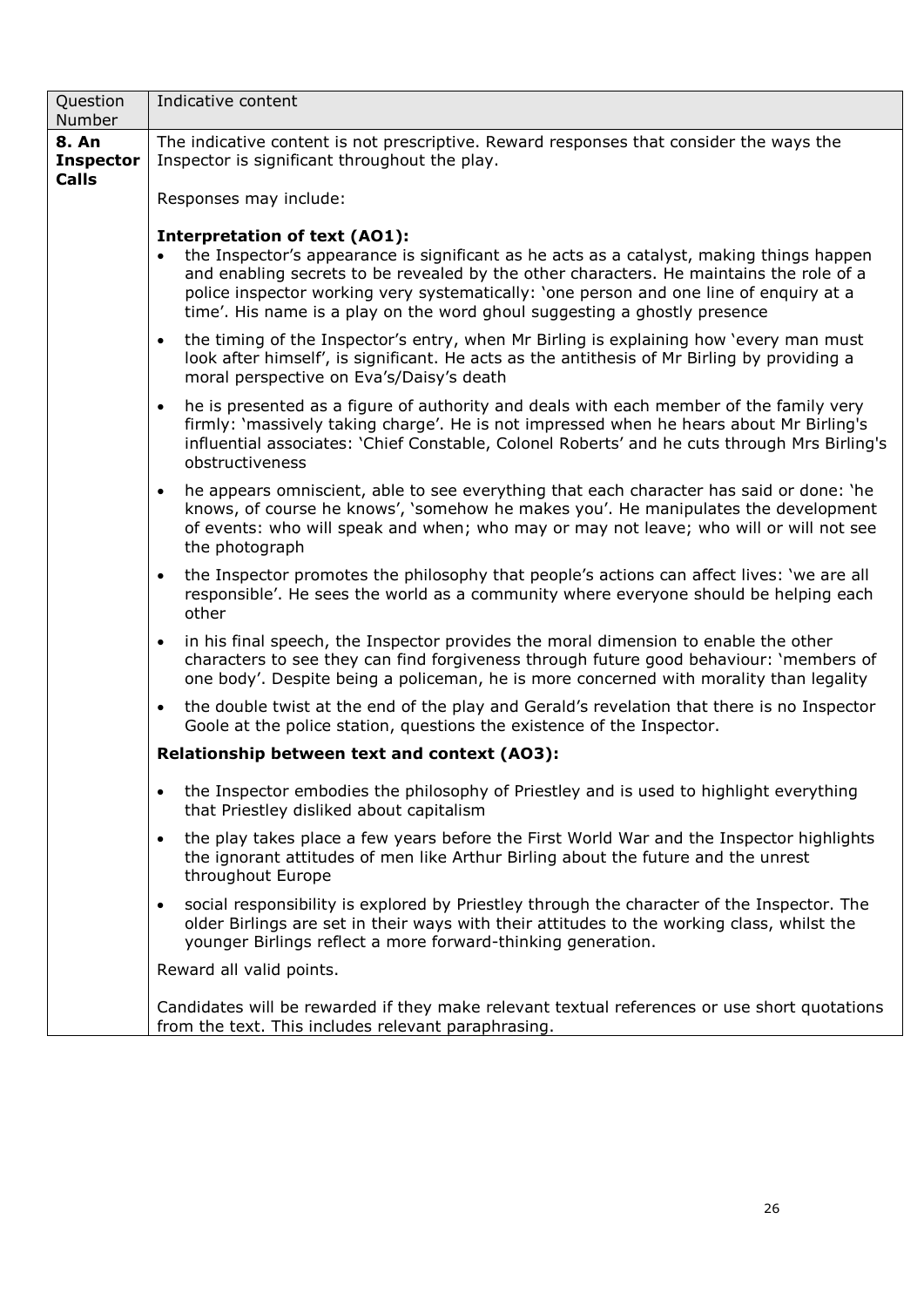| Question Number | Indicative content |
|---|---|
| **8. An Inspector Calls** | The indicative content is not prescriptive. Reward responses that consider the ways the Inspector is significant throughout the play.<br><br>Responses may include:<br><br>**Interpretation of text (AO1):**<br>• the Inspector's appearance is significant as he acts as a catalyst, making things happen and enabling secrets to be revealed by the other characters. He maintains the role of a police inspector working very systematically: 'one person and one line of enquiry at a time'. His name is a play on the word ghoul suggesting a ghostly presence<br>• the timing of the Inspector's entry, when Mr Birling is explaining how 'every man must look after himself', is significant. He acts as the antithesis of Mr Birling by providing a moral perspective on Eva's/Daisy's death<br>• he is presented as a figure of authority and deals with each member of the family very firmly: 'massively taking charge'. He is not impressed when he hears about Mr Birling's influential associates: 'Chief Constable, Colonel Roberts' and he cuts through Mrs Birling's obstructiveness<br>• he appears omniscient, able to see everything that each character has said or done: 'he knows, of course he knows', 'somehow he makes you'. He manipulates the development of events: who will speak and when; who may or may not leave; who will or will not see the photograph<br>• the Inspector promotes the philosophy that people's actions can affect lives: 'we are all responsible'. He sees the world as a community where everyone should be helping each other<br>• in his final speech, the Inspector provides the moral dimension to enable the other characters to see they can find forgiveness through future good behaviour: 'members of one body'. Despite being a policeman, he is more concerned with morality than legality<br>• the double twist at the end of the play and Gerald's revelation that there is no Inspector Goole at the police station, questions the existence of the Inspector.<br><br>**Relationship between text and context (AO3):**<br>• the Inspector embodies the philosophy of Priestley and is used to highlight everything that Priestley disliked about capitalism<br>• the play takes place a few years before the First World War and the Inspector highlights the ignorant attitudes of men like Arthur Birling about the future and the unrest throughout Europe<br>• social responsibility is explored by Priestley through the character of the Inspector. The older Birlings are set in their ways with their attitudes to the working class, whilst the younger Birlings reflect a more forward-thinking generation.<br><br>Reward all valid points.<br><br>Candidates will be rewarded if they make relevant textual references or use short quotations from the text. This includes relevant paraphrasing. |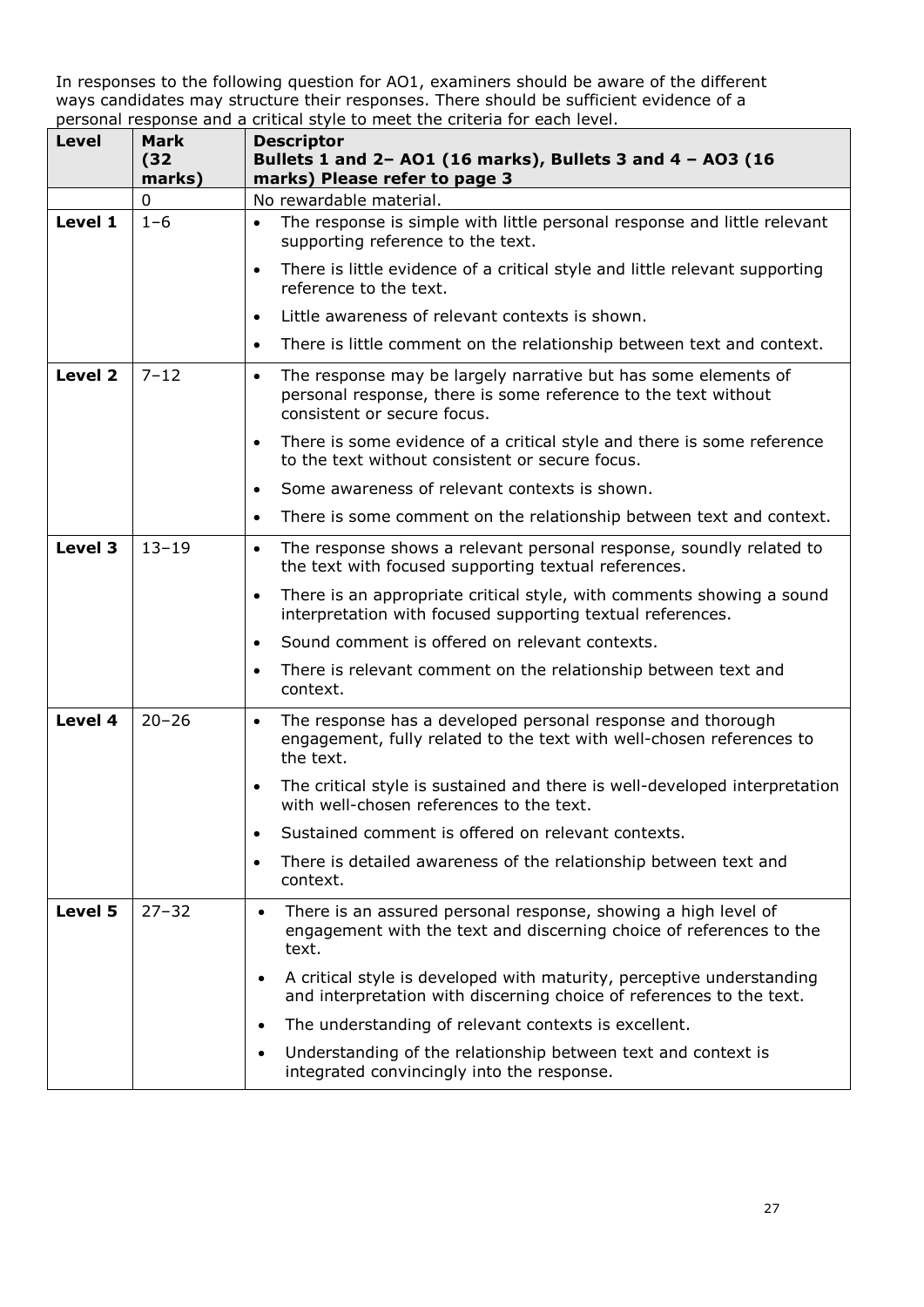In responses to the following question for AO1, examiners should be aware of the different ways candidates may structure their responses. There should be sufficient evidence of a personal response and a critical style to meet the criteria for each level.

| Level | Mark (32 marks) | Descriptor<br>Bullets 1 and 2– AO1 (16 marks), Bullets 3 and 4 – AO3 (16 marks) Please refer to page 3 |
|---|---|---|
| | 0 | No rewardable material. |
| Level 1 | 1–6 | • The response is simple with little personal response and little relevant supporting reference to the text.<br>• There is little evidence of a critical style and little relevant supporting reference to the text.<br>• Little awareness of relevant contexts is shown.<br>• There is little comment on the relationship between text and context. |
| Level 2 | 7–12 | • The response may be largely narrative but has some elements of personal response, there is some reference to the text without consistent or secure focus.<br>• There is some evidence of a critical style and there is some reference to the text without consistent or secure focus.<br>• Some awareness of relevant contexts is shown.<br>• There is some comment on the relationship between text and context. |
| Level 3 | 13–19 | • The response shows a relevant personal response, soundly related to the text with focused supporting textual references.<br>• There is an appropriate critical style, with comments showing a sound interpretation with focused supporting textual references.<br>• Sound comment is offered on relevant contexts.<br>• There is relevant comment on the relationship between text and context. |
| Level 4 | 20–26 | • The response has a developed personal response and thorough engagement, fully related to the text with well-chosen references to the text.<br>• The critical style is sustained and there is well-developed interpretation with well-chosen references to the text.<br>• Sustained comment is offered on relevant contexts.<br>• There is detailed awareness of the relationship between text and context. |
| Level 5 | 27–32 | • There is an assured personal response, showing a high level of engagement with the text and discerning choice of references to the text.<br>• A critical style is developed with maturity, perceptive understanding and interpretation with discerning choice of references to the text.<br>• The understanding of relevant contexts is excellent.<br>• Understanding of the relationship between text and context is integrated convincingly into the response. |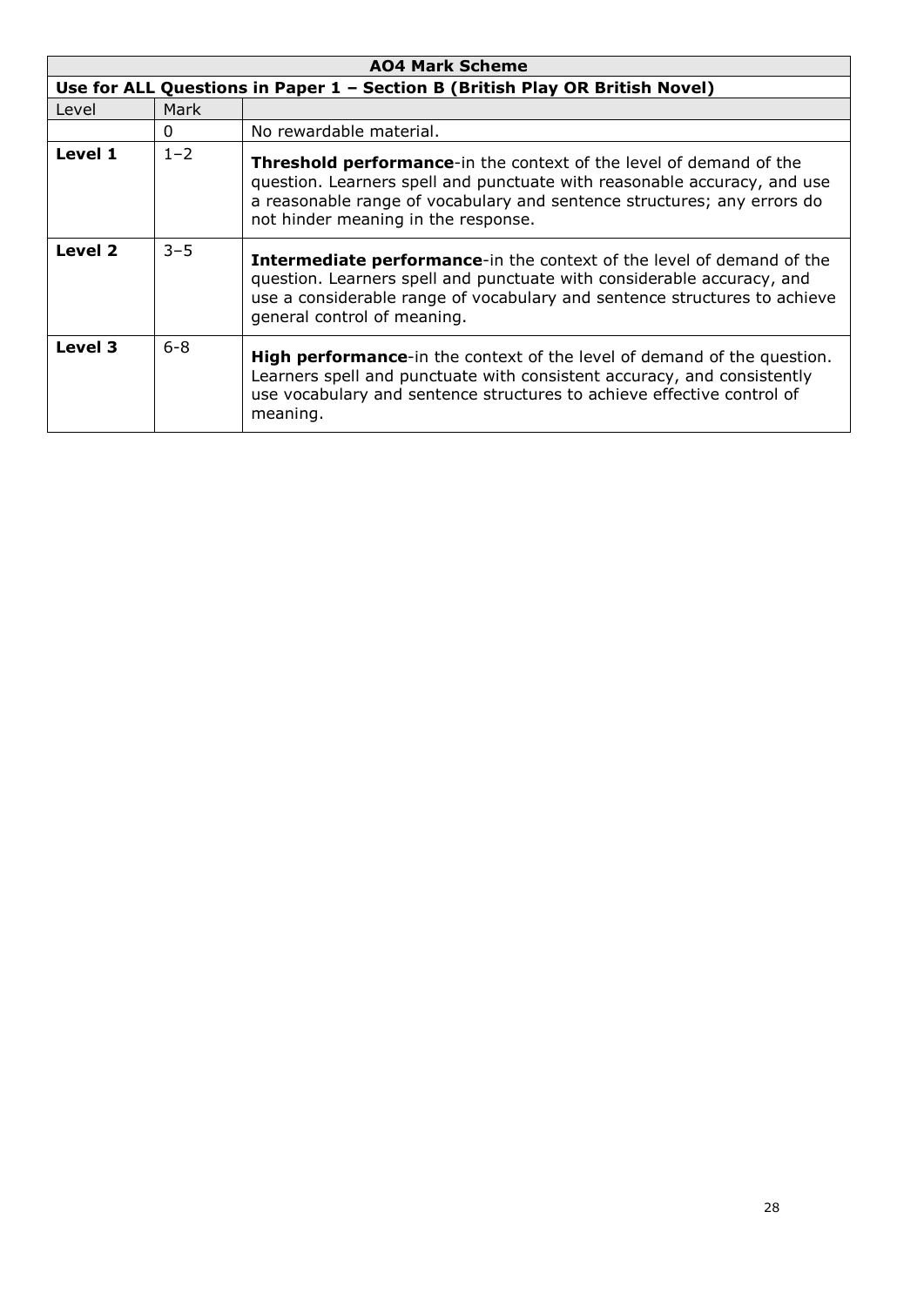| AO4 Mark Scheme | | |
|---|---|---|
| **Use for ALL Questions in Paper 1 – Section B (British Play OR British Novel)** | | |
| Level | Mark | |
| | 0 | No rewardable material. |
| **Level 1** | 1–2 | **Threshold performance**-in the context of the level of demand of the question. Learners spell and punctuate with reasonable accuracy, and use a reasonable range of vocabulary and sentence structures; any errors do not hinder meaning in the response. |
| **Level 2** | 3–5 | **Intermediate performance**-in the context of the level of demand of the question. Learners spell and punctuate with considerable accuracy, and use a considerable range of vocabulary and sentence structures to achieve general control of meaning. |
| **Level 3** | 6-8 | **High performance**-in the context of the level of demand of the question. Learners spell and punctuate with consistent accuracy, and consistently use vocabulary and sentence structures to achieve effective control of meaning. |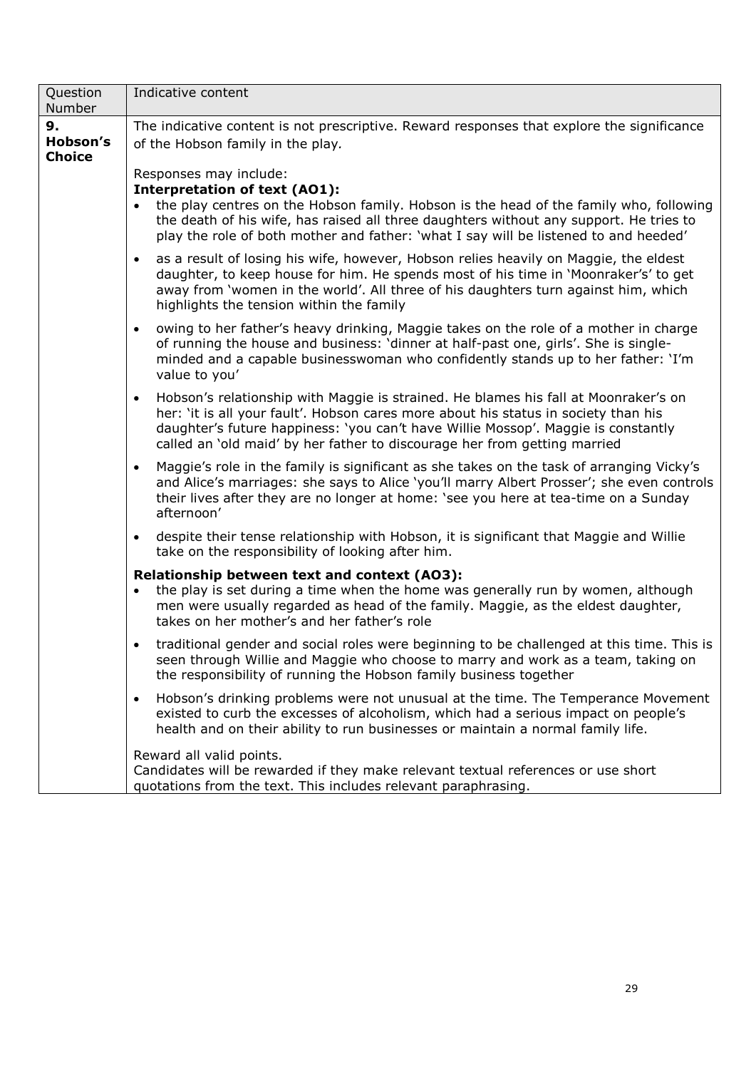| Question Number | Indicative content |
|---|---|
| **9. Hobson's Choice** | The indicative content is not prescriptive. Reward responses that explore the significance of the Hobson family in the play.<br><br>Responses may include:<br>**Interpretation of text (AO1):**<br>• the play centres on the Hobson family. Hobson is the head of the family who, following the death of his wife, has raised all three daughters without any support. He tries to play the role of both mother and father: 'what I say will be listened to and heeded'<br>• as a result of losing his wife, however, Hobson relies heavily on Maggie, the eldest daughter, to keep house for him. He spends most of his time in 'Moonraker's' to get away from 'women in the world'. All three of his daughters turn against him, which highlights the tension within the family<br>• owing to her father's heavy drinking, Maggie takes on the role of a mother in charge of running the house and business: 'dinner at half-past one, girls'. She is single-minded and a capable businesswoman who confidently stands up to her father: 'I'm value to you'<br>• Hobson's relationship with Maggie is strained. He blames his fall at Moonraker's on her: 'it is all your fault'. Hobson cares more about his status in society than his daughter's future happiness: 'you can't have Willie Mossop'. Maggie is constantly called an 'old maid' by her father to discourage her from getting married<br>• Maggie's role in the family is significant as she takes on the task of arranging Vicky's and Alice's marriages: she says to Alice 'you'll marry Albert Prosser'; she even controls their lives after they are no longer at home: 'see you here at tea-time on a Sunday afternoon'<br>• despite their tense relationship with Hobson, it is significant that Maggie and Willie take on the responsibility of looking after him.<br><br>**Relationship between text and context (AO3):**<br>• the play is set during a time when the home was generally run by women, although men were usually regarded as head of the family. Maggie, as the eldest daughter, takes on her mother's and her father's role<br>• traditional gender and social roles were beginning to be challenged at this time. This is seen through Willie and Maggie who choose to marry and work as a team, taking on the responsibility of running the Hobson family business together<br>• Hobson's drinking problems were not unusual at the time. The Temperance Movement existed to curb the excesses of alcoholism, which had a serious impact on people's health and on their ability to run businesses or maintain a normal family life.<br><br>Reward all valid points.<br>Candidates will be rewarded if they make relevant textual references or use short quotations from the text. This includes relevant paraphrasing. |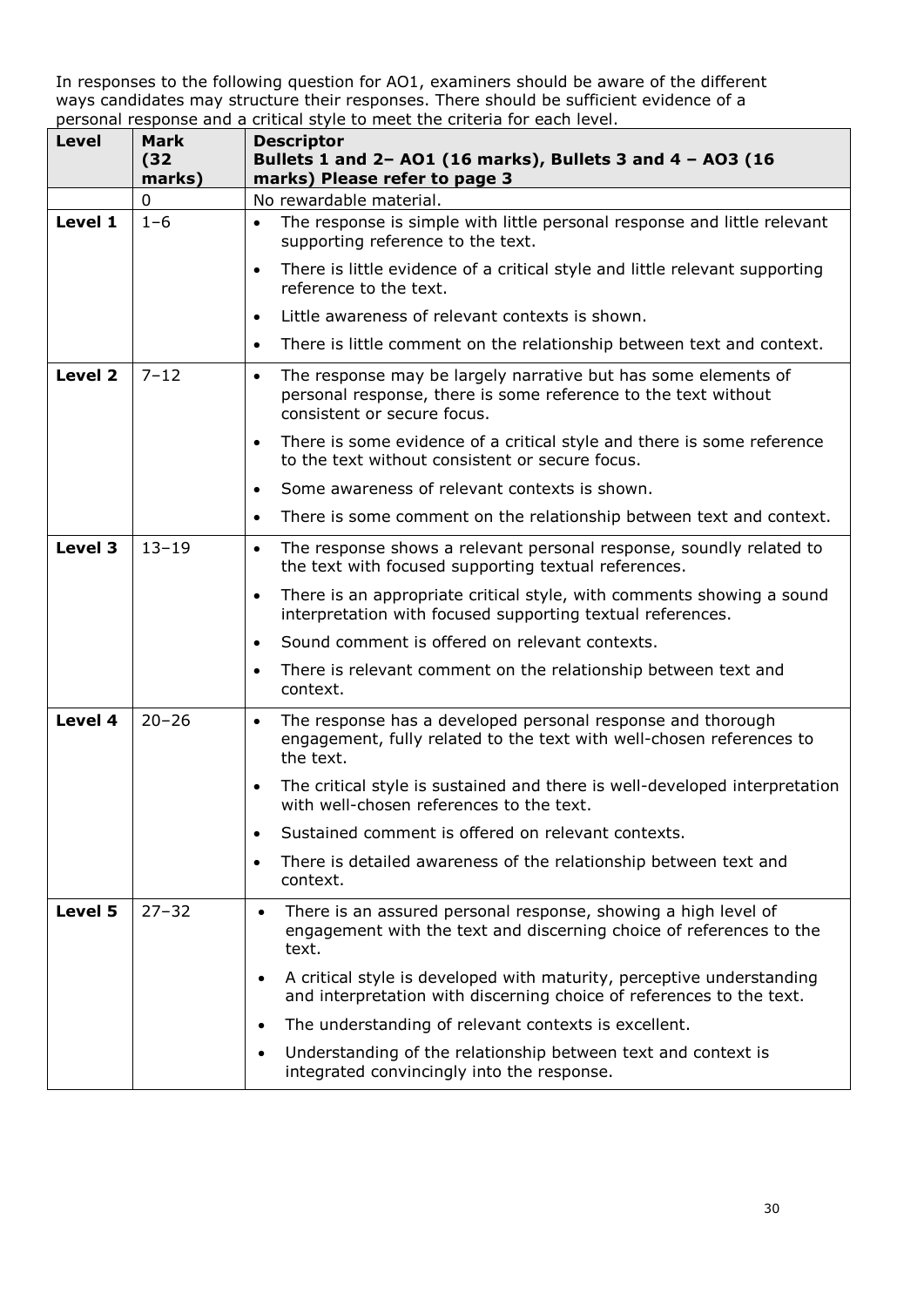In responses to the following question for AO1, examiners should be aware of the different ways candidates may structure their responses. There should be sufficient evidence of a personal response and a critical style to meet the criteria for each level.

| Level | Mark (32 marks) | Descriptor<br>Bullets 1 and 2– AO1 (16 marks), Bullets 3 and 4 – AO3 (16 marks) Please refer to page 3 |
|---|---|---|
| | 0 | No rewardable material. |
| **Level 1** | 1–6 | • The response is simple with little personal response and little relevant supporting reference to the text.<br>• There is little evidence of a critical style and little relevant supporting reference to the text.<br>• Little awareness of relevant contexts is shown.<br>• There is little comment on the relationship between text and context. |
| **Level 2** | 7–12 | • The response may be largely narrative but has some elements of personal response, there is some reference to the text without consistent or secure focus.<br>• There is some evidence of a critical style and there is some reference to the text without consistent or secure focus.<br>• Some awareness of relevant contexts is shown.<br>• There is some comment on the relationship between text and context. |
| **Level 3** | 13–19 | • The response shows a relevant personal response, soundly related to the text with focused supporting textual references.<br>• There is an appropriate critical style, with comments showing a sound interpretation with focused supporting textual references.<br>• Sound comment is offered on relevant contexts.<br>• There is relevant comment on the relationship between text and context. |
| **Level 4** | 20–26 | • The response has a developed personal response and thorough engagement, fully related to the text with well-chosen references to the text.<br>• The critical style is sustained and there is well-developed interpretation with well-chosen references to the text.<br>• Sustained comment is offered on relevant contexts.<br>• There is detailed awareness of the relationship between text and context. |
| **Level 5** | 27–32 | • There is an assured personal response, showing a high level of engagement with the text and discerning choice of references to the text.<br>• A critical style is developed with maturity, perceptive understanding and interpretation with discerning choice of references to the text.<br>• The understanding of relevant contexts is excellent.<br>• Understanding of the relationship between text and context is integrated convincingly into the response. |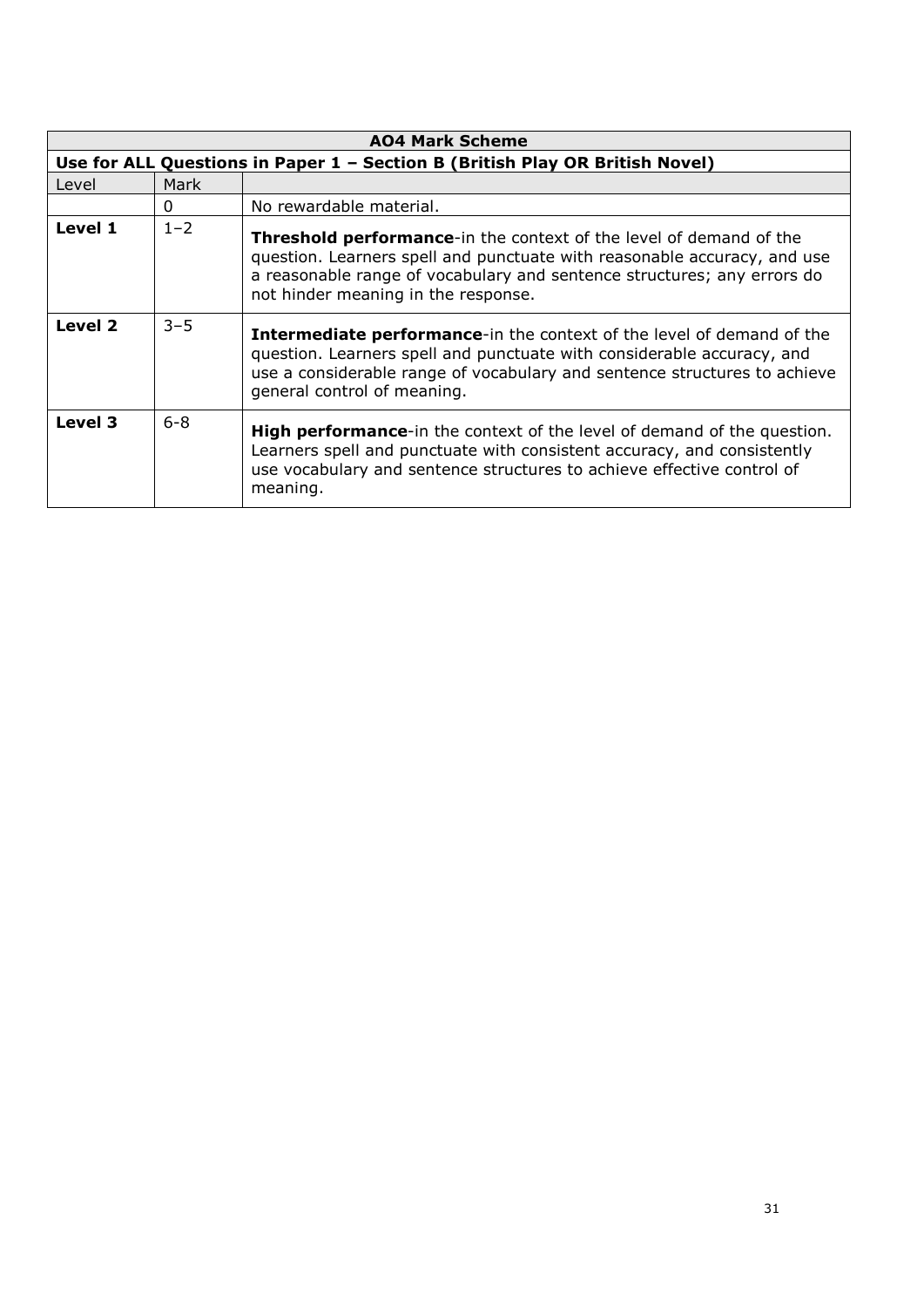| AO4 Mark Scheme | | |
|---|---|---|
| **Use for ALL Questions in Paper 1 – Section B (British Play OR British Novel)** | | |
| Level | Mark | |
| | 0 | No rewardable material. |
| **Level 1** | 1–2 | **Threshold performance**-in the context of the level of demand of the question. Learners spell and punctuate with reasonable accuracy, and use a reasonable range of vocabulary and sentence structures; any errors do not hinder meaning in the response. |
| **Level 2** | 3–5 | **Intermediate performance**-in the context of the level of demand of the question. Learners spell and punctuate with considerable accuracy, and use a considerable range of vocabulary and sentence structures to achieve general control of meaning. |
| **Level 3** | 6-8 | **High performance**-in the context of the level of demand of the question. Learners spell and punctuate with consistent accuracy, and consistently use vocabulary and sentence structures to achieve effective control of meaning. |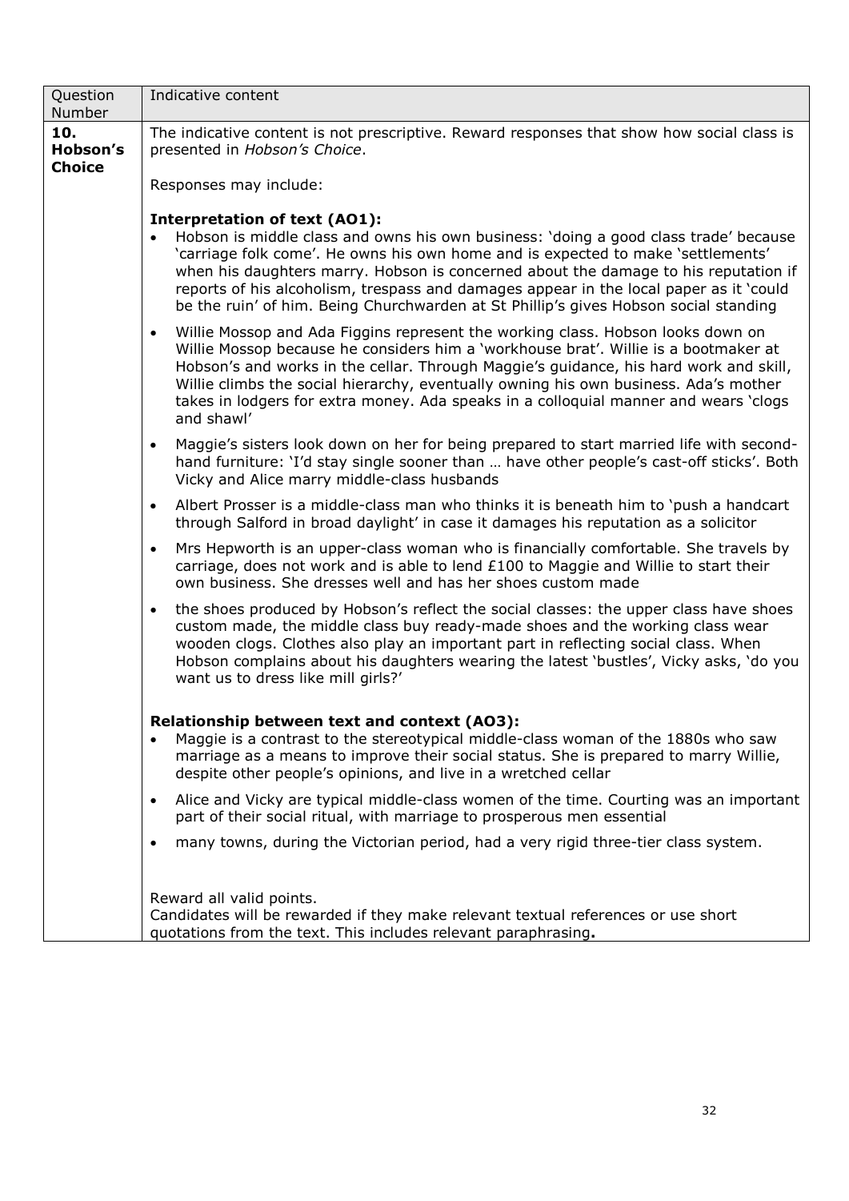| Question Number | Indicative content |
|---|---|
| **10. Hobson's Choice** | The indicative content is not prescriptive. Reward responses that show how social class is presented in *Hobson's Choice*.<br><br>Responses may include:<br><br>**Interpretation of text (AO1):**<br>• Hobson is middle class and owns his own business: 'doing a good class trade' because 'carriage folk come'. He owns his own home and is expected to make 'settlements' when his daughters marry. Hobson is concerned about the damage to his reputation if reports of his alcoholism, trespass and damages appear in the local paper as it 'could be the ruin' of him. Being Churchwarden at St Phillip's gives Hobson social standing<br>• Willie Mossop and Ada Figgins represent the working class. Hobson looks down on Willie Mossop because he considers him a 'workhouse brat'. Willie is a bootmaker at Hobson's and works in the cellar. Through Maggie's guidance, his hard work and skill, Willie climbs the social hierarchy, eventually owning his own business. Ada's mother takes in lodgers for extra money. Ada speaks in a colloquial manner and wears 'clogs and shawl'<br>• Maggie's sisters look down on her for being prepared to start married life with second-hand furniture: 'I'd stay single sooner than … have other people's cast-off sticks'. Both Vicky and Alice marry middle-class husbands<br>• Albert Prosser is a middle-class man who thinks it is beneath him to 'push a handcart through Salford in broad daylight' in case it damages his reputation as a solicitor<br>• Mrs Hepworth is an upper-class woman who is financially comfortable. She travels by carriage, does not work and is able to lend £100 to Maggie and Willie to start their own business. She dresses well and has her shoes custom made<br>• the shoes produced by Hobson's reflect the social classes: the upper class have shoes custom made, the middle class buy ready-made shoes and the working class wear wooden clogs. Clothes also play an important part in reflecting social class. When Hobson complains about his daughters wearing the latest 'bustles', Vicky asks, 'do you want us to dress like mill girls?'<br><br>**Relationship between text and context (AO3):**<br>• Maggie is a contrast to the stereotypical middle-class woman of the 1880s who saw marriage as a means to improve their social status. She is prepared to marry Willie, despite other people's opinions, and live in a wretched cellar<br>• Alice and Vicky are typical middle-class women of the time. Courting was an important part of their social ritual, with marriage to prosperous men essential<br>• many towns, during the Victorian period, had a very rigid three-tier class system.<br><br>Reward all valid points.<br>Candidates will be rewarded if they make relevant textual references or use short quotations from the text. This includes relevant paraphrasing**.** |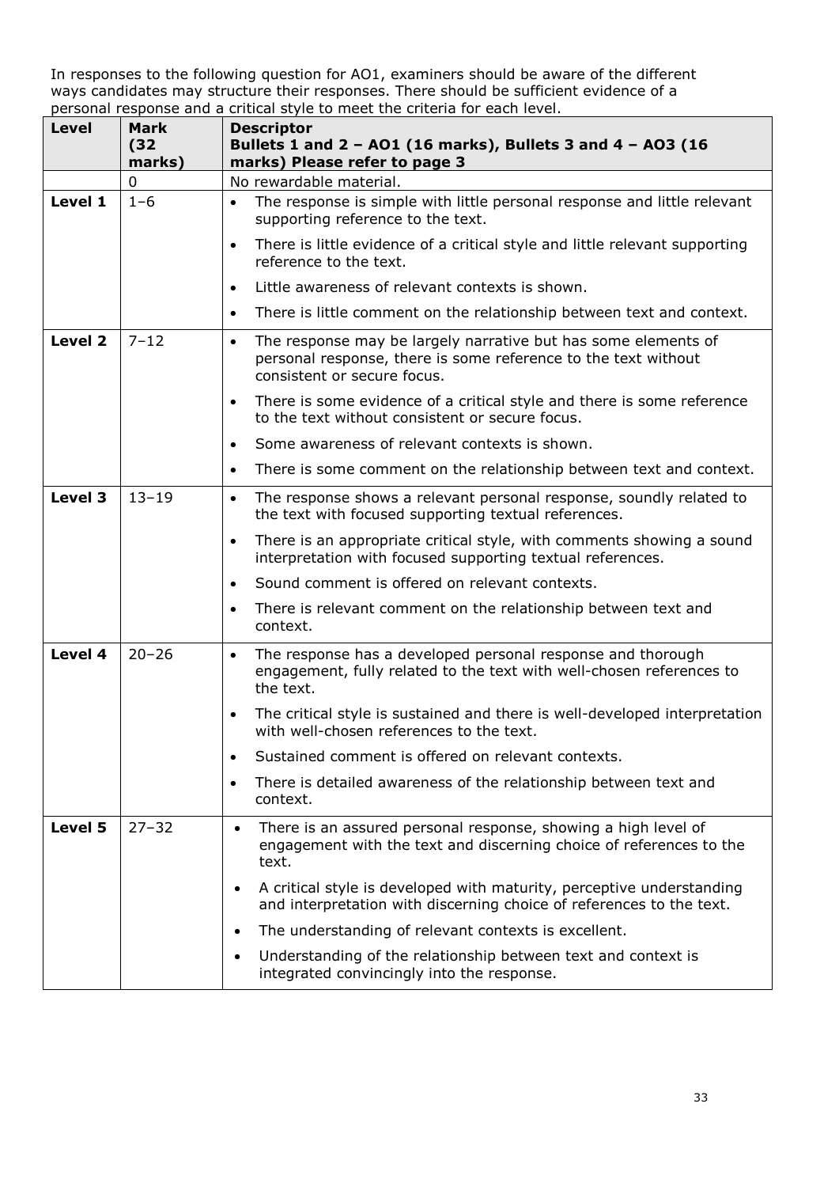In responses to the following question for AO1, examiners should be aware of the different ways candidates may structure their responses. There should be sufficient evidence of a personal response and a critical style to meet the criteria for each level.

| Level | Mark (32 marks) | Descriptor<br>Bullets 1 and 2 – AO1 (16 marks), Bullets 3 and 4 – AO3 (16 marks) Please refer to page 3 |
|---|---|---|
| | 0 | No rewardable material. |
| **Level 1** | 1–6 | • The response is simple with little personal response and little relevant supporting reference to the text.<br>• There is little evidence of a critical style and little relevant supporting reference to the text.<br>• Little awareness of relevant contexts is shown.<br>• There is little comment on the relationship between text and context. |
| **Level 2** | 7–12 | • The response may be largely narrative but has some elements of personal response, there is some reference to the text without consistent or secure focus.<br>• There is some evidence of a critical style and there is some reference to the text without consistent or secure focus.<br>• Some awareness of relevant contexts is shown.<br>• There is some comment on the relationship between text and context. |
| **Level 3** | 13–19 | • The response shows a relevant personal response, soundly related to the text with focused supporting textual references.<br>• There is an appropriate critical style, with comments showing a sound interpretation with focused supporting textual references.<br>• Sound comment is offered on relevant contexts.<br>• There is relevant comment on the relationship between text and context. |
| **Level 4** | 20–26 | • The response has a developed personal response and thorough engagement, fully related to the text with well-chosen references to the text.<br>• The critical style is sustained and there is well-developed interpretation with well-chosen references to the text.<br>• Sustained comment is offered on relevant contexts.<br>• There is detailed awareness of the relationship between text and context. |
| **Level 5** | 27–32 | • There is an assured personal response, showing a high level of engagement with the text and discerning choice of references to the text.<br>• A critical style is developed with maturity, perceptive understanding and interpretation with discerning choice of references to the text.<br>• The understanding of relevant contexts is excellent.<br>• Understanding of the relationship between text and context is integrated convincingly into the response. |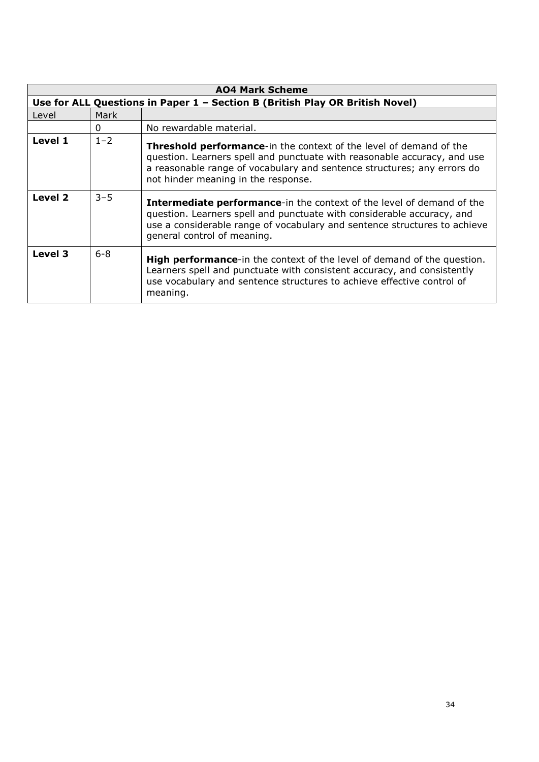| AO4 Mark Scheme | | |
|---|---|---|
| **Use for ALL Questions in Paper 1 – Section B (British Play OR British Novel)** | | |
| Level | Mark | |
| | 0 | No rewardable material. |
| **Level 1** | 1–2 | **Threshold performance**-in the context of the level of demand of the question. Learners spell and punctuate with reasonable accuracy, and use a reasonable range of vocabulary and sentence structures; any errors do not hinder meaning in the response. |
| **Level 2** | 3–5 | **Intermediate performance**-in the context of the level of demand of the question. Learners spell and punctuate with considerable accuracy, and use a considerable range of vocabulary and sentence structures to achieve general control of meaning. |
| **Level 3** | 6-8 | **High performance**-in the context of the level of demand of the question. Learners spell and punctuate with consistent accuracy, and consistently use vocabulary and sentence structures to achieve effective control of meaning. |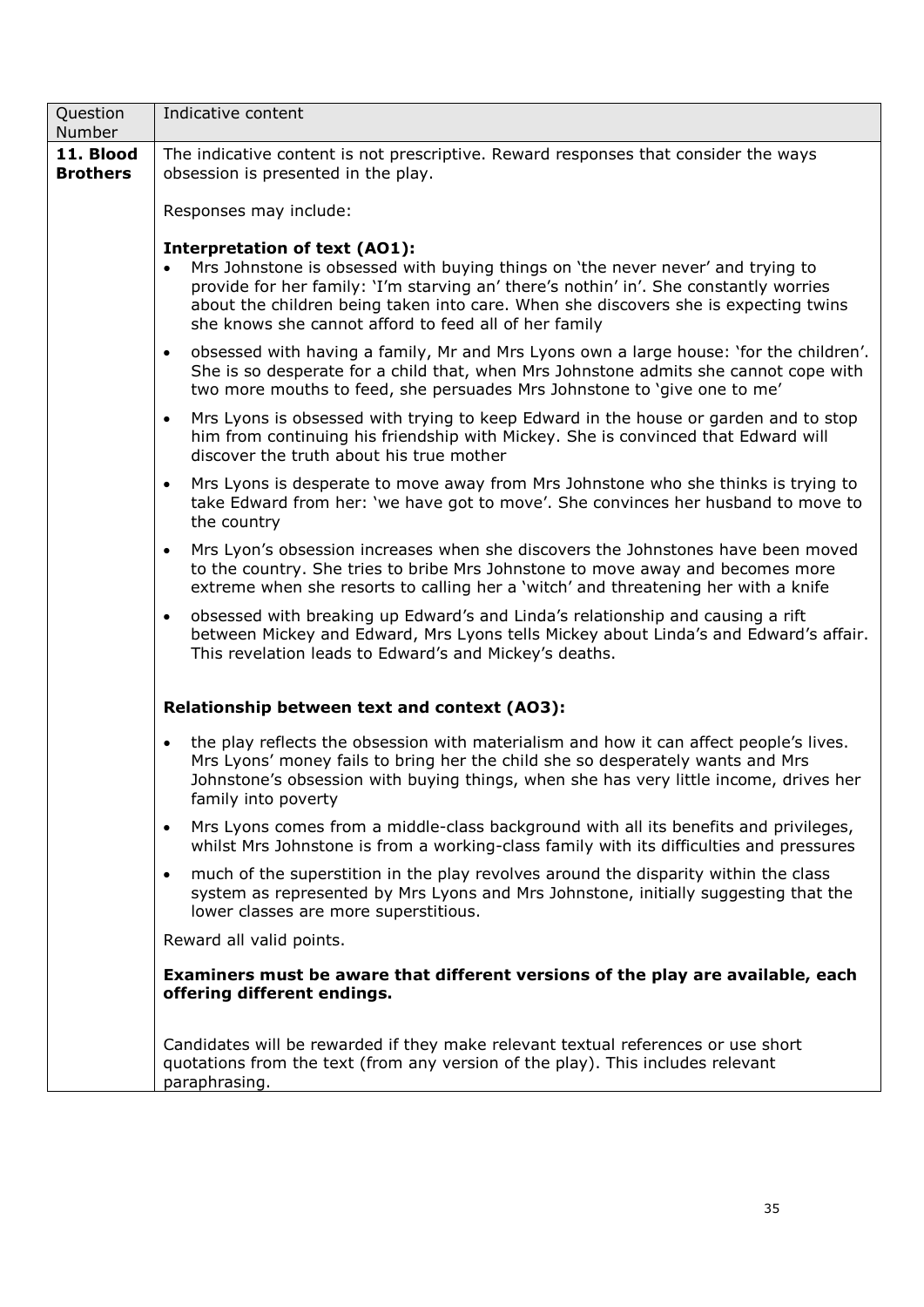| Question Number | Indicative content |
|---|---|
| **11. Blood Brothers** | The indicative content is not prescriptive. Reward responses that consider the ways obsession is presented in the play.<br><br>Responses may include:<br><br>**Interpretation of text (AO1):**<br>• Mrs Johnstone is obsessed with buying things on 'the never never' and trying to provide for her family: 'I'm starving an' there's nothin' in'. She constantly worries about the children being taken into care. When she discovers she is expecting twins she knows she cannot afford to feed all of her family<br>• obsessed with having a family, Mr and Mrs Lyons own a large house: 'for the children'. She is so desperate for a child that, when Mrs Johnstone admits she cannot cope with two more mouths to feed, she persuades Mrs Johnstone to 'give one to me'<br>• Mrs Lyons is obsessed with trying to keep Edward in the house or garden and to stop him from continuing his friendship with Mickey. She is convinced that Edward will discover the truth about his true mother<br>• Mrs Lyons is desperate to move away from Mrs Johnstone who she thinks is trying to take Edward from her: 'we have got to move'. She convinces her husband to move to the country<br>• Mrs Lyon's obsession increases when she discovers the Johnstones have been moved to the country. She tries to bribe Mrs Johnstone to move away and becomes more extreme when she resorts to calling her a 'witch' and threatening her with a knife<br>• obsessed with breaking up Edward's and Linda's relationship and causing a rift between Mickey and Edward, Mrs Lyons tells Mickey about Linda's and Edward's affair. This revelation leads to Edward's and Mickey's deaths.<br><br>**Relationship between text and context (AO3):**<br>• the play reflects the obsession with materialism and how it can affect people's lives. Mrs Lyons' money fails to bring her the child she so desperately wants and Mrs Johnstone's obsession with buying things, when she has very little income, drives her family into poverty<br>• Mrs Lyons comes from a middle-class background with all its benefits and privileges, whilst Mrs Johnstone is from a working-class family with its difficulties and pressures<br>• much of the superstition in the play revolves around the disparity within the class system as represented by Mrs Lyons and Mrs Johnstone, initially suggesting that the lower classes are more superstitious.<br><br>Reward all valid points.<br><br>**Examiners must be aware that different versions of the play are available, each offering different endings.**<br><br>Candidates will be rewarded if they make relevant textual references or use short quotations from the text (from any version of the play). This includes relevant paraphrasing. |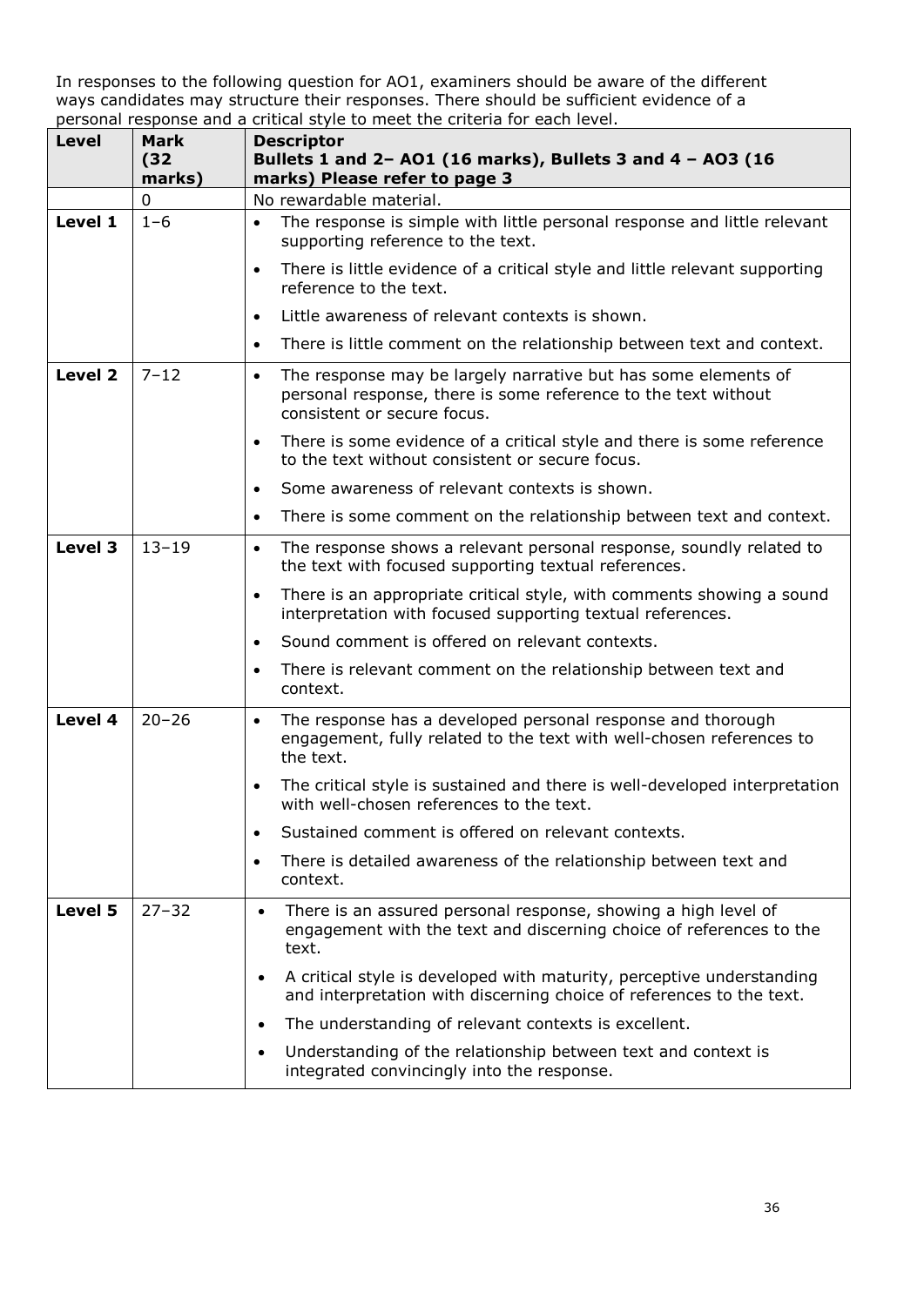In responses to the following question for AO1, examiners should be aware of the different ways candidates may structure their responses. There should be sufficient evidence of a personal response and a critical style to meet the criteria for each level.

| Level | Mark (32 marks) | Descriptor<br>Bullets 1 and 2– AO1 (16 marks), Bullets 3 and 4 – AO3 (16 marks) Please refer to page 3 |
|---|---|---|
| | 0 | No rewardable material. |
| Level 1 | 1–6 | • The response is simple with little personal response and little relevant supporting reference to the text.<br>• There is little evidence of a critical style and little relevant supporting reference to the text.<br>• Little awareness of relevant contexts is shown.<br>• There is little comment on the relationship between text and context. |
| Level 2 | 7–12 | • The response may be largely narrative but has some elements of personal response, there is some reference to the text without consistent or secure focus.<br>• There is some evidence of a critical style and there is some reference to the text without consistent or secure focus.<br>• Some awareness of relevant contexts is shown.<br>• There is some comment on the relationship between text and context. |
| Level 3 | 13–19 | • The response shows a relevant personal response, soundly related to the text with focused supporting textual references.<br>• There is an appropriate critical style, with comments showing a sound interpretation with focused supporting textual references.<br>• Sound comment is offered on relevant contexts.<br>• There is relevant comment on the relationship between text and context. |
| Level 4 | 20–26 | • The response has a developed personal response and thorough engagement, fully related to the text with well-chosen references to the text.<br>• The critical style is sustained and there is well-developed interpretation with well-chosen references to the text.<br>• Sustained comment is offered on relevant contexts.<br>• There is detailed awareness of the relationship between text and context. |
| Level 5 | 27–32 | • There is an assured personal response, showing a high level of engagement with the text and discerning choice of references to the text.<br>• A critical style is developed with maturity, perceptive understanding and interpretation with discerning choice of references to the text.<br>• The understanding of relevant contexts is excellent.<br>• Understanding of the relationship between text and context is integrated convincingly into the response. |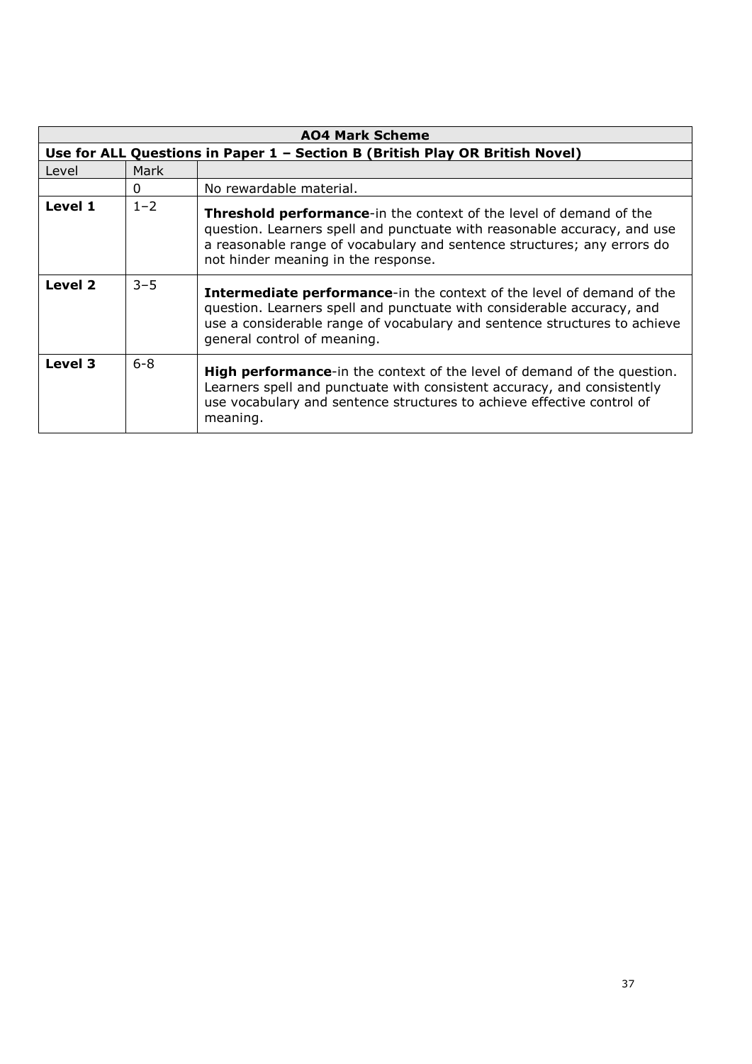| AO4 Mark Scheme | | |
|---|---|---|
| **Use for ALL Questions in Paper 1 – Section B (British Play OR British Novel)** | | |
| Level | Mark | |
| | 0 | No rewardable material. |
| **Level 1** | 1–2 | **Threshold performance**-in the context of the level of demand of the question. Learners spell and punctuate with reasonable accuracy, and use a reasonable range of vocabulary and sentence structures; any errors do not hinder meaning in the response. |
| **Level 2** | 3–5 | **Intermediate performance**-in the context of the level of demand of the question. Learners spell and punctuate with considerable accuracy, and use a considerable range of vocabulary and sentence structures to achieve general control of meaning. |
| **Level 3** | 6-8 | **High performance**-in the context of the level of demand of the question. Learners spell and punctuate with consistent accuracy, and consistently use vocabulary and sentence structures to achieve effective control of meaning. |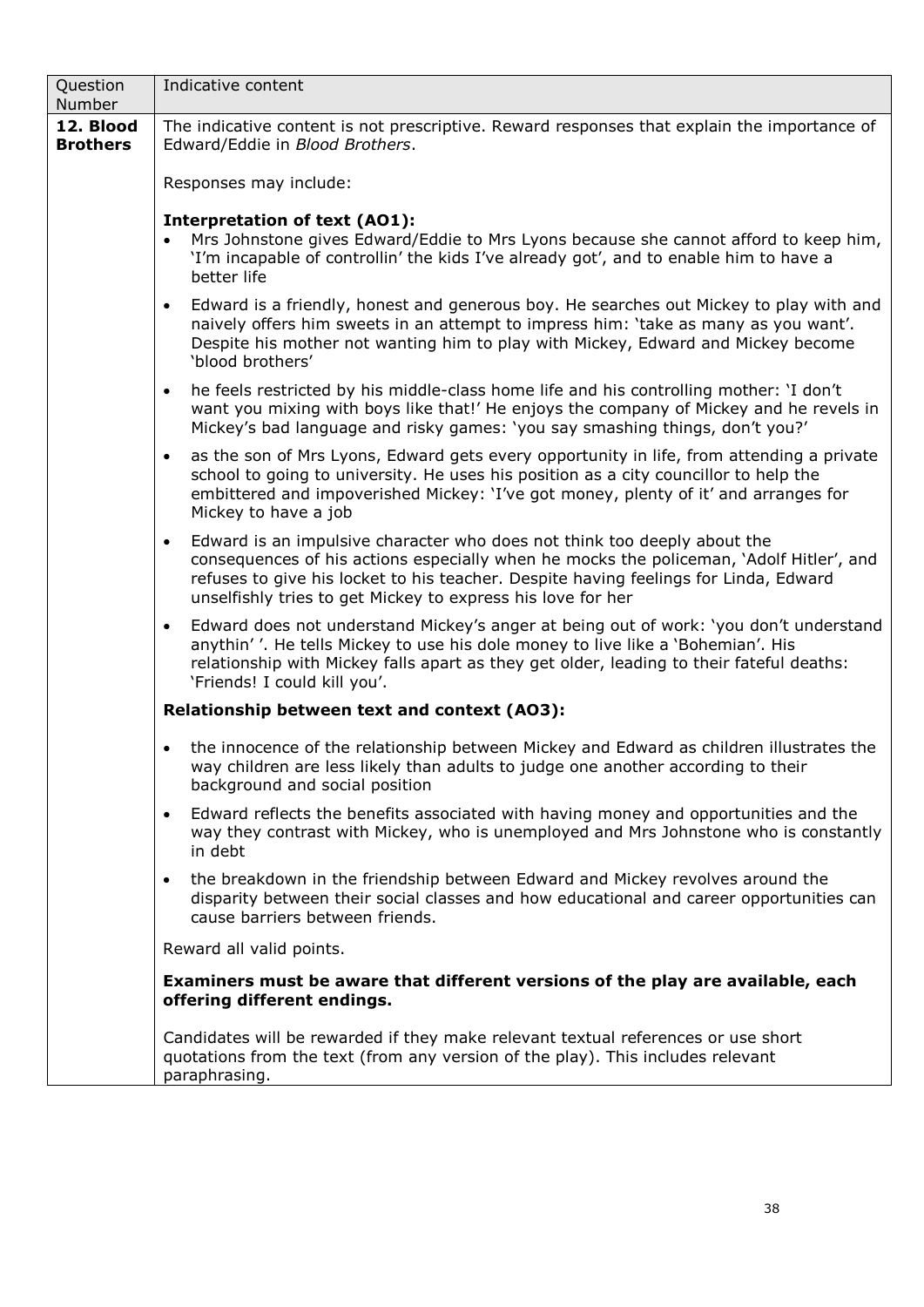| Question Number | Indicative content |
|---|---|
| **12. Blood Brothers** | The indicative content is not prescriptive. Reward responses that explain the importance of Edward/Eddie in *Blood Brothers*.<br><br>Responses may include:<br><br>**Interpretation of text (AO1):**<br>• Mrs Johnstone gives Edward/Eddie to Mrs Lyons because she cannot afford to keep him, 'I'm incapable of controllin' the kids I've already got', and to enable him to have a better life<br>• Edward is a friendly, honest and generous boy. He searches out Mickey to play with and naively offers him sweets in an attempt to impress him: 'take as many as you want'. Despite his mother not wanting him to play with Mickey, Edward and Mickey become 'blood brothers'<br>• he feels restricted by his middle-class home life and his controlling mother: 'I don't want you mixing with boys like that!' He enjoys the company of Mickey and he revels in Mickey's bad language and risky games: 'you say smashing things, don't you?'<br>• as the son of Mrs Lyons, Edward gets every opportunity in life, from attending a private school to going to university. He uses his position as a city councillor to help the embittered and impoverished Mickey: 'I've got money, plenty of it' and arranges for Mickey to have a job<br>• Edward is an impulsive character who does not think too deeply about the consequences of his actions especially when he mocks the policeman, 'Adolf Hitler', and refuses to give his locket to his teacher. Despite having feelings for Linda, Edward unselfishly tries to get Mickey to express his love for her<br>• Edward does not understand Mickey's anger at being out of work: 'you don't understand anythin' '. He tells Mickey to use his dole money to live like a 'Bohemian'. His relationship with Mickey falls apart as they get older, leading to their fateful deaths: 'Friends! I could kill you'.<br><br>**Relationship between text and context (AO3):**<br>• the innocence of the relationship between Mickey and Edward as children illustrates the way children are less likely than adults to judge one another according to their background and social position<br>• Edward reflects the benefits associated with having money and opportunities and the way they contrast with Mickey, who is unemployed and Mrs Johnstone who is constantly in debt<br>• the breakdown in the friendship between Edward and Mickey revolves around the disparity between their social classes and how educational and career opportunities can cause barriers between friends.<br><br>Reward all valid points.<br><br>**Examiners must be aware that different versions of the play are available, each offering different endings.**<br><br>Candidates will be rewarded if they make relevant textual references or use short quotations from the text (from any version of the play). This includes relevant paraphrasing. |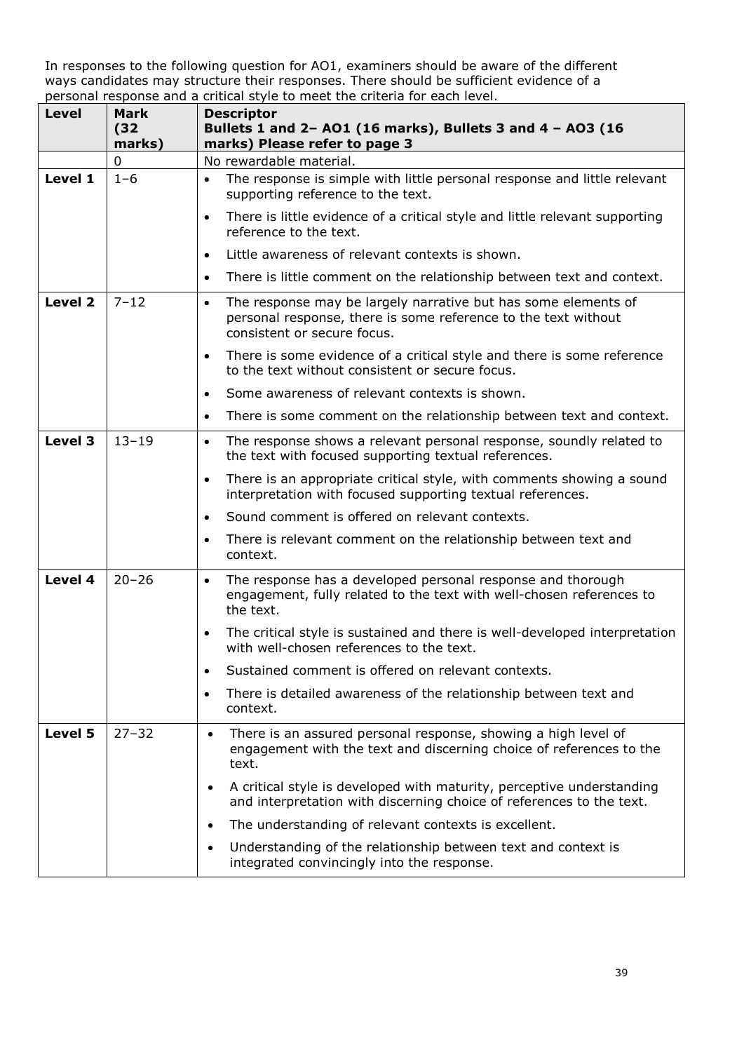In responses to the following question for AO1, examiners should be aware of the different ways candidates may structure their responses. There should be sufficient evidence of a personal response and a critical style to meet the criteria for each level.

| Level | Mark (32 marks) | Descriptor<br>Bullets 1 and 2– AO1 (16 marks), Bullets 3 and 4 – AO3 (16 marks) Please refer to page 3 |
|---|---|---|
| | 0 | No rewardable material. |
| Level 1 | 1–6 | • The response is simple with little personal response and little relevant supporting reference to the text.<br>• There is little evidence of a critical style and little relevant supporting reference to the text.<br>• Little awareness of relevant contexts is shown.<br>• There is little comment on the relationship between text and context. |
| Level 2 | 7–12 | • The response may be largely narrative but has some elements of personal response, there is some reference to the text without consistent or secure focus.<br>• There is some evidence of a critical style and there is some reference to the text without consistent or secure focus.<br>• Some awareness of relevant contexts is shown.<br>• There is some comment on the relationship between text and context. |
| Level 3 | 13–19 | • The response shows a relevant personal response, soundly related to the text with focused supporting textual references.<br>• There is an appropriate critical style, with comments showing a sound interpretation with focused supporting textual references.<br>• Sound comment is offered on relevant contexts.<br>• There is relevant comment on the relationship between text and context. |
| Level 4 | 20–26 | • The response has a developed personal response and thorough engagement, fully related to the text with well-chosen references to the text.<br>• The critical style is sustained and there is well-developed interpretation with well-chosen references to the text.<br>• Sustained comment is offered on relevant contexts.<br>• There is detailed awareness of the relationship between text and context. |
| Level 5 | 27–32 | • There is an assured personal response, showing a high level of engagement with the text and discerning choice of references to the text.<br>• A critical style is developed with maturity, perceptive understanding and interpretation with discerning choice of references to the text.<br>• The understanding of relevant contexts is excellent.<br>• Understanding of the relationship between text and context is integrated convincingly into the response. |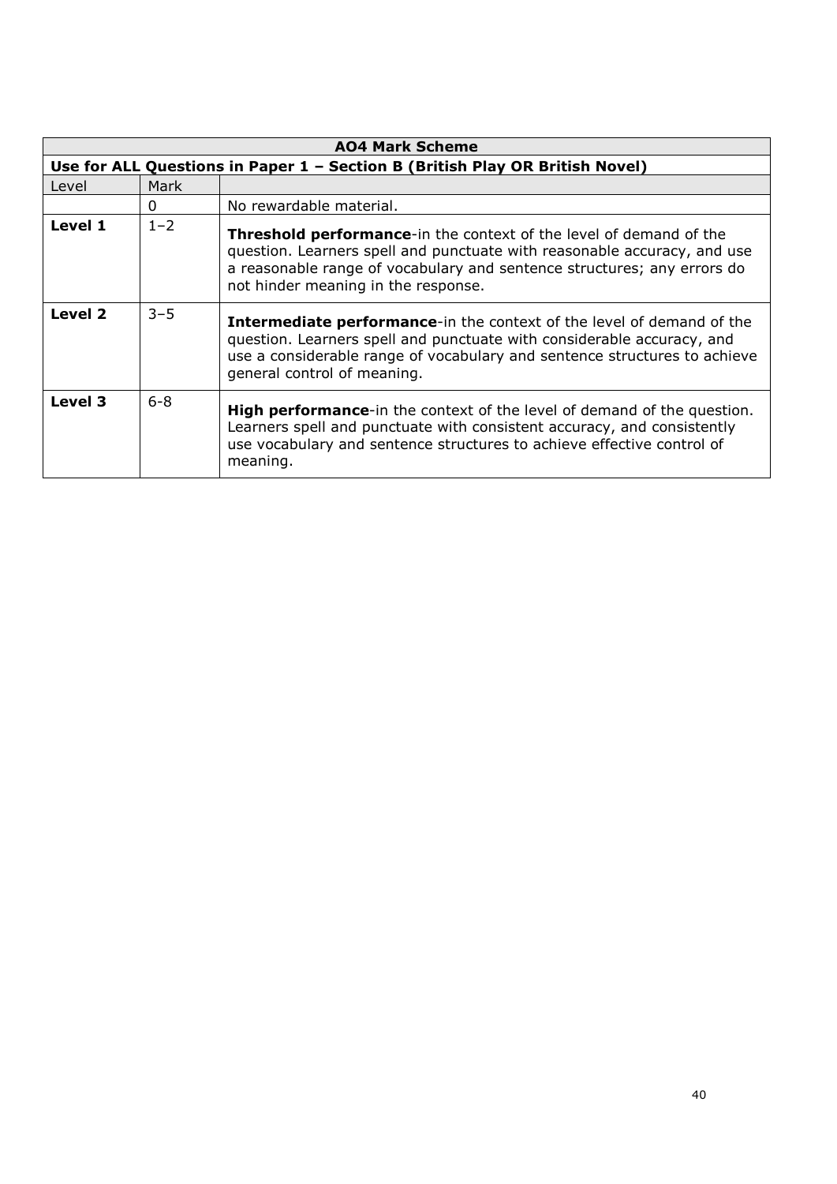| AO4 Mark Scheme | | |
|---|---|---|
| **Use for ALL Questions in Paper 1 – Section B (British Play OR British Novel)** | | |
| Level | Mark | |
| | 0 | No rewardable material. |
| **Level 1** | 1–2 | **Threshold performance**-in the context of the level of demand of the question. Learners spell and punctuate with reasonable accuracy, and use a reasonable range of vocabulary and sentence structures; any errors do not hinder meaning in the response. |
| **Level 2** | 3–5 | **Intermediate performance**-in the context of the level of demand of the question. Learners spell and punctuate with considerable accuracy, and use a considerable range of vocabulary and sentence structures to achieve general control of meaning. |
| **Level 3** | 6-8 | **High performance**-in the context of the level of demand of the question. Learners spell and punctuate with consistent accuracy, and consistently use vocabulary and sentence structures to achieve effective control of meaning. |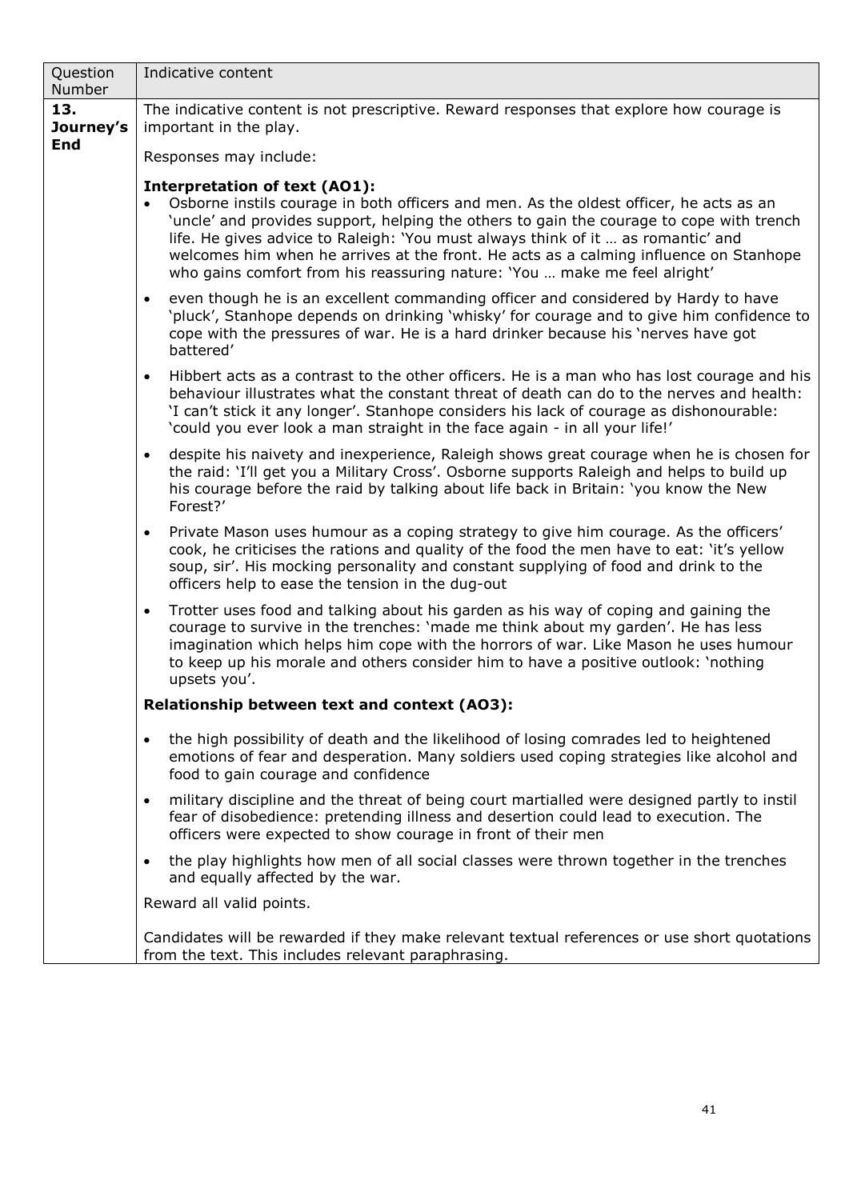| Question Number | Indicative content |
|---|---|
| **13. Journey's End** | The indicative content is not prescriptive. Reward responses that explore how courage is important in the play.<br><br>Responses may include:<br><br>**Interpretation of text (AO1):**<br>• Osborne instils courage in both officers and men. As the oldest officer, he acts as an 'uncle' and provides support, helping the others to gain the courage to cope with trench life. He gives advice to Raleigh: 'You must always think of it … as romantic' and welcomes him when he arrives at the front. He acts as a calming influence on Stanhope who gains comfort from his reassuring nature: 'You … make me feel alright'<br>• even though he is an excellent commanding officer and considered by Hardy to have 'pluck', Stanhope depends on drinking 'whisky' for courage and to give him confidence to cope with the pressures of war. He is a hard drinker because his 'nerves have got battered'<br>• Hibbert acts as a contrast to the other officers. He is a man who has lost courage and his behaviour illustrates what the constant threat of death can do to the nerves and health: 'I can't stick it any longer'. Stanhope considers his lack of courage as dishonourable: 'could you ever look a man straight in the face again - in all your life!'<br>• despite his naivety and inexperience, Raleigh shows great courage when he is chosen for the raid: 'I'll get you a Military Cross'. Osborne supports Raleigh and helps to build up his courage before the raid by talking about life back in Britain: 'you know the New Forest?'<br>• Private Mason uses humour as a coping strategy to give him courage. As the officers' cook, he criticises the rations and quality of the food the men have to eat: 'it's yellow soup, sir'. His mocking personality and constant supplying of food and drink to the officers help to ease the tension in the dug-out<br>• Trotter uses food and talking about his garden as his way of coping and gaining the courage to survive in the trenches: 'made me think about my garden'. He has less imagination which helps him cope with the horrors of war. Like Mason he uses humour to keep up his morale and others consider him to have a positive outlook: 'nothing upsets you'.<br><br>**Relationship between text and context (AO3):**<br>• the high possibility of death and the likelihood of losing comrades led to heightened emotions of fear and desperation. Many soldiers used coping strategies like alcohol and food to gain courage and confidence<br>• military discipline and the threat of being court martialled were designed partly to instil fear of disobedience: pretending illness and desertion could lead to execution. The officers were expected to show courage in front of their men<br>• the play highlights how men of all social classes were thrown together in the trenches and equally affected by the war.<br><br>Reward all valid points.<br><br>Candidates will be rewarded if they make relevant textual references or use short quotations from the text. This includes relevant paraphrasing. |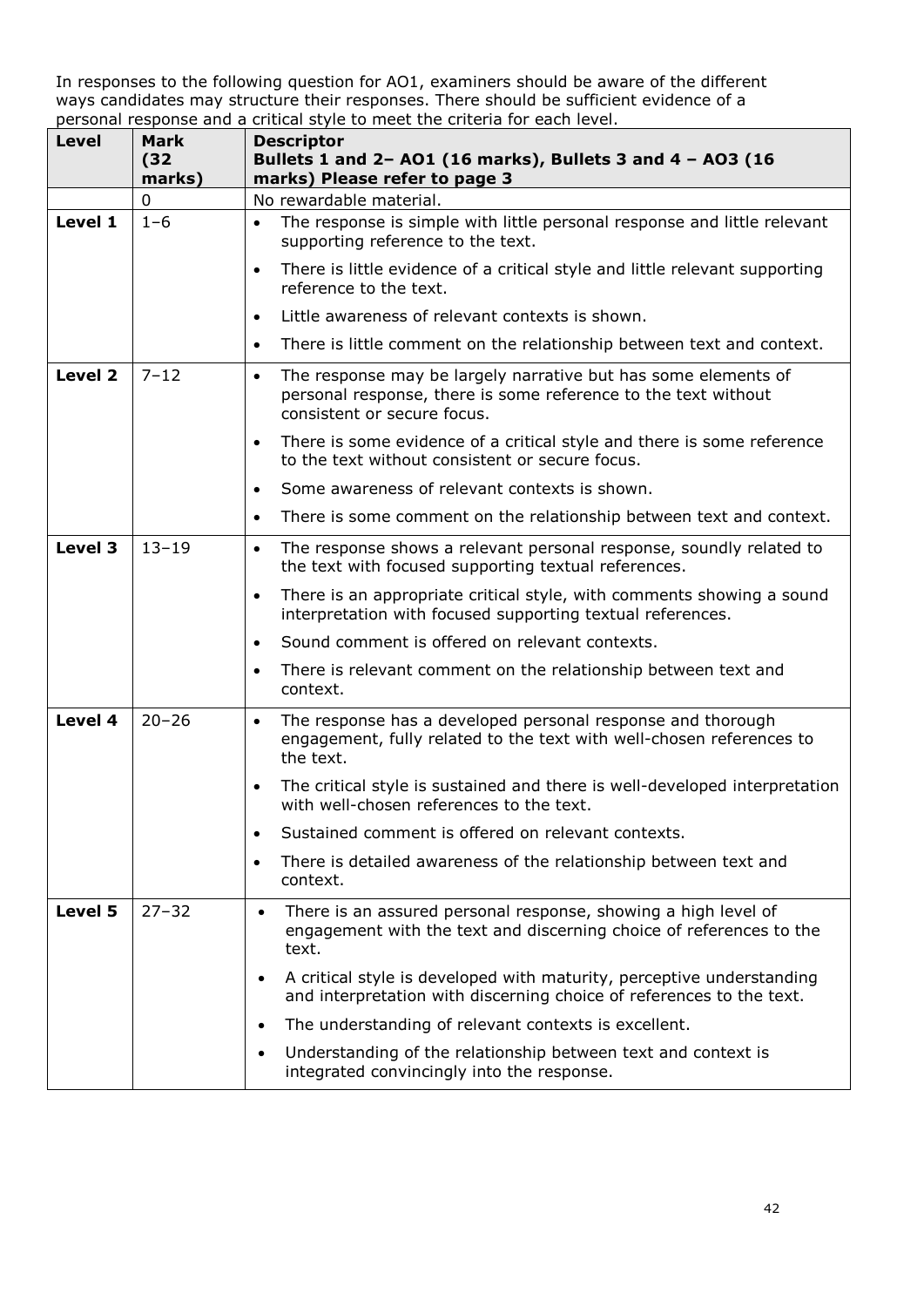In responses to the following question for AO1, examiners should be aware of the different ways candidates may structure their responses. There should be sufficient evidence of a personal response and a critical style to meet the criteria for each level.

| Level | Mark (32 marks) | Descriptor<br>Bullets 1 and 2– AO1 (16 marks), Bullets 3 and 4 – AO3 (16 marks) Please refer to page 3 |
|---|---|---|
| | 0 | No rewardable material. |
| **Level 1** | 1–6 | • The response is simple with little personal response and little relevant supporting reference to the text.<br>• There is little evidence of a critical style and little relevant supporting reference to the text.<br>• Little awareness of relevant contexts is shown.<br>• There is little comment on the relationship between text and context. |
| **Level 2** | 7–12 | • The response may be largely narrative but has some elements of personal response, there is some reference to the text without consistent or secure focus.<br>• There is some evidence of a critical style and there is some reference to the text without consistent or secure focus.<br>• Some awareness of relevant contexts is shown.<br>• There is some comment on the relationship between text and context. |
| **Level 3** | 13–19 | • The response shows a relevant personal response, soundly related to the text with focused supporting textual references.<br>• There is an appropriate critical style, with comments showing a sound interpretation with focused supporting textual references.<br>• Sound comment is offered on relevant contexts.<br>• There is relevant comment on the relationship between text and context. |
| **Level 4** | 20–26 | • The response has a developed personal response and thorough engagement, fully related to the text with well-chosen references to the text.<br>• The critical style is sustained and there is well-developed interpretation with well-chosen references to the text.<br>• Sustained comment is offered on relevant contexts.<br>• There is detailed awareness of the relationship between text and context. |
| **Level 5** | 27–32 | • There is an assured personal response, showing a high level of engagement with the text and discerning choice of references to the text.<br>• A critical style is developed with maturity, perceptive understanding and interpretation with discerning choice of references to the text.<br>• The understanding of relevant contexts is excellent.<br>• Understanding of the relationship between text and context is integrated convincingly into the response. |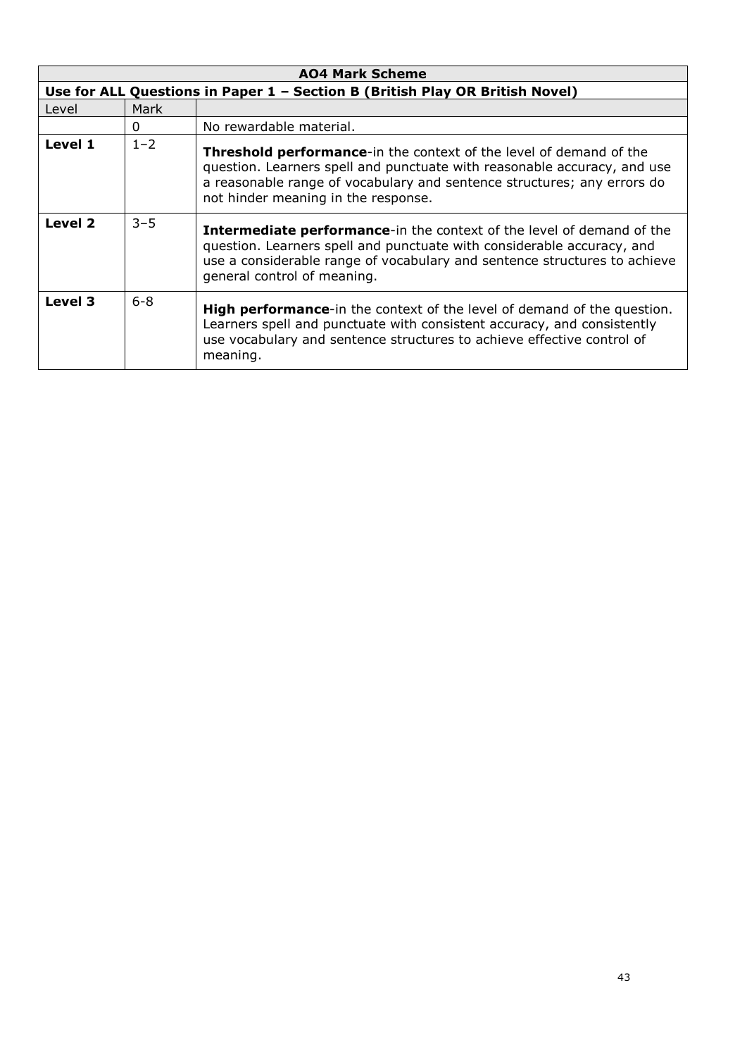| AO4 Mark Scheme | | |
|---|---|---|
| **Use for ALL Questions in Paper 1 – Section B (British Play OR British Novel)** | | |
| Level | Mark | |
| | 0 | No rewardable material. |
| **Level 1** | 1–2 | **Threshold performance**-in the context of the level of demand of the question. Learners spell and punctuate with reasonable accuracy, and use a reasonable range of vocabulary and sentence structures; any errors do not hinder meaning in the response. |
| **Level 2** | 3–5 | **Intermediate performance**-in the context of the level of demand of the question. Learners spell and punctuate with considerable accuracy, and use a considerable range of vocabulary and sentence structures to achieve general control of meaning. |
| **Level 3** | 6-8 | **High performance**-in the context of the level of demand of the question. Learners spell and punctuate with consistent accuracy, and consistently use vocabulary and sentence structures to achieve effective control of meaning. |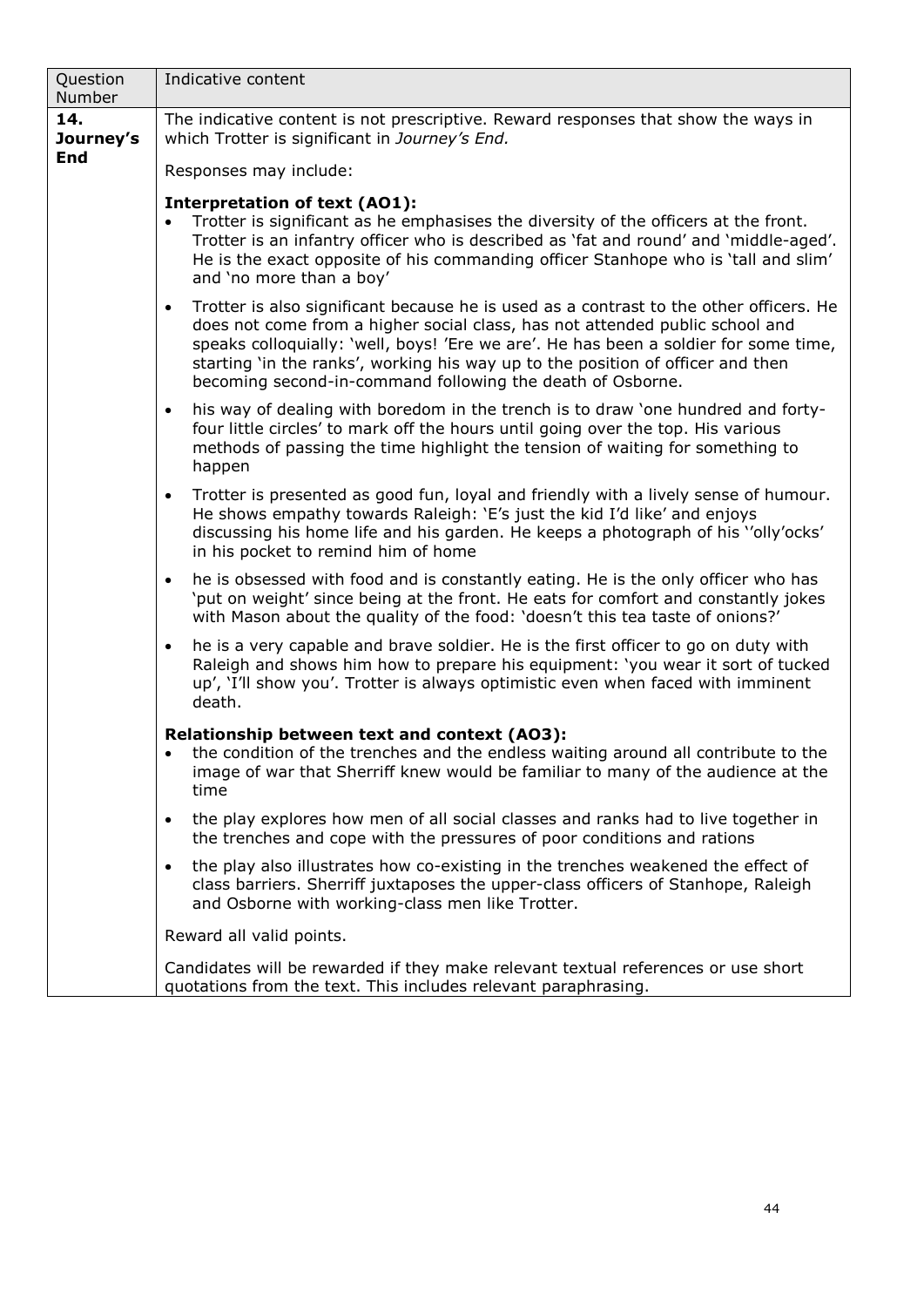| Question Number | Indicative content |
|---|---|
| **14. Journey's End** | The indicative content is not prescriptive. Reward responses that show the ways in which Trotter is significant in *Journey's End.*<br><br>Responses may include:<br><br>**Interpretation of text (AO1):**<br>• Trotter is significant as he emphasises the diversity of the officers at the front. Trotter is an infantry officer who is described as 'fat and round' and 'middle-aged'. He is the exact opposite of his commanding officer Stanhope who is 'tall and slim' and 'no more than a boy'<br>• Trotter is also significant because he is used as a contrast to the other officers. He does not come from a higher social class, has not attended public school and speaks colloquially: 'well, boys! 'Ere we are'. He has been a soldier for some time, starting 'in the ranks', working his way up to the position of officer and then becoming second-in-command following the death of Osborne.<br>• his way of dealing with boredom in the trench is to draw 'one hundred and forty-four little circles' to mark off the hours until going over the top. His various methods of passing the time highlight the tension of waiting for something to happen<br>• Trotter is presented as good fun, loyal and friendly with a lively sense of humour. He shows empathy towards Raleigh: 'E's just the kid I'd like' and enjoys discussing his home life and his garden. He keeps a photograph of his ''olly'ocks' in his pocket to remind him of home<br>• he is obsessed with food and is constantly eating. He is the only officer who has 'put on weight' since being at the front. He eats for comfort and constantly jokes with Mason about the quality of the food: 'doesn't this tea taste of onions?'<br>• he is a very capable and brave soldier. He is the first officer to go on duty with Raleigh and shows him how to prepare his equipment: 'you wear it sort of tucked up', 'I'll show you'. Trotter is always optimistic even when faced with imminent death.<br><br>**Relationship between text and context (AO3):**<br>• the condition of the trenches and the endless waiting around all contribute to the image of war that Sherriff knew would be familiar to many of the audience at the time<br>• the play explores how men of all social classes and ranks had to live together in the trenches and cope with the pressures of poor conditions and rations<br>• the play also illustrates how co-existing in the trenches weakened the effect of class barriers. Sherriff juxtaposes the upper-class officers of Stanhope, Raleigh and Osborne with working-class men like Trotter.<br><br>Reward all valid points.<br><br>Candidates will be rewarded if they make relevant textual references or use short quotations from the text. This includes relevant paraphrasing. |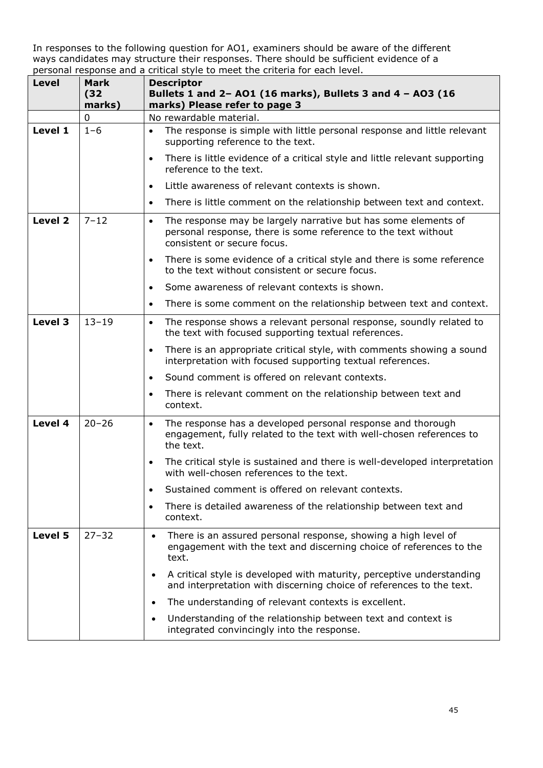In responses to the following question for AO1, examiners should be aware of the different ways candidates may structure their responses. There should be sufficient evidence of a personal response and a critical style to meet the criteria for each level.

| Level | Mark (32 marks) | Descriptor<br>Bullets 1 and 2– AO1 (16 marks), Bullets 3 and 4 – AO3 (16 marks) Please refer to page 3 |
|---|---|---|
| | 0 | No rewardable material. |
| Level 1 | 1–6 | • The response is simple with little personal response and little relevant supporting reference to the text.<br>• There is little evidence of a critical style and little relevant supporting reference to the text.<br>• Little awareness of relevant contexts is shown.<br>• There is little comment on the relationship between text and context. |
| Level 2 | 7–12 | • The response may be largely narrative but has some elements of personal response, there is some reference to the text without consistent or secure focus.<br>• There is some evidence of a critical style and there is some reference to the text without consistent or secure focus.<br>• Some awareness of relevant contexts is shown.<br>• There is some comment on the relationship between text and context. |
| Level 3 | 13–19 | • The response shows a relevant personal response, soundly related to the text with focused supporting textual references.<br>• There is an appropriate critical style, with comments showing a sound interpretation with focused supporting textual references.<br>• Sound comment is offered on relevant contexts.<br>• There is relevant comment on the relationship between text and context. |
| Level 4 | 20–26 | • The response has a developed personal response and thorough engagement, fully related to the text with well-chosen references to the text.<br>• The critical style is sustained and there is well-developed interpretation with well-chosen references to the text.<br>• Sustained comment is offered on relevant contexts.<br>• There is detailed awareness of the relationship between text and context. |
| Level 5 | 27–32 | • There is an assured personal response, showing a high level of engagement with the text and discerning choice of references to the text.<br>• A critical style is developed with maturity, perceptive understanding and interpretation with discerning choice of references to the text.<br>• The understanding of relevant contexts is excellent.<br>• Understanding of the relationship between text and context is integrated convincingly into the response. |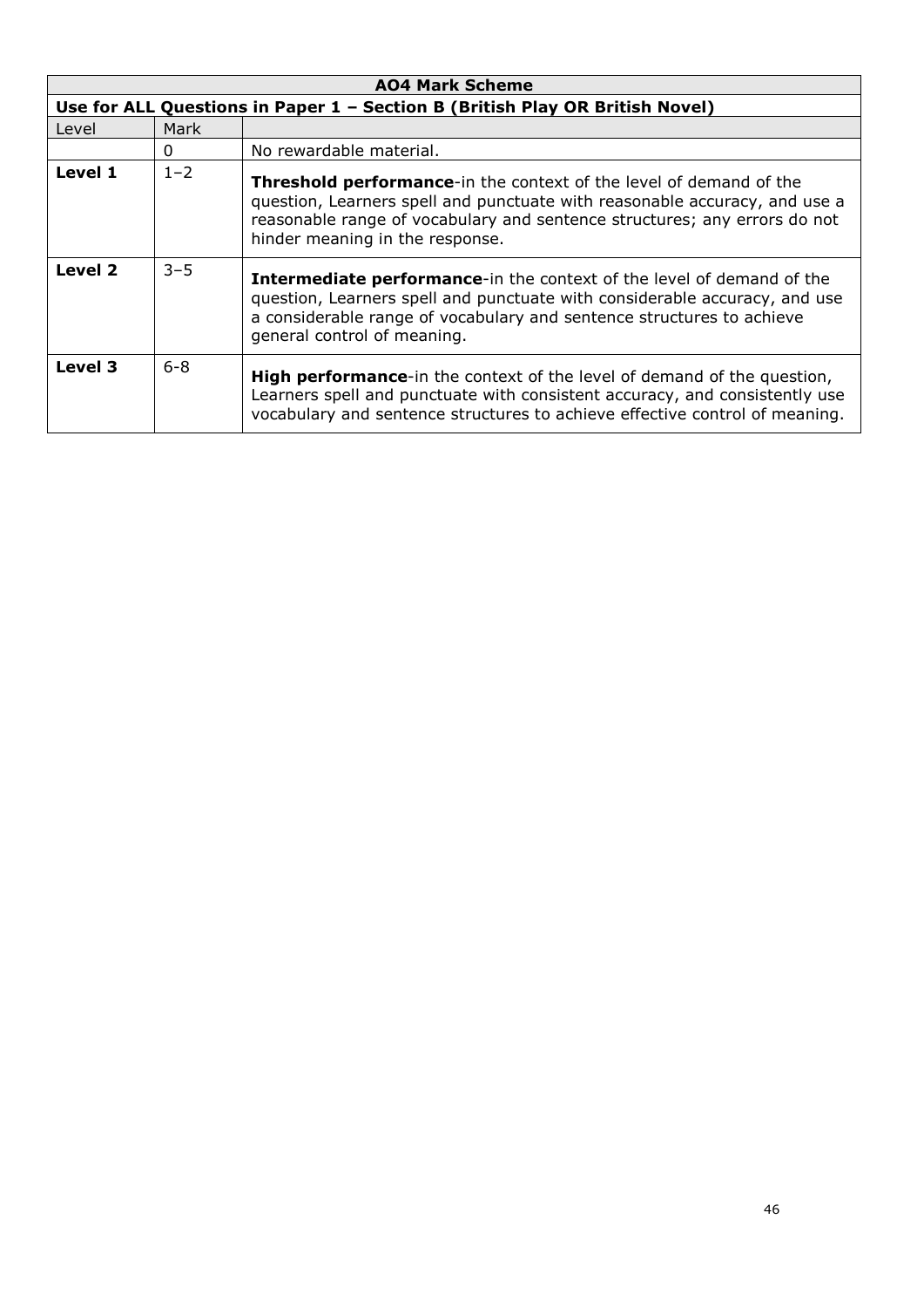| AO4 Mark Scheme | | |
|---|---|---|
| **Use for ALL Questions in Paper 1 – Section B (British Play OR British Novel)** | | |
| Level | Mark | |
| | 0 | No rewardable material. |
| **Level 1** | 1–2 | **Threshold performance**-in the context of the level of demand of the question, Learners spell and punctuate with reasonable accuracy, and use a reasonable range of vocabulary and sentence structures; any errors do not hinder meaning in the response. |
| **Level 2** | 3–5 | **Intermediate performance**-in the context of the level of demand of the question, Learners spell and punctuate with considerable accuracy, and use a considerable range of vocabulary and sentence structures to achieve general control of meaning. |
| **Level 3** | 6-8 | **High performance**-in the context of the level of demand of the question, Learners spell and punctuate with consistent accuracy, and consistently use vocabulary and sentence structures to achieve effective control of meaning. |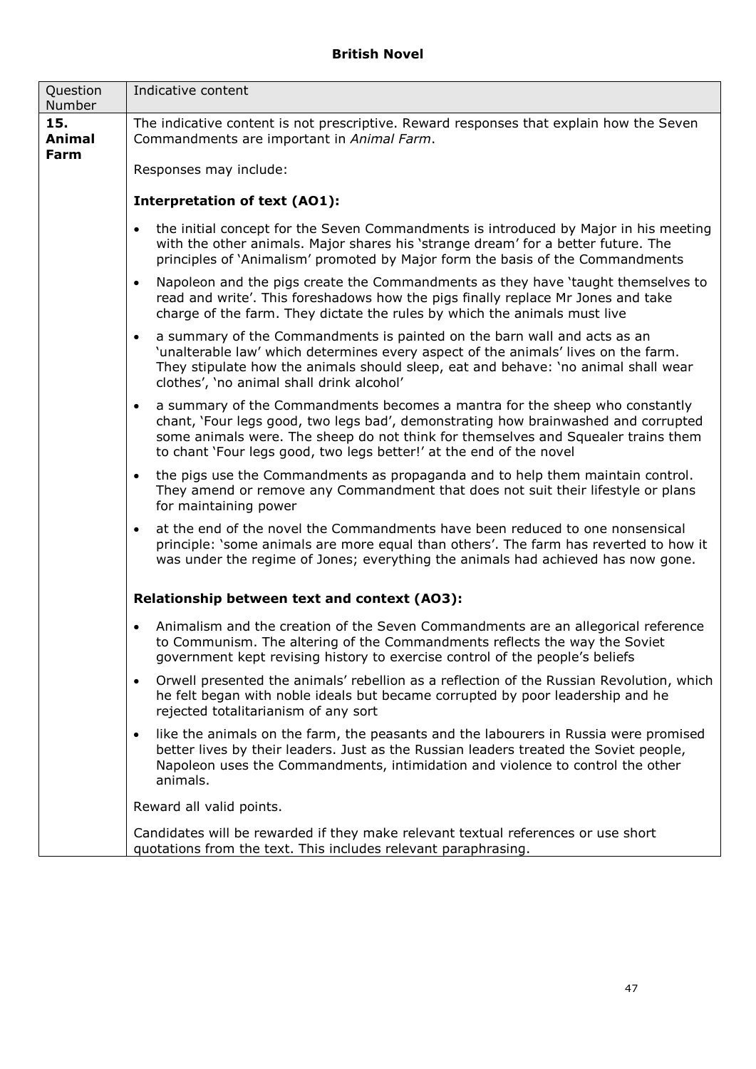## British Novel

| Question Number | Indicative content |
|---|---|
| **15. Animal Farm** | The indicative content is not prescriptive. Reward responses that explain how the Seven Commandments are important in *Animal Farm*.<br><br>Responses may include:<br><br>**Interpretation of text (AO1):**<br><br>• the initial concept for the Seven Commandments is introduced by Major in his meeting with the other animals. Major shares his 'strange dream' for a better future. The principles of 'Animalism' promoted by Major form the basis of the Commandments<br><br>• Napoleon and the pigs create the Commandments as they have 'taught themselves to read and write'. This foreshadows how the pigs finally replace Mr Jones and take charge of the farm. They dictate the rules by which the animals must live<br><br>• a summary of the Commandments is painted on the barn wall and acts as an 'unalterable law' which determines every aspect of the animals' lives on the farm. They stipulate how the animals should sleep, eat and behave: 'no animal shall wear clothes', 'no animal shall drink alcohol'<br><br>• a summary of the Commandments becomes a mantra for the sheep who constantly chant, 'Four legs good, two legs bad', demonstrating how brainwashed and corrupted some animals were. The sheep do not think for themselves and Squealer trains them to chant 'Four legs good, two legs better!' at the end of the novel<br><br>• the pigs use the Commandments as propaganda and to help them maintain control. They amend or remove any Commandment that does not suit their lifestyle or plans for maintaining power<br><br>• at the end of the novel the Commandments have been reduced to one nonsensical principle: 'some animals are more equal than others'. The farm has reverted to how it was under the regime of Jones; everything the animals had achieved has now gone.<br><br>**Relationship between text and context (AO3):**<br><br>• Animalism and the creation of the Seven Commandments are an allegorical reference to Communism. The altering of the Commandments reflects the way the Soviet government kept revising history to exercise control of the people's beliefs<br><br>• Orwell presented the animals' rebellion as a reflection of the Russian Revolution, which he felt began with noble ideals but became corrupted by poor leadership and he rejected totalitarianism of any sort<br><br>• like the animals on the farm, the peasants and the labourers in Russia were promised better lives by their leaders. Just as the Russian leaders treated the Soviet people, Napoleon uses the Commandments, intimidation and violence to control the other animals.<br><br>Reward all valid points.<br><br>Candidates will be rewarded if they make relevant textual references or use short quotations from the text. This includes relevant paraphrasing. |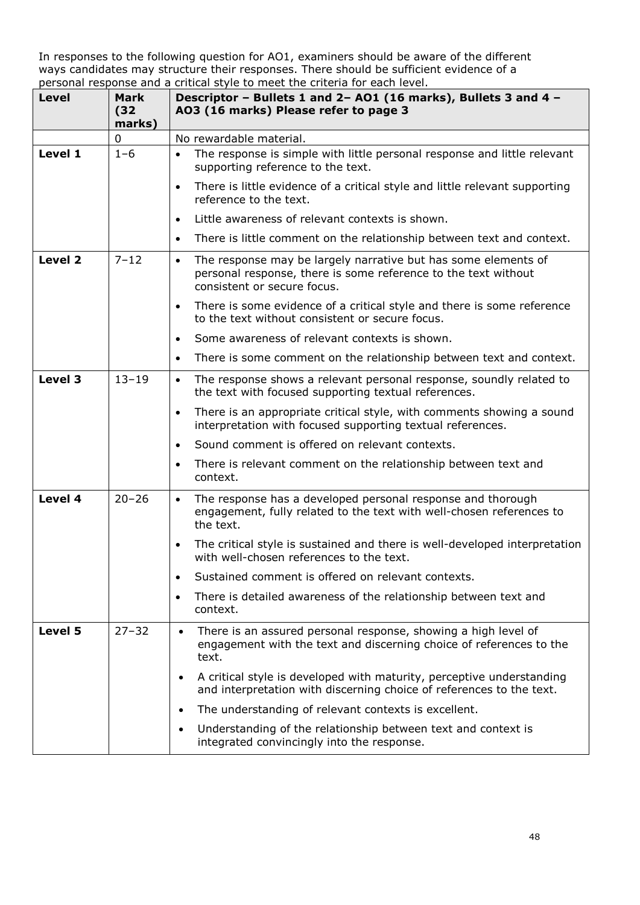In responses to the following question for AO1, examiners should be aware of the different ways candidates may structure their responses. There should be sufficient evidence of a personal response and a critical style to meet the criteria for each level.

| Level | Mark (32 marks) | Descriptor – Bullets 1 and 2– AO1 (16 marks), Bullets 3 and 4 – AO3 (16 marks) Please refer to page 3 |
|---|---|---|
| | 0 | No rewardable material. |
| **Level 1** | 1–6 | • The response is simple with little personal response and little relevant supporting reference to the text.<br>• There is little evidence of a critical style and little relevant supporting reference to the text.<br>• Little awareness of relevant contexts is shown.<br>• There is little comment on the relationship between text and context. |
| **Level 2** | 7–12 | • The response may be largely narrative but has some elements of personal response, there is some reference to the text without consistent or secure focus.<br>• There is some evidence of a critical style and there is some reference to the text without consistent or secure focus.<br>• Some awareness of relevant contexts is shown.<br>• There is some comment on the relationship between text and context. |
| **Level 3** | 13–19 | • The response shows a relevant personal response, soundly related to the text with focused supporting textual references.<br>• There is an appropriate critical style, with comments showing a sound interpretation with focused supporting textual references.<br>• Sound comment is offered on relevant contexts.<br>• There is relevant comment on the relationship between text and context. |
| **Level 4** | 20–26 | • The response has a developed personal response and thorough engagement, fully related to the text with well-chosen references to the text.<br>• The critical style is sustained and there is well-developed interpretation with well-chosen references to the text.<br>• Sustained comment is offered on relevant contexts.<br>• There is detailed awareness of the relationship between text and context. |
| **Level 5** | 27–32 | • There is an assured personal response, showing a high level of engagement with the text and discerning choice of references to the text.<br>• A critical style is developed with maturity, perceptive understanding and interpretation with discerning choice of references to the text.<br>• The understanding of relevant contexts is excellent.<br>• Understanding of the relationship between text and context is integrated convincingly into the response. |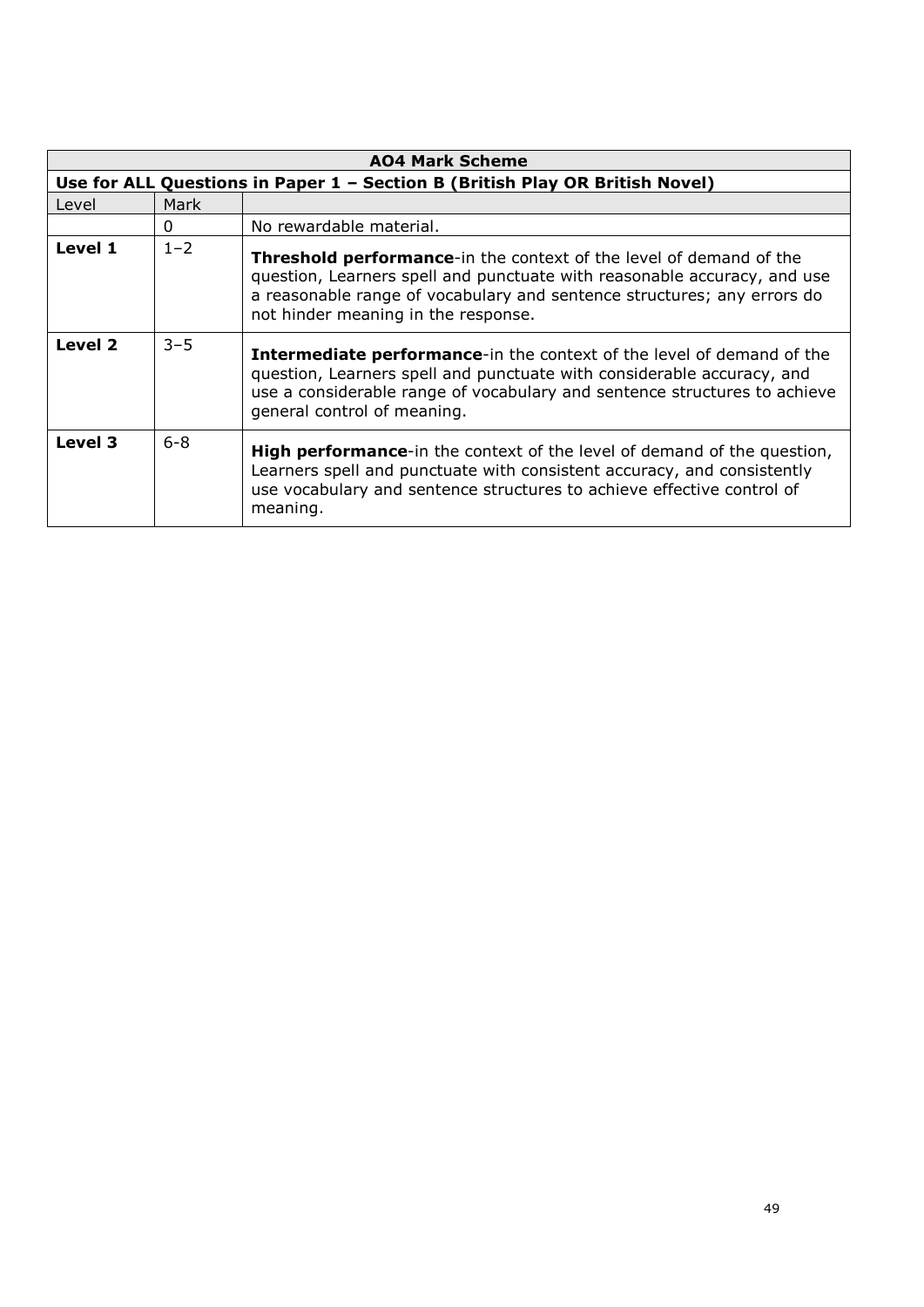| AO4 Mark Scheme | | |
|---|---|---|
| **Use for ALL Questions in Paper 1 – Section B (British Play OR British Novel)** | | |
| Level | Mark | |
| | 0 | No rewardable material. |
| **Level 1** | 1–2 | **Threshold performance**-in the context of the level of demand of the question, Learners spell and punctuate with reasonable accuracy, and use a reasonable range of vocabulary and sentence structures; any errors do not hinder meaning in the response. |
| **Level 2** | 3–5 | **Intermediate performance**-in the context of the level of demand of the question, Learners spell and punctuate with considerable accuracy, and use a considerable range of vocabulary and sentence structures to achieve general control of meaning. |
| **Level 3** | 6-8 | **High performance**-in the context of the level of demand of the question, Learners spell and punctuate with consistent accuracy, and consistently use vocabulary and sentence structures to achieve effective control of meaning. |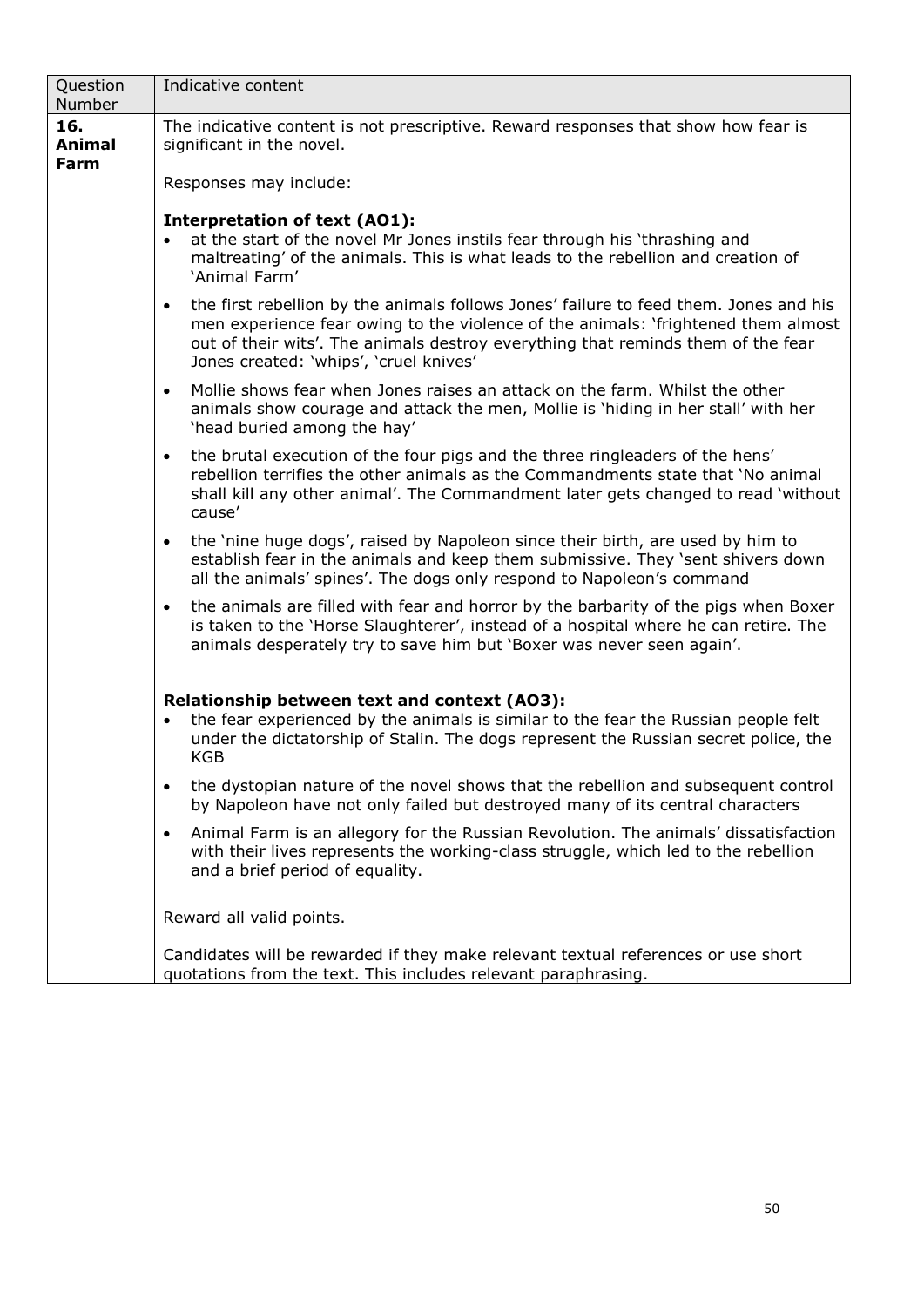| Question Number | Indicative content |
|---|---|
| **16. Animal Farm** | The indicative content is not prescriptive. Reward responses that show how fear is significant in the novel.<br><br>Responses may include:<br><br>**Interpretation of text (AO1):**<br>• at the start of the novel Mr Jones instils fear through his 'thrashing and maltreating' of the animals. This is what leads to the rebellion and creation of 'Animal Farm'<br>• the first rebellion by the animals follows Jones' failure to feed them. Jones and his men experience fear owing to the violence of the animals: 'frightened them almost out of their wits'. The animals destroy everything that reminds them of the fear Jones created: 'whips', 'cruel knives'<br>• Mollie shows fear when Jones raises an attack on the farm. Whilst the other animals show courage and attack the men, Mollie is 'hiding in her stall' with her 'head buried among the hay'<br>• the brutal execution of the four pigs and the three ringleaders of the hens' rebellion terrifies the other animals as the Commandments state that 'No animal shall kill any other animal'. The Commandment later gets changed to read 'without cause'<br>• the 'nine huge dogs', raised by Napoleon since their birth, are used by him to establish fear in the animals and keep them submissive. They 'sent shivers down all the animals' spines'. The dogs only respond to Napoleon's command<br>• the animals are filled with fear and horror by the barbarity of the pigs when Boxer is taken to the 'Horse Slaughterer', instead of a hospital where he can retire. The animals desperately try to save him but 'Boxer was never seen again'.<br><br>**Relationship between text and context (AO3):**<br>• the fear experienced by the animals is similar to the fear the Russian people felt under the dictatorship of Stalin. The dogs represent the Russian secret police, the KGB<br>• the dystopian nature of the novel shows that the rebellion and subsequent control by Napoleon have not only failed but destroyed many of its central characters<br>• Animal Farm is an allegory for the Russian Revolution. The animals' dissatisfaction with their lives represents the working-class struggle, which led to the rebellion and a brief period of equality.<br><br>Reward all valid points.<br><br>Candidates will be rewarded if they make relevant textual references or use short quotations from the text. This includes relevant paraphrasing. |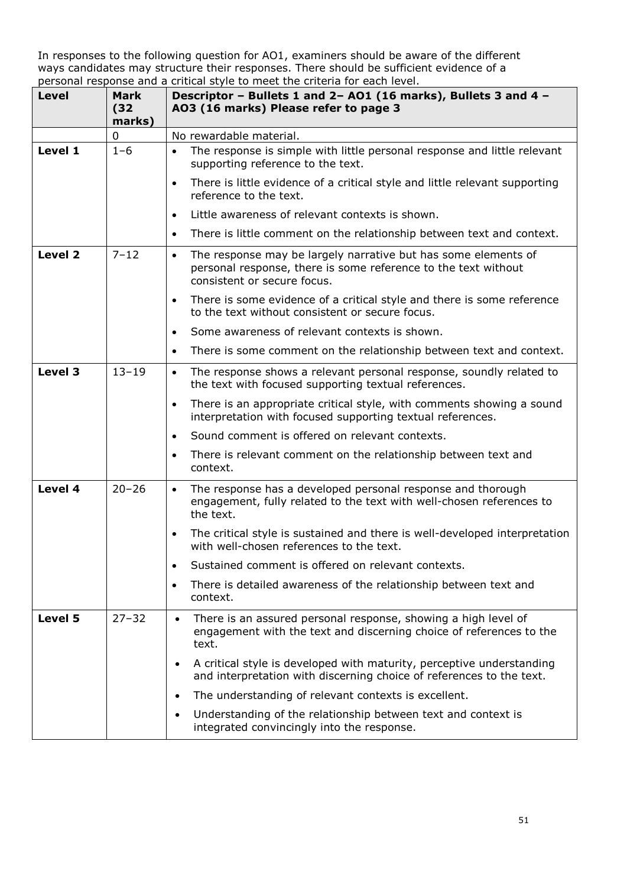In responses to the following question for AO1, examiners should be aware of the different ways candidates may structure their responses. There should be sufficient evidence of a personal response and a critical style to meet the criteria for each level.

| Level | Mark (32 marks) | Descriptor – Bullets 1 and 2– AO1 (16 marks), Bullets 3 and 4 – AO3 (16 marks) Please refer to page 3 |
|---|---|---|
| | 0 | No rewardable material. |
| **Level 1** | 1–6 | • The response is simple with little personal response and little relevant supporting reference to the text.<br>• There is little evidence of a critical style and little relevant supporting reference to the text.<br>• Little awareness of relevant contexts is shown.<br>• There is little comment on the relationship between text and context. |
| **Level 2** | 7–12 | • The response may be largely narrative but has some elements of personal response, there is some reference to the text without consistent or secure focus.<br>• There is some evidence of a critical style and there is some reference to the text without consistent or secure focus.<br>• Some awareness of relevant contexts is shown.<br>• There is some comment on the relationship between text and context. |
| **Level 3** | 13–19 | • The response shows a relevant personal response, soundly related to the text with focused supporting textual references.<br>• There is an appropriate critical style, with comments showing a sound interpretation with focused supporting textual references.<br>• Sound comment is offered on relevant contexts.<br>• There is relevant comment on the relationship between text and context. |
| **Level 4** | 20–26 | • The response has a developed personal response and thorough engagement, fully related to the text with well-chosen references to the text.<br>• The critical style is sustained and there is well-developed interpretation with well-chosen references to the text.<br>• Sustained comment is offered on relevant contexts.<br>• There is detailed awareness of the relationship between text and context. |
| **Level 5** | 27–32 | • There is an assured personal response, showing a high level of engagement with the text and discerning choice of references to the text.<br>• A critical style is developed with maturity, perceptive understanding and interpretation with discerning choice of references to the text.<br>• The understanding of relevant contexts is excellent.<br>• Understanding of the relationship between text and context is integrated convincingly into the response. |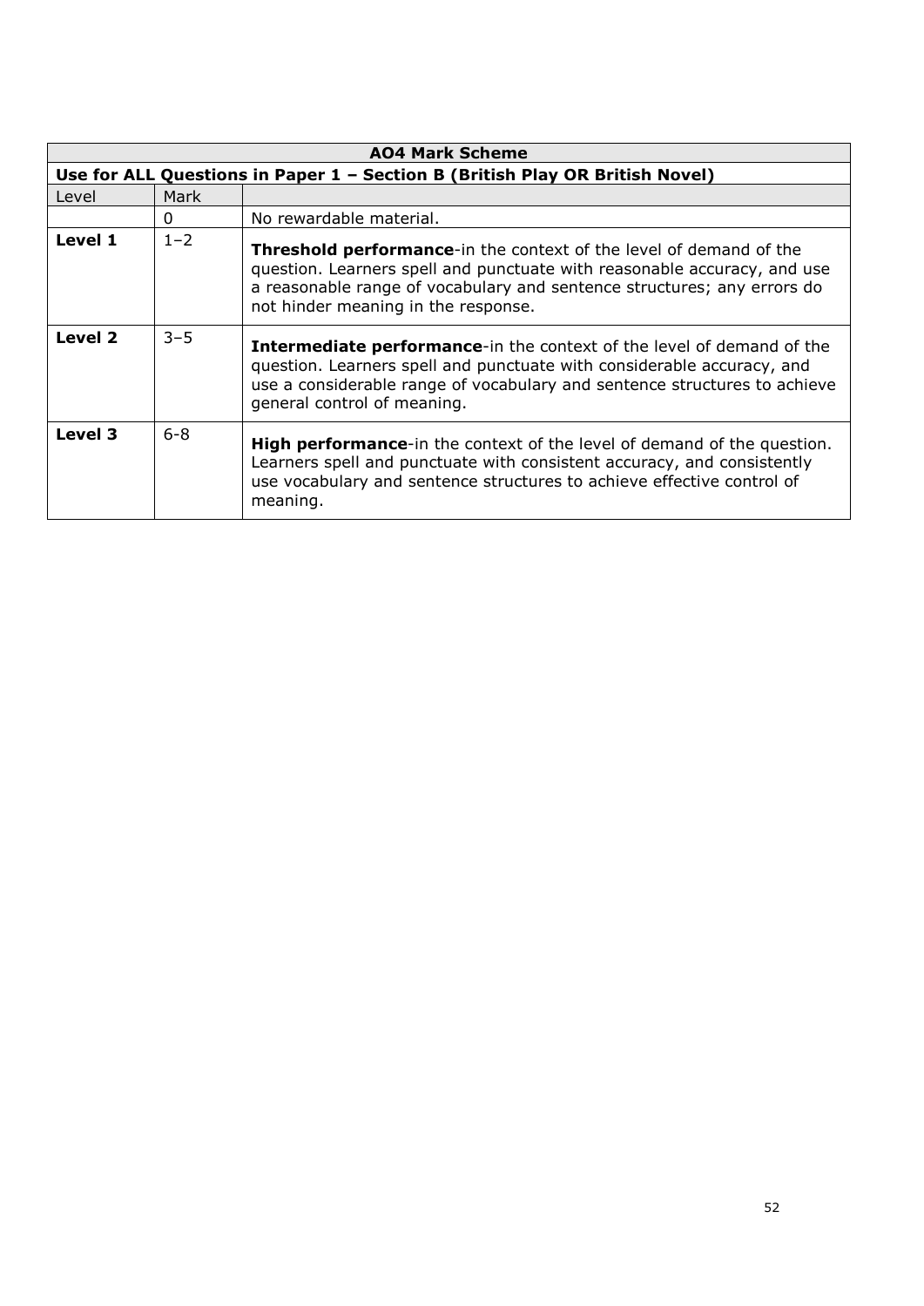| AO4 Mark Scheme | | |
|---|---|---|
| **Use for ALL Questions in Paper 1 – Section B (British Play OR British Novel)** | | |
| Level | Mark | |
| | 0 | No rewardable material. |
| **Level 1** | 1–2 | **Threshold performance**-in the context of the level of demand of the question. Learners spell and punctuate with reasonable accuracy, and use a reasonable range of vocabulary and sentence structures; any errors do not hinder meaning in the response. |
| **Level 2** | 3–5 | **Intermediate performance**-in the context of the level of demand of the question. Learners spell and punctuate with considerable accuracy, and use a considerable range of vocabulary and sentence structures to achieve general control of meaning. |
| **Level 3** | 6-8 | **High performance**-in the context of the level of demand of the question. Learners spell and punctuate with consistent accuracy, and consistently use vocabulary and sentence structures to achieve effective control of meaning. |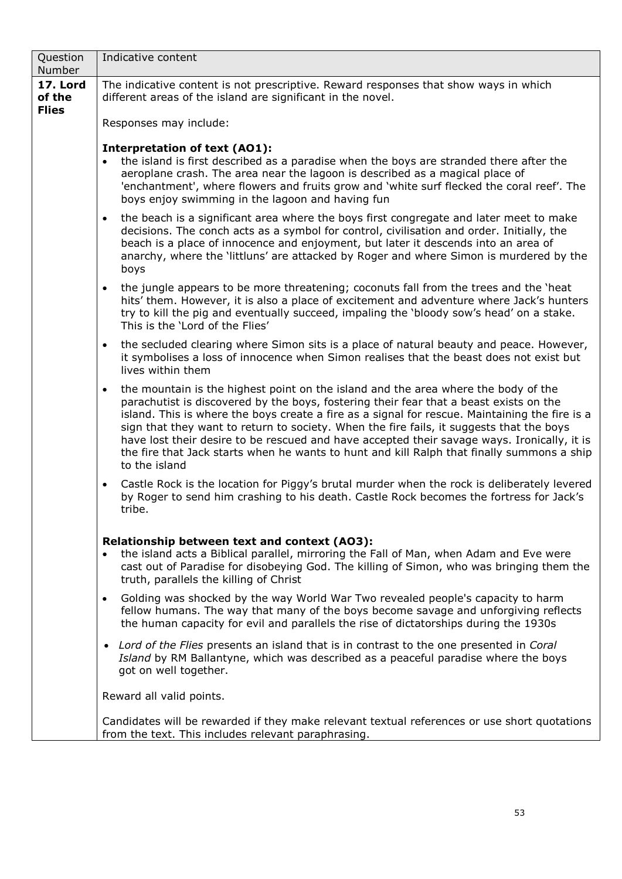| Question Number | Indicative content |
|---|---|
| **17. Lord of the Flies** | The indicative content is not prescriptive. Reward responses that show ways in which different areas of the island are significant in the novel.<br><br>Responses may include:<br><br>**Interpretation of text (AO1):**<br>• the island is first described as a paradise when the boys are stranded there after the aeroplane crash. The area near the lagoon is described as a magical place of 'enchantment', where flowers and fruits grow and 'white surf flecked the coral reef'. The boys enjoy swimming in the lagoon and having fun<br>• the beach is a significant area where the boys first congregate and later meet to make decisions. The conch acts as a symbol for control, civilisation and order. Initially, the beach is a place of innocence and enjoyment, but later it descends into an area of anarchy, where the 'littluns' are attacked by Roger and where Simon is murdered by the boys<br>• the jungle appears to be more threatening; coconuts fall from the trees and the 'heat hits' them. However, it is also a place of excitement and adventure where Jack's hunters try to kill the pig and eventually succeed, impaling the 'bloody sow's head' on a stake. This is the 'Lord of the Flies'<br>• the secluded clearing where Simon sits is a place of natural beauty and peace. However, it symbolises a loss of innocence when Simon realises that the beast does not exist but lives within them<br>• the mountain is the highest point on the island and the area where the body of the parachutist is discovered by the boys, fostering their fear that a beast exists on the island. This is where the boys create a fire as a signal for rescue. Maintaining the fire is a sign that they want to return to society. When the fire fails, it suggests that the boys have lost their desire to be rescued and have accepted their savage ways. Ironically, it is the fire that Jack starts when he wants to hunt and kill Ralph that finally summons a ship to the island<br>• Castle Rock is the location for Piggy's brutal murder when the rock is deliberately levered by Roger to send him crashing to his death. Castle Rock becomes the fortress for Jack's tribe.<br><br>**Relationship between text and context (AO3):**<br>• the island acts a Biblical parallel, mirroring the Fall of Man, when Adam and Eve were cast out of Paradise for disobeying God. The killing of Simon, who was bringing them the truth, parallels the killing of Christ<br>• Golding was shocked by the way World War Two revealed people's capacity to harm fellow humans. The way that many of the boys become savage and unforgiving reflects the human capacity for evil and parallels the rise of dictatorships during the 1930s<br>• *Lord of the Flies* presents an island that is in contrast to the one presented in *Coral Island* by RM Ballantyne, which was described as a peaceful paradise where the boys got on well together.<br><br>Reward all valid points.<br><br>Candidates will be rewarded if they make relevant textual references or use short quotations from the text. This includes relevant paraphrasing. |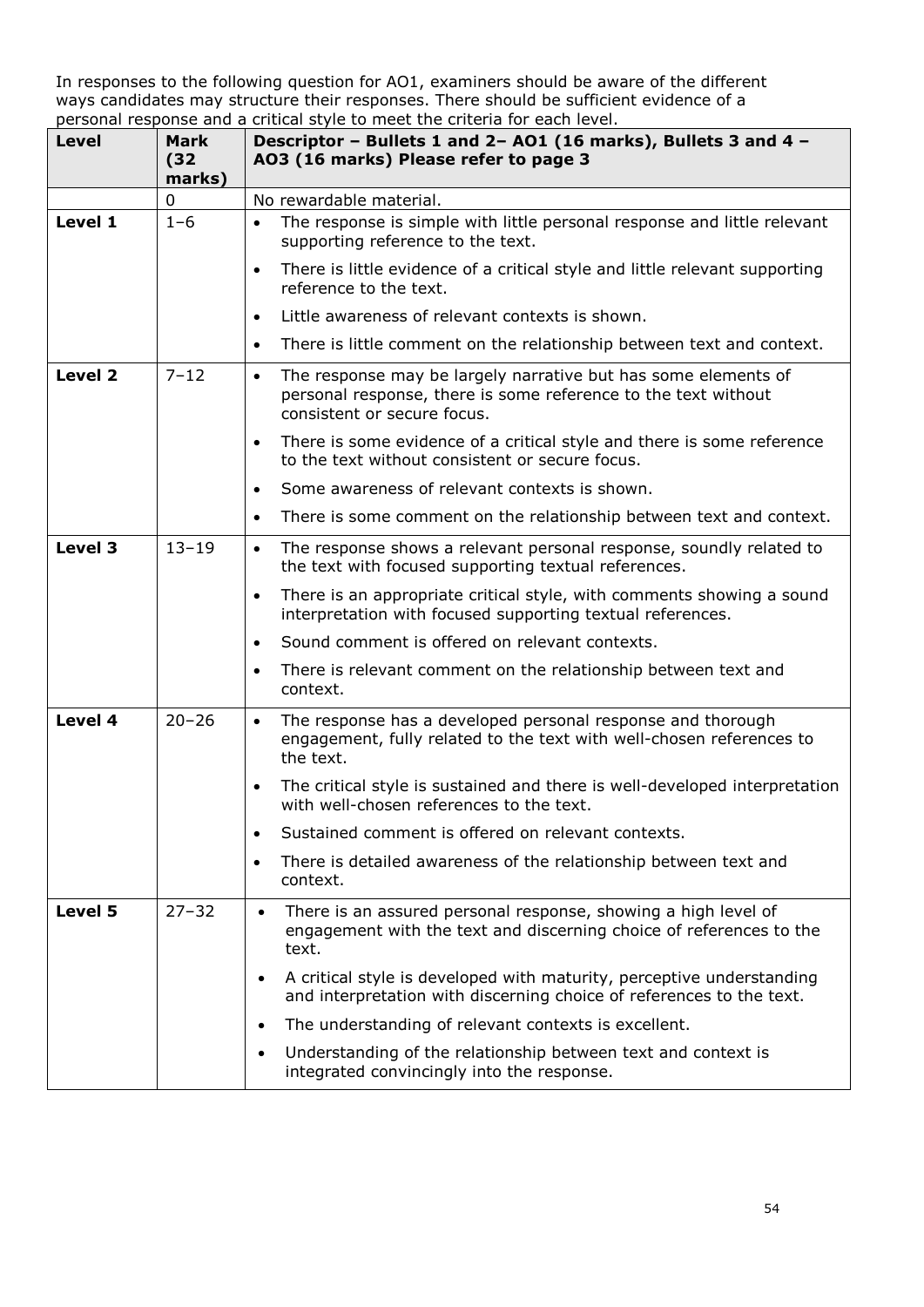In responses to the following question for AO1, examiners should be aware of the different ways candidates may structure their responses. There should be sufficient evidence of a personal response and a critical style to meet the criteria for each level.

| Level | Mark (32 marks) | Descriptor – Bullets 1 and 2– AO1 (16 marks), Bullets 3 and 4 – AO3 (16 marks) Please refer to page 3 |
|---|---|---|
| | 0 | No rewardable material. |
| **Level 1** | 1–6 | • The response is simple with little personal response and little relevant supporting reference to the text.<br>• There is little evidence of a critical style and little relevant supporting reference to the text.<br>• Little awareness of relevant contexts is shown.<br>• There is little comment on the relationship between text and context. |
| **Level 2** | 7–12 | • The response may be largely narrative but has some elements of personal response, there is some reference to the text without consistent or secure focus.<br>• There is some evidence of a critical style and there is some reference to the text without consistent or secure focus.<br>• Some awareness of relevant contexts is shown.<br>• There is some comment on the relationship between text and context. |
| **Level 3** | 13–19 | • The response shows a relevant personal response, soundly related to the text with focused supporting textual references.<br>• There is an appropriate critical style, with comments showing a sound interpretation with focused supporting textual references.<br>• Sound comment is offered on relevant contexts.<br>• There is relevant comment on the relationship between text and context. |
| **Level 4** | 20–26 | • The response has a developed personal response and thorough engagement, fully related to the text with well-chosen references to the text.<br>• The critical style is sustained and there is well-developed interpretation with well-chosen references to the text.<br>• Sustained comment is offered on relevant contexts.<br>• There is detailed awareness of the relationship between text and context. |
| **Level 5** | 27–32 | • There is an assured personal response, showing a high level of engagement with the text and discerning choice of references to the text.<br>• A critical style is developed with maturity, perceptive understanding and interpretation with discerning choice of references to the text.<br>• The understanding of relevant contexts is excellent.<br>• Understanding of the relationship between text and context is integrated convincingly into the response. |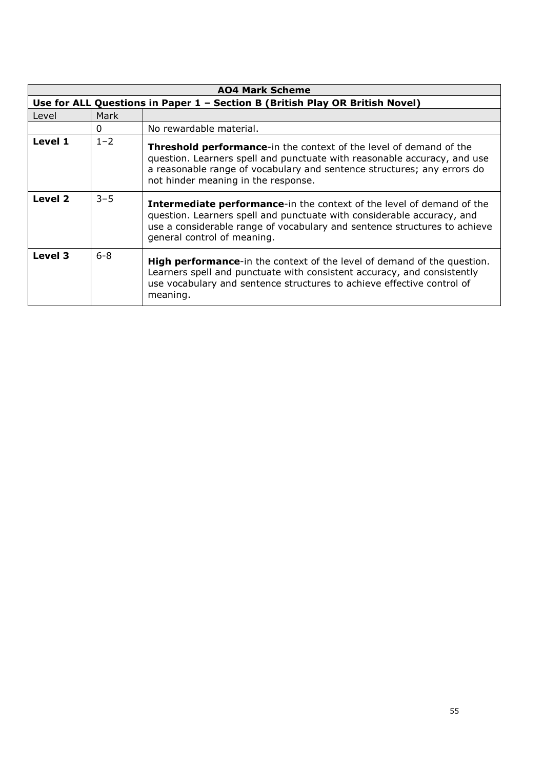| AO4 Mark Scheme | | |
|---|---|---|
| **Use for ALL Questions in Paper 1 – Section B (British Play OR British Novel)** | | |
| Level | Mark | |
| | 0 | No rewardable material. |
| **Level 1** | 1–2 | **Threshold performance**-in the context of the level of demand of the question. Learners spell and punctuate with reasonable accuracy, and use a reasonable range of vocabulary and sentence structures; any errors do not hinder meaning in the response. |
| **Level 2** | 3–5 | **Intermediate performance**-in the context of the level of demand of the question. Learners spell and punctuate with considerable accuracy, and use a considerable range of vocabulary and sentence structures to achieve general control of meaning. |
| **Level 3** | 6-8 | **High performance**-in the context of the level of demand of the question. Learners spell and punctuate with consistent accuracy, and consistently use vocabulary and sentence structures to achieve effective control of meaning. |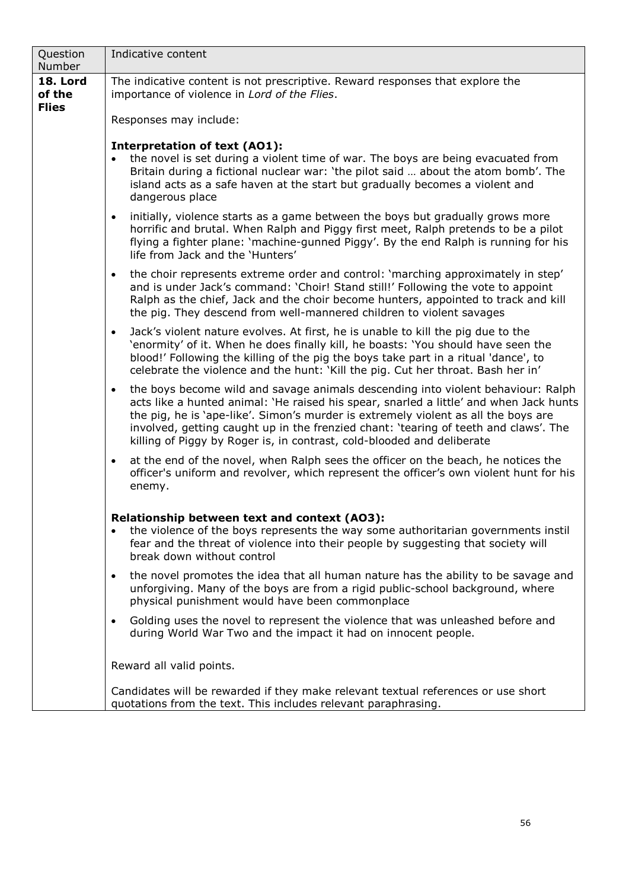| Question Number | Indicative content |
|---|---|
| **18. Lord of the Flies** | The indicative content is not prescriptive. Reward responses that explore the importance of violence in *Lord of the Flies*.<br><br>Responses may include:<br><br>**Interpretation of text (AO1):**<br>• the novel is set during a violent time of war. The boys are being evacuated from Britain during a fictional nuclear war: 'the pilot said … about the atom bomb'. The island acts as a safe haven at the start but gradually becomes a violent and dangerous place<br>• initially, violence starts as a game between the boys but gradually grows more horrific and brutal. When Ralph and Piggy first meet, Ralph pretends to be a pilot flying a fighter plane: 'machine-gunned Piggy'. By the end Ralph is running for his life from Jack and the 'Hunters'<br>• the choir represents extreme order and control: 'marching approximately in step' and is under Jack's command: 'Choir! Stand still!' Following the vote to appoint Ralph as the chief, Jack and the choir become hunters, appointed to track and kill the pig. They descend from well-mannered children to violent savages<br>• Jack's violent nature evolves. At first, he is unable to kill the pig due to the 'enormity' of it. When he does finally kill, he boasts: 'You should have seen the blood!' Following the killing of the pig the boys take part in a ritual 'dance', to celebrate the violence and the hunt: 'Kill the pig. Cut her throat. Bash her in'<br>• the boys become wild and savage animals descending into violent behaviour: Ralph acts like a hunted animal: 'He raised his spear, snarled a little' and when Jack hunts the pig, he is 'ape-like'. Simon's murder is extremely violent as all the boys are involved, getting caught up in the frenzied chant: 'tearing of teeth and claws'. The killing of Piggy by Roger is, in contrast, cold-blooded and deliberate<br>• at the end of the novel, when Ralph sees the officer on the beach, he notices the officer's uniform and revolver, which represent the officer's own violent hunt for his enemy.<br><br>**Relationship between text and context (AO3):**<br>• the violence of the boys represents the way some authoritarian governments instil fear and the threat of violence into their people by suggesting that society will break down without control<br>• the novel promotes the idea that all human nature has the ability to be savage and unforgiving. Many of the boys are from a rigid public-school background, where physical punishment would have been commonplace<br>• Golding uses the novel to represent the violence that was unleashed before and during World War Two and the impact it had on innocent people.<br><br>Reward all valid points.<br><br>Candidates will be rewarded if they make relevant textual references or use short quotations from the text. This includes relevant paraphrasing. |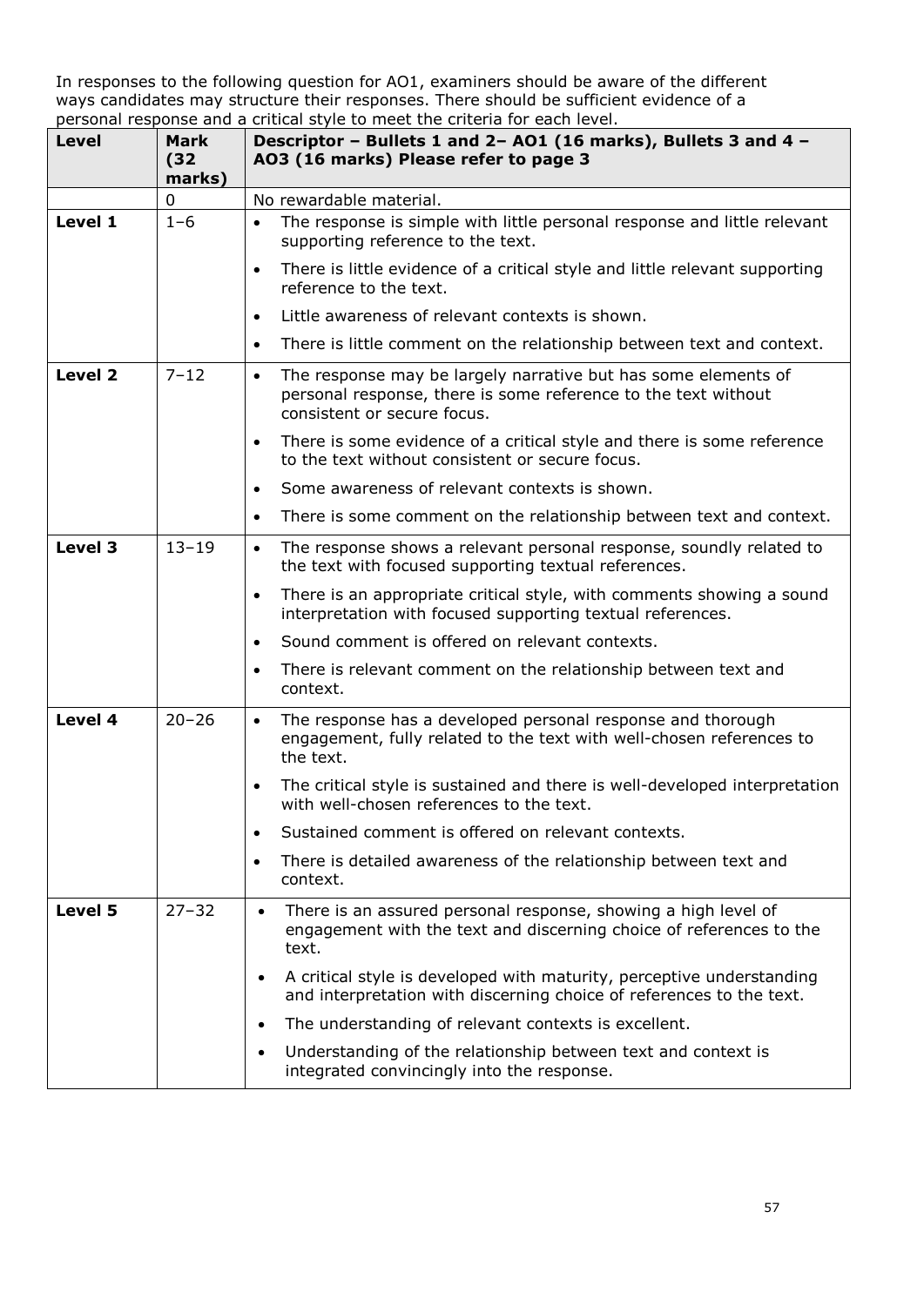In responses to the following question for AO1, examiners should be aware of the different ways candidates may structure their responses. There should be sufficient evidence of a personal response and a critical style to meet the criteria for each level.

| Level | Mark (32 marks) | Descriptor – Bullets 1 and 2– AO1 (16 marks), Bullets 3 and 4 – AO3 (16 marks) Please refer to page 3 |
|---|---|---|
| | 0 | No rewardable material. |
| **Level 1** | 1–6 | • The response is simple with little personal response and little relevant supporting reference to the text.<br>• There is little evidence of a critical style and little relevant supporting reference to the text.<br>• Little awareness of relevant contexts is shown.<br>• There is little comment on the relationship between text and context. |
| **Level 2** | 7–12 | • The response may be largely narrative but has some elements of personal response, there is some reference to the text without consistent or secure focus.<br>• There is some evidence of a critical style and there is some reference to the text without consistent or secure focus.<br>• Some awareness of relevant contexts is shown.<br>• There is some comment on the relationship between text and context. |
| **Level 3** | 13–19 | • The response shows a relevant personal response, soundly related to the text with focused supporting textual references.<br>• There is an appropriate critical style, with comments showing a sound interpretation with focused supporting textual references.<br>• Sound comment is offered on relevant contexts.<br>• There is relevant comment on the relationship between text and context. |
| **Level 4** | 20–26 | • The response has a developed personal response and thorough engagement, fully related to the text with well-chosen references to the text.<br>• The critical style is sustained and there is well-developed interpretation with well-chosen references to the text.<br>• Sustained comment is offered on relevant contexts.<br>• There is detailed awareness of the relationship between text and context. |
| **Level 5** | 27–32 | • There is an assured personal response, showing a high level of engagement with the text and discerning choice of references to the text.<br>• A critical style is developed with maturity, perceptive understanding and interpretation with discerning choice of references to the text.<br>• The understanding of relevant contexts is excellent.<br>• Understanding of the relationship between text and context is integrated convincingly into the response. |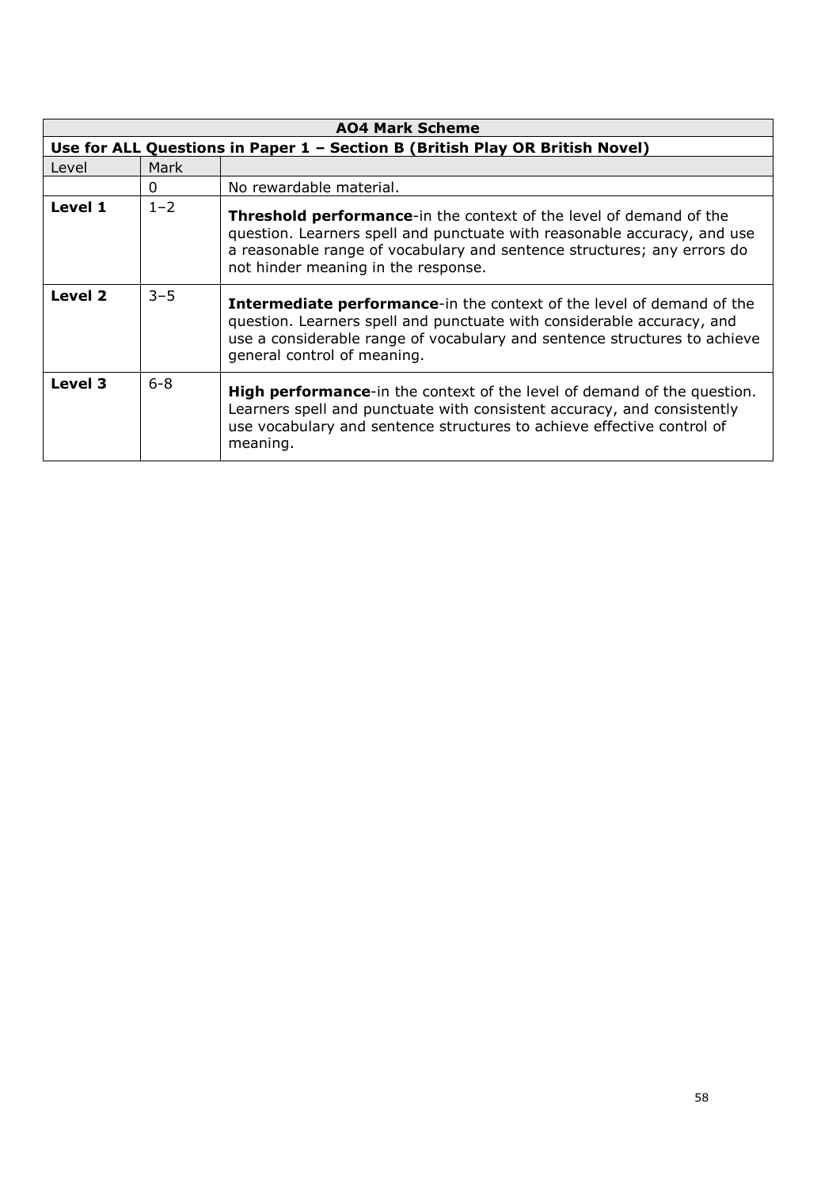| AO4 Mark Scheme | | |
|---|---|---|
| **Use for ALL Questions in Paper 1 – Section B (British Play OR British Novel)** | | |
| Level | Mark | |
| | 0 | No rewardable material. |
| **Level 1** | 1–2 | **Threshold performance**-in the context of the level of demand of the question. Learners spell and punctuate with reasonable accuracy, and use a reasonable range of vocabulary and sentence structures; any errors do not hinder meaning in the response. |
| **Level 2** | 3–5 | **Intermediate performance**-in the context of the level of demand of the question. Learners spell and punctuate with considerable accuracy, and use a considerable range of vocabulary and sentence structures to achieve general control of meaning. |
| **Level 3** | 6-8 | **High performance**-in the context of the level of demand of the question. Learners spell and punctuate with consistent accuracy, and consistently use vocabulary and sentence structures to achieve effective control of meaning. |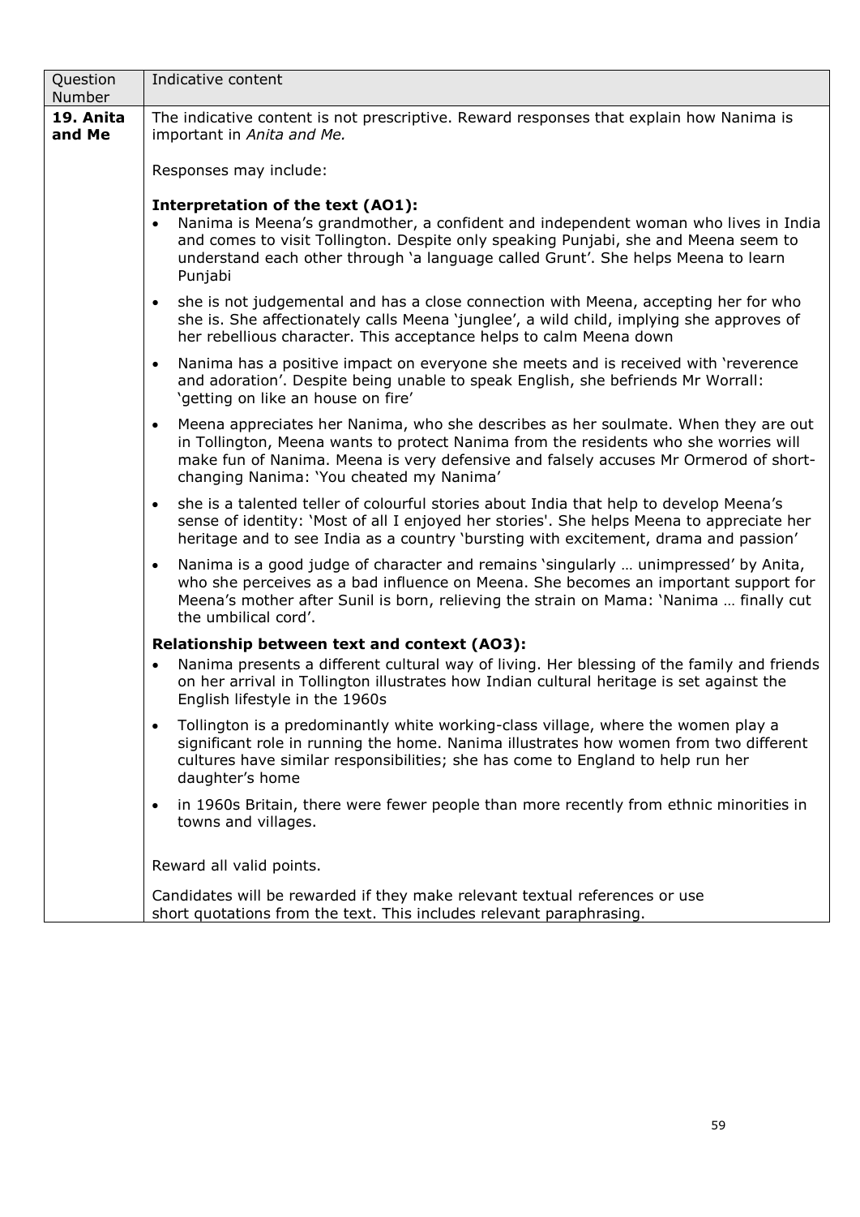| Question Number | Indicative content |
|---|---|
| **19. Anita and Me** | The indicative content is not prescriptive. Reward responses that explain how Nanima is important in *Anita and Me.*<br><br>Responses may include:<br><br>**Interpretation of the text (AO1):**<br>• Nanima is Meena's grandmother, a confident and independent woman who lives in India and comes to visit Tollington. Despite only speaking Punjabi, she and Meena seem to understand each other through 'a language called Grunt'. She helps Meena to learn Punjabi<br>• she is not judgemental and has a close connection with Meena, accepting her for who she is. She affectionately calls Meena 'junglee', a wild child, implying she approves of her rebellious character. This acceptance helps to calm Meena down<br>• Nanima has a positive impact on everyone she meets and is received with 'reverence and adoration'. Despite being unable to speak English, she befriends Mr Worrall: 'getting on like an house on fire'<br>• Meena appreciates her Nanima, who she describes as her soulmate. When they are out in Tollington, Meena wants to protect Nanima from the residents who she worries will make fun of Nanima. Meena is very defensive and falsely accuses Mr Ormerod of short-changing Nanima: 'You cheated my Nanima'<br>• she is a talented teller of colourful stories about India that help to develop Meena's sense of identity: 'Most of all I enjoyed her stories'. She helps Meena to appreciate her heritage and to see India as a country 'bursting with excitement, drama and passion'<br>• Nanima is a good judge of character and remains 'singularly … unimpressed' by Anita, who she perceives as a bad influence on Meena. She becomes an important support for Meena's mother after Sunil is born, relieving the strain on Mama: 'Nanima … finally cut the umbilical cord'.<br><br>**Relationship between text and context (AO3):**<br>• Nanima presents a different cultural way of living. Her blessing of the family and friends on her arrival in Tollington illustrates how Indian cultural heritage is set against the English lifestyle in the 1960s<br>• Tollington is a predominantly white working-class village, where the women play a significant role in running the home. Nanima illustrates how women from two different cultures have similar responsibilities; she has come to England to help run her daughter's home<br>• in 1960s Britain, there were fewer people than more recently from ethnic minorities in towns and villages.<br><br>Reward all valid points.<br><br>Candidates will be rewarded if they make relevant textual references or use short quotations from the text. This includes relevant paraphrasing. |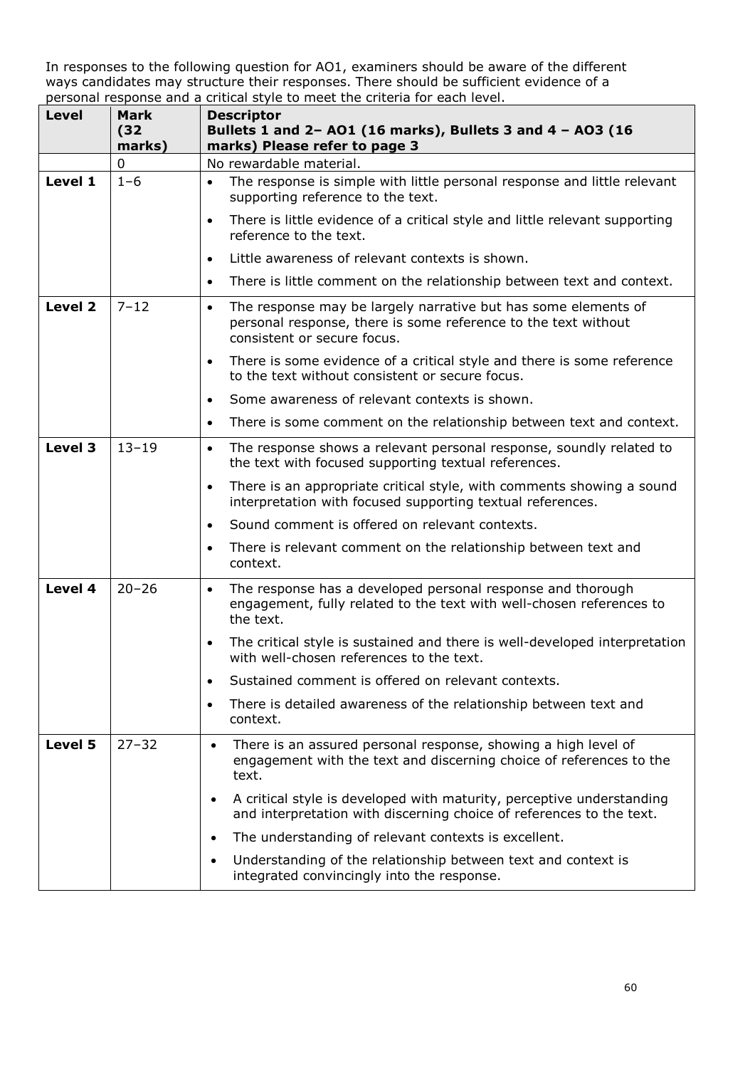In responses to the following question for AO1, examiners should be aware of the different ways candidates may structure their responses. There should be sufficient evidence of a personal response and a critical style to meet the criteria for each level.

| Level | Mark (32 marks) | Descriptor<br>Bullets 1 and 2– AO1 (16 marks), Bullets 3 and 4 – AO3 (16 marks) Please refer to page 3 |
|---|---|---|
| | 0 | No rewardable material. |
| Level 1 | 1–6 | • The response is simple with little personal response and little relevant supporting reference to the text.<br>• There is little evidence of a critical style and little relevant supporting reference to the text.<br>• Little awareness of relevant contexts is shown.<br>• There is little comment on the relationship between text and context. |
| Level 2 | 7–12 | • The response may be largely narrative but has some elements of personal response, there is some reference to the text without consistent or secure focus.<br>• There is some evidence of a critical style and there is some reference to the text without consistent or secure focus.<br>• Some awareness of relevant contexts is shown.<br>• There is some comment on the relationship between text and context. |
| Level 3 | 13–19 | • The response shows a relevant personal response, soundly related to the text with focused supporting textual references.<br>• There is an appropriate critical style, with comments showing a sound interpretation with focused supporting textual references.<br>• Sound comment is offered on relevant contexts.<br>• There is relevant comment on the relationship between text and context. |
| Level 4 | 20–26 | • The response has a developed personal response and thorough engagement, fully related to the text with well-chosen references to the text.<br>• The critical style is sustained and there is well-developed interpretation with well-chosen references to the text.<br>• Sustained comment is offered on relevant contexts.<br>• There is detailed awareness of the relationship between text and context. |
| Level 5 | 27–32 | • There is an assured personal response, showing a high level of engagement with the text and discerning choice of references to the text.<br>• A critical style is developed with maturity, perceptive understanding and interpretation with discerning choice of references to the text.<br>• The understanding of relevant contexts is excellent.<br>• Understanding of the relationship between text and context is integrated convincingly into the response. |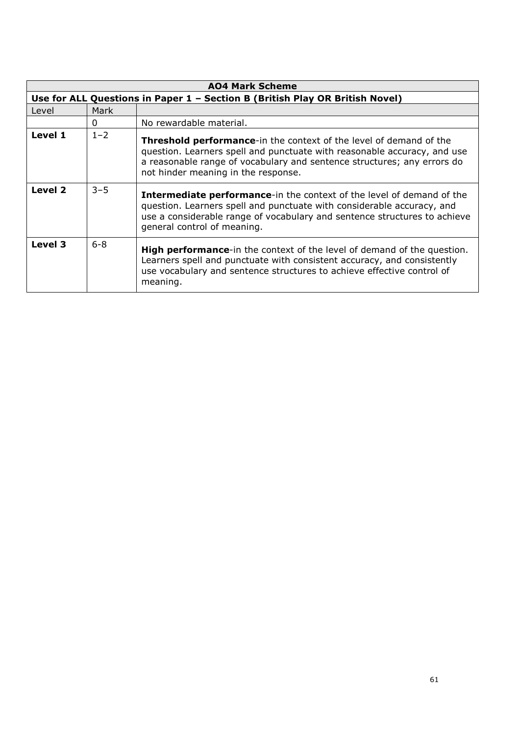| AO4 Mark Scheme | | |
|---|---|---|
| **Use for ALL Questions in Paper 1 – Section B (British Play OR British Novel)** | | |
| Level | Mark | |
| | 0 | No rewardable material. |
| **Level 1** | 1–2 | **Threshold performance**-in the context of the level of demand of the question. Learners spell and punctuate with reasonable accuracy, and use a reasonable range of vocabulary and sentence structures; any errors do not hinder meaning in the response. |
| **Level 2** | 3–5 | **Intermediate performance**-in the context of the level of demand of the question. Learners spell and punctuate with considerable accuracy, and use a considerable range of vocabulary and sentence structures to achieve general control of meaning. |
| **Level 3** | 6-8 | **High performance**-in the context of the level of demand of the question. Learners spell and punctuate with consistent accuracy, and consistently use vocabulary and sentence structures to achieve effective control of meaning. |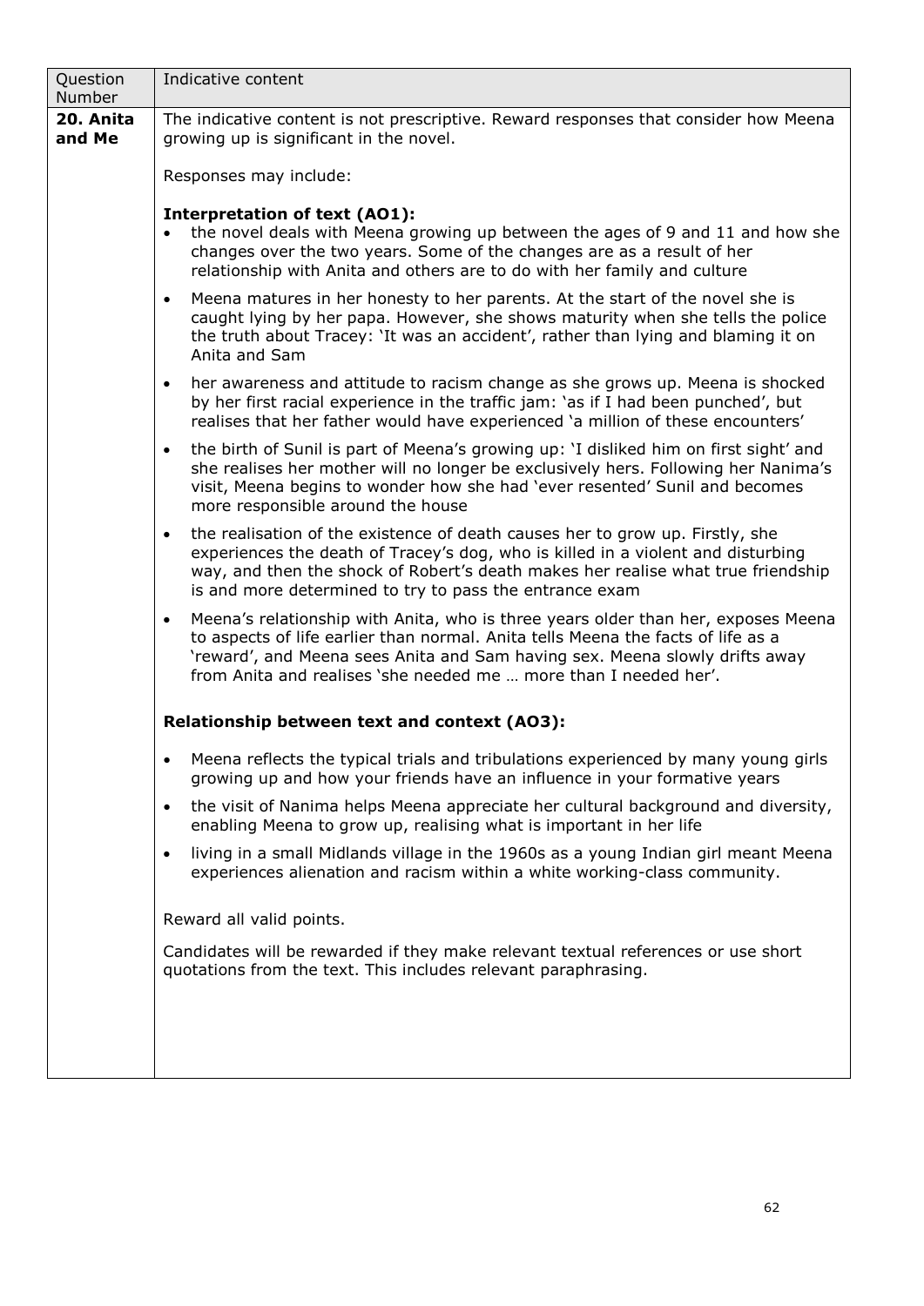| Question Number | Indicative content |
| --- | --- |
| **20. Anita and Me** | The indicative content is not prescriptive. Reward responses that consider how Meena growing up is significant in the novel.<br><br>Responses may include:<br><br>**Interpretation of text (AO1):**<br>• the novel deals with Meena growing up between the ages of 9 and 11 and how she changes over the two years. Some of the changes are as a result of her relationship with Anita and others are to do with her family and culture<br>• Meena matures in her honesty to her parents. At the start of the novel she is caught lying by her papa. However, she shows maturity when she tells the police the truth about Tracey: 'It was an accident', rather than lying and blaming it on Anita and Sam<br>• her awareness and attitude to racism change as she grows up. Meena is shocked by her first racial experience in the traffic jam: 'as if I had been punched', but realises that her father would have experienced 'a million of these encounters'<br>• the birth of Sunil is part of Meena's growing up: 'I disliked him on first sight' and she realises her mother will no longer be exclusively hers. Following her Nanima's visit, Meena begins to wonder how she had 'ever resented' Sunil and becomes more responsible around the house<br>• the realisation of the existence of death causes her to grow up. Firstly, she experiences the death of Tracey's dog, who is killed in a violent and disturbing way, and then the shock of Robert's death makes her realise what true friendship is and more determined to try to pass the entrance exam<br>• Meena's relationship with Anita, who is three years older than her, exposes Meena to aspects of life earlier than normal. Anita tells Meena the facts of life as a 'reward', and Meena sees Anita and Sam having sex. Meena slowly drifts away from Anita and realises 'she needed me … more than I needed her'.<br><br>**Relationship between text and context (AO3):**<br>• Meena reflects the typical trials and tribulations experienced by many young girls growing up and how your friends have an influence in your formative years<br>• the visit of Nanima helps Meena appreciate her cultural background and diversity, enabling Meena to grow up, realising what is important in her life<br>• living in a small Midlands village in the 1960s as a young Indian girl meant Meena experiences alienation and racism within a white working-class community.<br><br>Reward all valid points.<br><br>Candidates will be rewarded if they make relevant textual references or use short quotations from the text. This includes relevant paraphrasing. |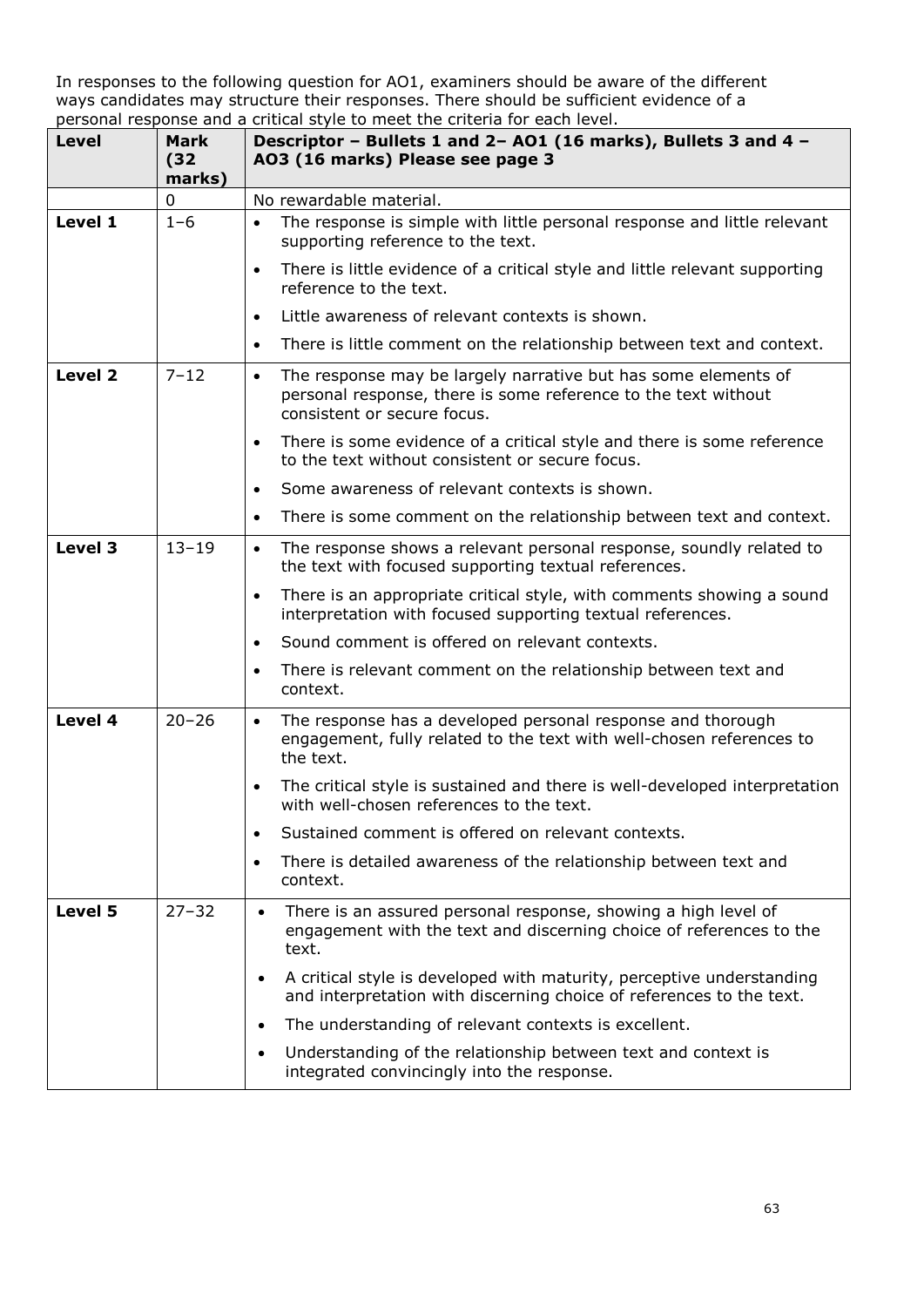In responses to the following question for AO1, examiners should be aware of the different ways candidates may structure their responses. There should be sufficient evidence of a personal response and a critical style to meet the criteria for each level.

| Level | Mark (32 marks) | Descriptor – Bullets 1 and 2– AO1 (16 marks), Bullets 3 and 4 – AO3 (16 marks) Please see page 3 |
|---|---|---|
| | 0 | No rewardable material. |
| **Level 1** | 1–6 | • The response is simple with little personal response and little relevant supporting reference to the text.<br>• There is little evidence of a critical style and little relevant supporting reference to the text.<br>• Little awareness of relevant contexts is shown.<br>• There is little comment on the relationship between text and context. |
| **Level 2** | 7–12 | • The response may be largely narrative but has some elements of personal response, there is some reference to the text without consistent or secure focus.<br>• There is some evidence of a critical style and there is some reference to the text without consistent or secure focus.<br>• Some awareness of relevant contexts is shown.<br>• There is some comment on the relationship between text and context. |
| **Level 3** | 13–19 | • The response shows a relevant personal response, soundly related to the text with focused supporting textual references.<br>• There is an appropriate critical style, with comments showing a sound interpretation with focused supporting textual references.<br>• Sound comment is offered on relevant contexts.<br>• There is relevant comment on the relationship between text and context. |
| **Level 4** | 20–26 | • The response has a developed personal response and thorough engagement, fully related to the text with well-chosen references to the text.<br>• The critical style is sustained and there is well-developed interpretation with well-chosen references to the text.<br>• Sustained comment is offered on relevant contexts.<br>• There is detailed awareness of the relationship between text and context. |
| **Level 5** | 27–32 | • There is an assured personal response, showing a high level of engagement with the text and discerning choice of references to the text.<br>• A critical style is developed with maturity, perceptive understanding and interpretation with discerning choice of references to the text.<br>• The understanding of relevant contexts is excellent.<br>• Understanding of the relationship between text and context is integrated convincingly into the response. |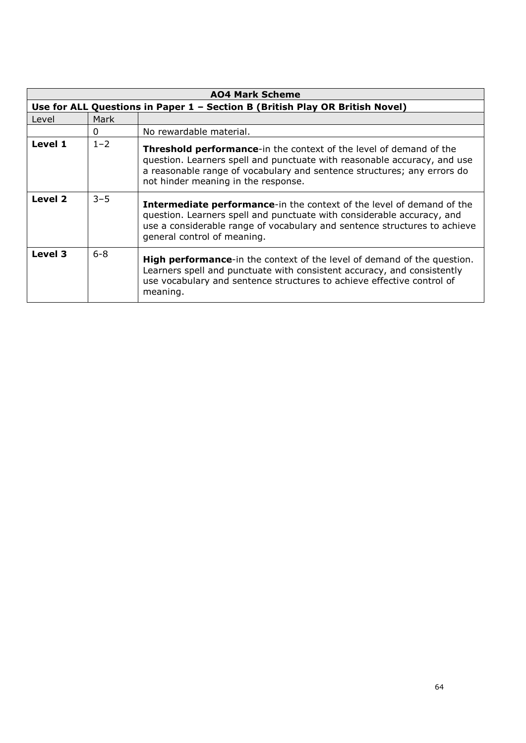| AO4 Mark Scheme | | |
|---|---|---|
| **Use for ALL Questions in Paper 1 – Section B (British Play OR British Novel)** | | |
| Level | Mark | |
| | 0 | No rewardable material. |
| **Level 1** | 1–2 | **Threshold performance**-in the context of the level of demand of the question. Learners spell and punctuate with reasonable accuracy, and use a reasonable range of vocabulary and sentence structures; any errors do not hinder meaning in the response. |
| **Level 2** | 3–5 | **Intermediate performance**-in the context of the level of demand of the question. Learners spell and punctuate with considerable accuracy, and use a considerable range of vocabulary and sentence structures to achieve general control of meaning. |
| **Level 3** | 6-8 | **High performance**-in the context of the level of demand of the question. Learners spell and punctuate with consistent accuracy, and consistently use vocabulary and sentence structures to achieve effective control of meaning. |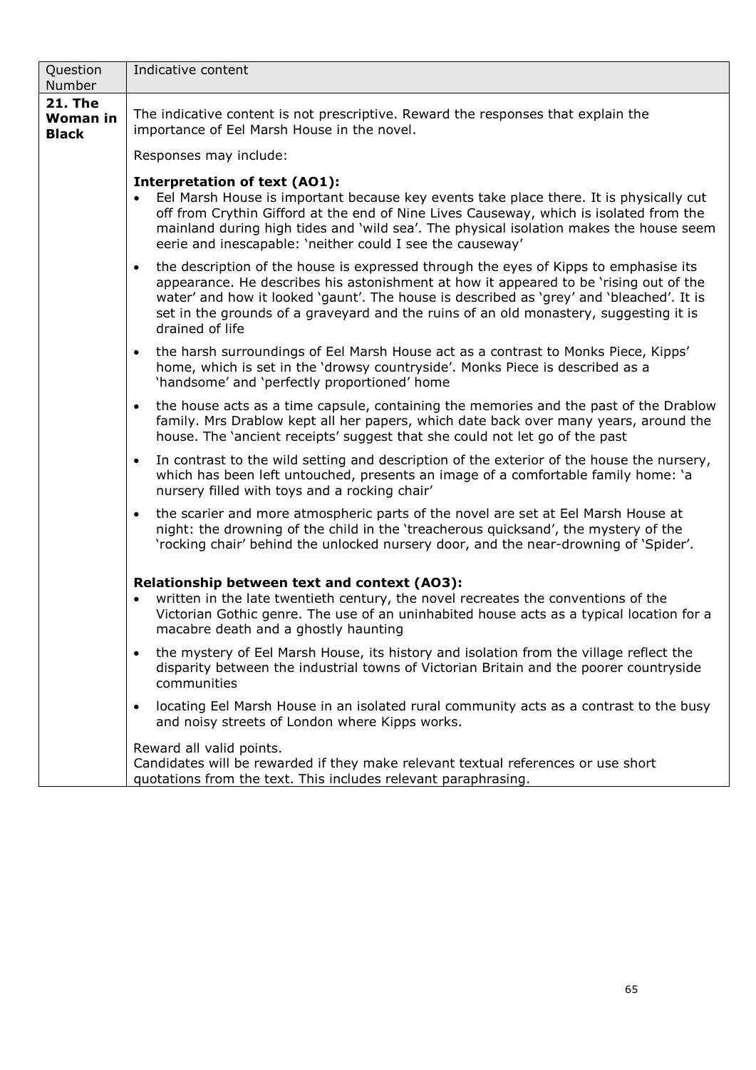| Question Number | Indicative content |
|---|---|
| **21. The Woman in Black** | The indicative content is not prescriptive. Reward the responses that explain the importance of Eel Marsh House in the novel.<br><br>Responses may include:<br><br>**Interpretation of text (AO1):**<br>• Eel Marsh House is important because key events take place there. It is physically cut off from Crythin Gifford at the end of Nine Lives Causeway, which is isolated from the mainland during high tides and 'wild sea'. The physical isolation makes the house seem eerie and inescapable: 'neither could I see the causeway'<br>• the description of the house is expressed through the eyes of Kipps to emphasise its appearance. He describes his astonishment at how it appeared to be 'rising out of the water' and how it looked 'gaunt'. The house is described as 'grey' and 'bleached'. It is set in the grounds of a graveyard and the ruins of an old monastery, suggesting it is drained of life<br>• the harsh surroundings of Eel Marsh House act as a contrast to Monks Piece, Kipps' home, which is set in the 'drowsy countryside'. Monks Piece is described as a 'handsome' and 'perfectly proportioned' home<br>• the house acts as a time capsule, containing the memories and the past of the Drablow family. Mrs Drablow kept all her papers, which date back over many years, around the house. The 'ancient receipts' suggest that she could not let go of the past<br>• In contrast to the wild setting and description of the exterior of the house the nursery, which has been left untouched, presents an image of a comfortable family home: 'a nursery filled with toys and a rocking chair'<br>• the scarier and more atmospheric parts of the novel are set at Eel Marsh House at night: the drowning of the child in the 'treacherous quicksand', the mystery of the 'rocking chair' behind the unlocked nursery door, and the near-drowning of 'Spider'.<br><br>**Relationship between text and context (AO3):**<br>• written in the late twentieth century, the novel recreates the conventions of the Victorian Gothic genre. The use of an uninhabited house acts as a typical location for a macabre death and a ghostly haunting<br>• the mystery of Eel Marsh House, its history and isolation from the village reflect the disparity between the industrial towns of Victorian Britain and the poorer countryside communities<br>• locating Eel Marsh House in an isolated rural community acts as a contrast to the busy and noisy streets of London where Kipps works.<br><br>Reward all valid points.<br>Candidates will be rewarded if they make relevant textual references or use short quotations from the text. This includes relevant paraphrasing. |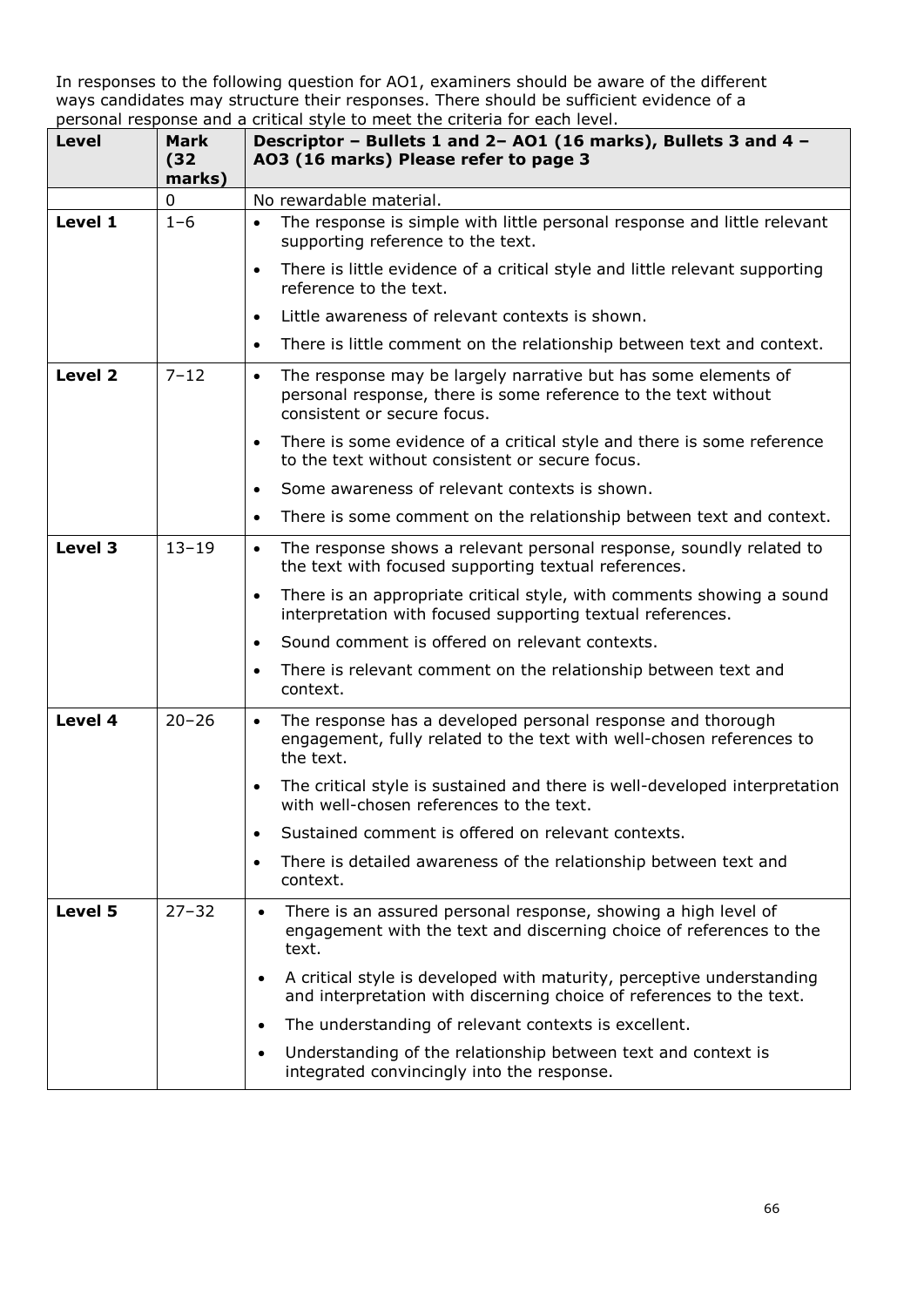In responses to the following question for AO1, examiners should be aware of the different ways candidates may structure their responses. There should be sufficient evidence of a personal response and a critical style to meet the criteria for each level.

| Level | Mark (32 marks) | Descriptor – Bullets 1 and 2– AO1 (16 marks), Bullets 3 and 4 – AO3 (16 marks) Please refer to page 3 |
|---|---|---|
| | 0 | No rewardable material. |
| **Level 1** | 1–6 | • The response is simple with little personal response and little relevant supporting reference to the text.<br>• There is little evidence of a critical style and little relevant supporting reference to the text.<br>• Little awareness of relevant contexts is shown.<br>• There is little comment on the relationship between text and context. |
| **Level 2** | 7–12 | • The response may be largely narrative but has some elements of personal response, there is some reference to the text without consistent or secure focus.<br>• There is some evidence of a critical style and there is some reference to the text without consistent or secure focus.<br>• Some awareness of relevant contexts is shown.<br>• There is some comment on the relationship between text and context. |
| **Level 3** | 13–19 | • The response shows a relevant personal response, soundly related to the text with focused supporting textual references.<br>• There is an appropriate critical style, with comments showing a sound interpretation with focused supporting textual references.<br>• Sound comment is offered on relevant contexts.<br>• There is relevant comment on the relationship between text and context. |
| **Level 4** | 20–26 | • The response has a developed personal response and thorough engagement, fully related to the text with well-chosen references to the text.<br>• The critical style is sustained and there is well-developed interpretation with well-chosen references to the text.<br>• Sustained comment is offered on relevant contexts.<br>• There is detailed awareness of the relationship between text and context. |
| **Level 5** | 27–32 | • There is an assured personal response, showing a high level of engagement with the text and discerning choice of references to the text.<br>• A critical style is developed with maturity, perceptive understanding and interpretation with discerning choice of references to the text.<br>• The understanding of relevant contexts is excellent.<br>• Understanding of the relationship between text and context is integrated convincingly into the response. |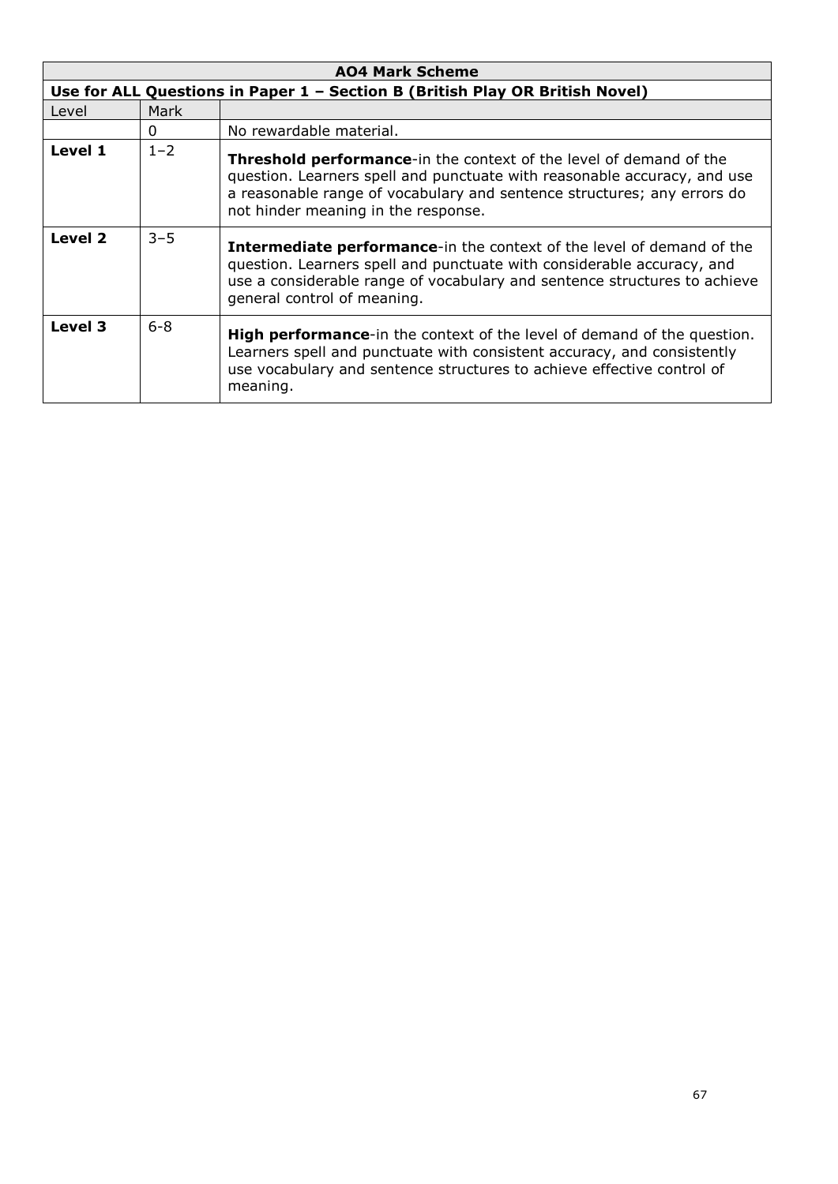| AO4 Mark Scheme | | |
|---|---|---|
| **Use for ALL Questions in Paper 1 – Section B (British Play OR British Novel)** | | |
| Level | Mark | |
| | 0 | No rewardable material. |
| **Level 1** | 1–2 | **Threshold performance**-in the context of the level of demand of the question. Learners spell and punctuate with reasonable accuracy, and use a reasonable range of vocabulary and sentence structures; any errors do not hinder meaning in the response. |
| **Level 2** | 3–5 | **Intermediate performance**-in the context of the level of demand of the question. Learners spell and punctuate with considerable accuracy, and use a considerable range of vocabulary and sentence structures to achieve general control of meaning. |
| **Level 3** | 6-8 | **High performance**-in the context of the level of demand of the question. Learners spell and punctuate with consistent accuracy, and consistently use vocabulary and sentence structures to achieve effective control of meaning. |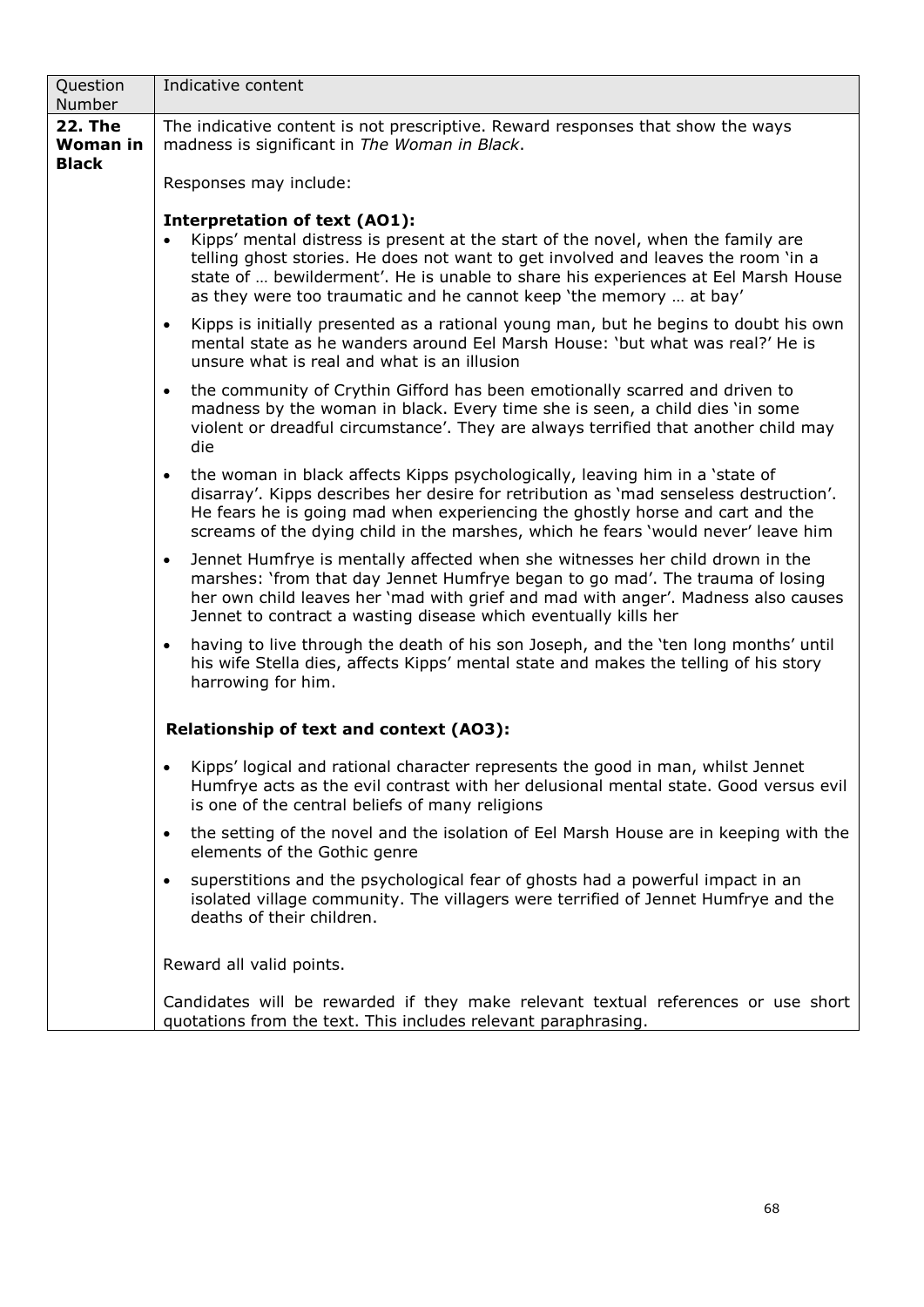| Question Number | Indicative content |
|---|---|
| **22. The Woman in Black** | The indicative content is not prescriptive. Reward responses that show the ways madness is significant in *The Woman in Black*.<br><br>Responses may include:<br><br>**Interpretation of text (AO1):**<br>• Kipps' mental distress is present at the start of the novel, when the family are telling ghost stories. He does not want to get involved and leaves the room 'in a state of … bewilderment'. He is unable to share his experiences at Eel Marsh House as they were too traumatic and he cannot keep 'the memory … at bay'<br>• Kipps is initially presented as a rational young man, but he begins to doubt his own mental state as he wanders around Eel Marsh House: 'but what was real?' He is unsure what is real and what is an illusion<br>• the community of Crythin Gifford has been emotionally scarred and driven to madness by the woman in black. Every time she is seen, a child dies 'in some violent or dreadful circumstance'. They are always terrified that another child may die<br>• the woman in black affects Kipps psychologically, leaving him in a 'state of disarray'. Kipps describes her desire for retribution as 'mad senseless destruction'. He fears he is going mad when experiencing the ghostly horse and cart and the screams of the dying child in the marshes, which he fears 'would never' leave him<br>• Jennet Humfrye is mentally affected when she witnesses her child drown in the marshes: 'from that day Jennet Humfrye began to go mad'. The trauma of losing her own child leaves her 'mad with grief and mad with anger'. Madness also causes Jennet to contract a wasting disease which eventually kills her<br>• having to live through the death of his son Joseph, and the 'ten long months' until his wife Stella dies, affects Kipps' mental state and makes the telling of his story harrowing for him.<br><br>**Relationship of text and context (AO3):**<br>• Kipps' logical and rational character represents the good in man, whilst Jennet Humfrye acts as the evil contrast with her delusional mental state. Good versus evil is one of the central beliefs of many religions<br>• the setting of the novel and the isolation of Eel Marsh House are in keeping with the elements of the Gothic genre<br>• superstitions and the psychological fear of ghosts had a powerful impact in an isolated village community. The villagers were terrified of Jennet Humfrye and the deaths of their children.<br><br>Reward all valid points.<br><br>Candidates will be rewarded if they make relevant textual references or use short quotations from the text. This includes relevant paraphrasing. |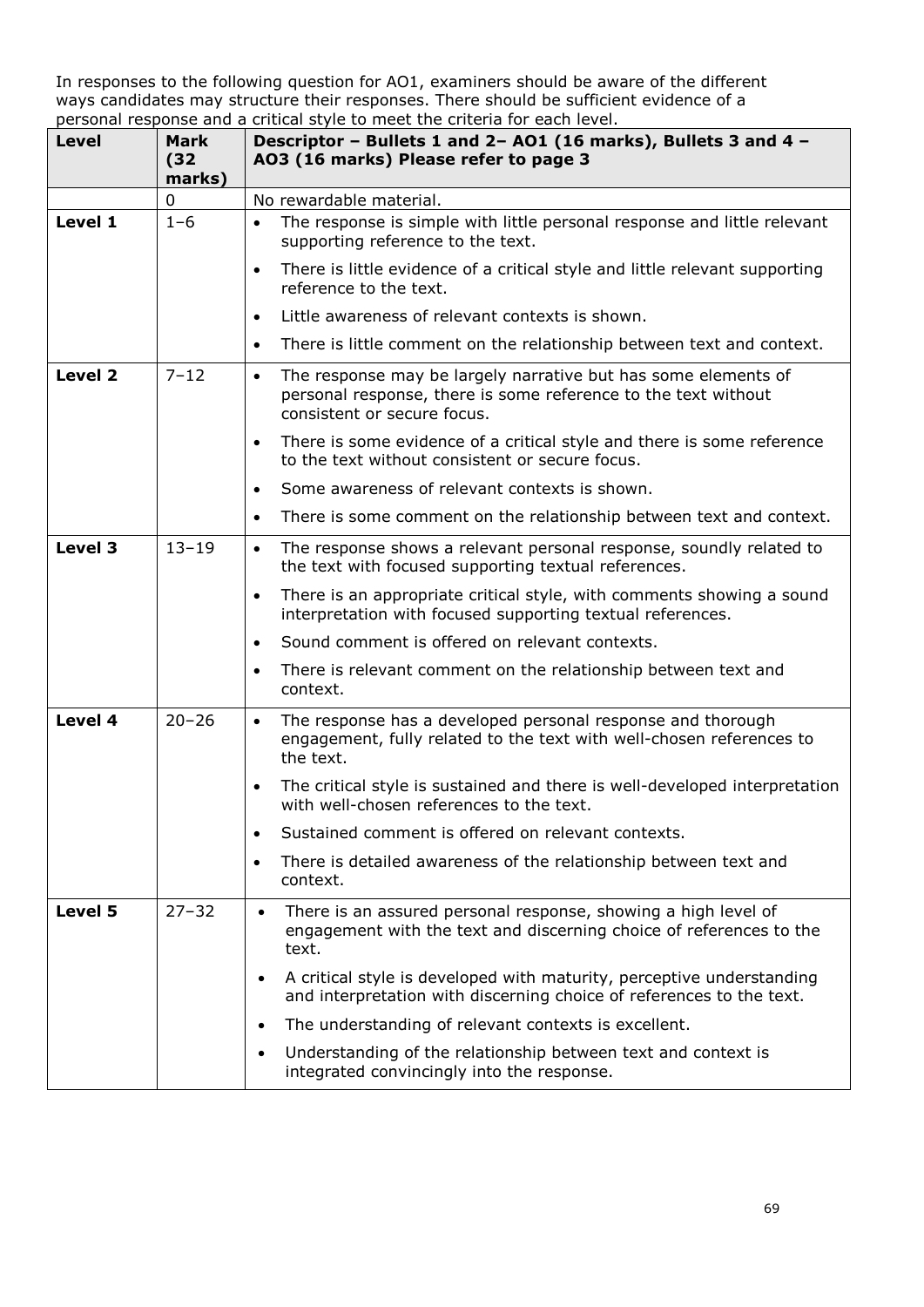In responses to the following question for AO1, examiners should be aware of the different ways candidates may structure their responses. There should be sufficient evidence of a personal response and a critical style to meet the criteria for each level.

| Level | Mark (32 marks) | Descriptor – Bullets 1 and 2– AO1 (16 marks), Bullets 3 and 4 – AO3 (16 marks) Please refer to page 3 |
|---|---|---|
| | 0 | No rewardable material. |
| **Level 1** | 1–6 | • The response is simple with little personal response and little relevant supporting reference to the text.<br>• There is little evidence of a critical style and little relevant supporting reference to the text.<br>• Little awareness of relevant contexts is shown.<br>• There is little comment on the relationship between text and context. |
| **Level 2** | 7–12 | • The response may be largely narrative but has some elements of personal response, there is some reference to the text without consistent or secure focus.<br>• There is some evidence of a critical style and there is some reference to the text without consistent or secure focus.<br>• Some awareness of relevant contexts is shown.<br>• There is some comment on the relationship between text and context. |
| **Level 3** | 13–19 | • The response shows a relevant personal response, soundly related to the text with focused supporting textual references.<br>• There is an appropriate critical style, with comments showing a sound interpretation with focused supporting textual references.<br>• Sound comment is offered on relevant contexts.<br>• There is relevant comment on the relationship between text and context. |
| **Level 4** | 20–26 | • The response has a developed personal response and thorough engagement, fully related to the text with well-chosen references to the text.<br>• The critical style is sustained and there is well-developed interpretation with well-chosen references to the text.<br>• Sustained comment is offered on relevant contexts.<br>• There is detailed awareness of the relationship between text and context. |
| **Level 5** | 27–32 | • There is an assured personal response, showing a high level of engagement with the text and discerning choice of references to the text.<br>• A critical style is developed with maturity, perceptive understanding and interpretation with discerning choice of references to the text.<br>• The understanding of relevant contexts is excellent.<br>• Understanding of the relationship between text and context is integrated convincingly into the response. |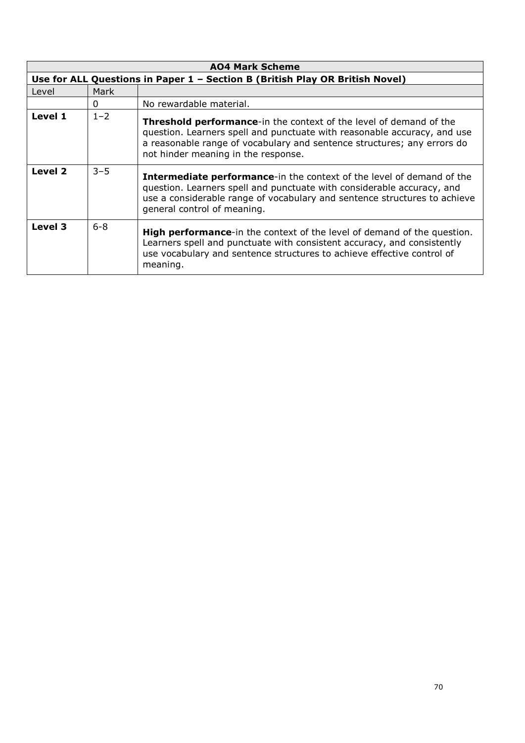| AO4 Mark Scheme | | |
|---|---|---|
| **Use for ALL Questions in Paper 1 – Section B (British Play OR British Novel)** | | |
| Level | Mark | |
| | 0 | No rewardable material. |
| **Level 1** | 1–2 | **Threshold performance**-in the context of the level of demand of the question. Learners spell and punctuate with reasonable accuracy, and use a reasonable range of vocabulary and sentence structures; any errors do not hinder meaning in the response. |
| **Level 2** | 3–5 | **Intermediate performance**-in the context of the level of demand of the question. Learners spell and punctuate with considerable accuracy, and use a considerable range of vocabulary and sentence structures to achieve general control of meaning. |
| **Level 3** | 6-8 | **High performance**-in the context of the level of demand of the question. Learners spell and punctuate with consistent accuracy, and consistently use vocabulary and sentence structures to achieve effective control of meaning. |